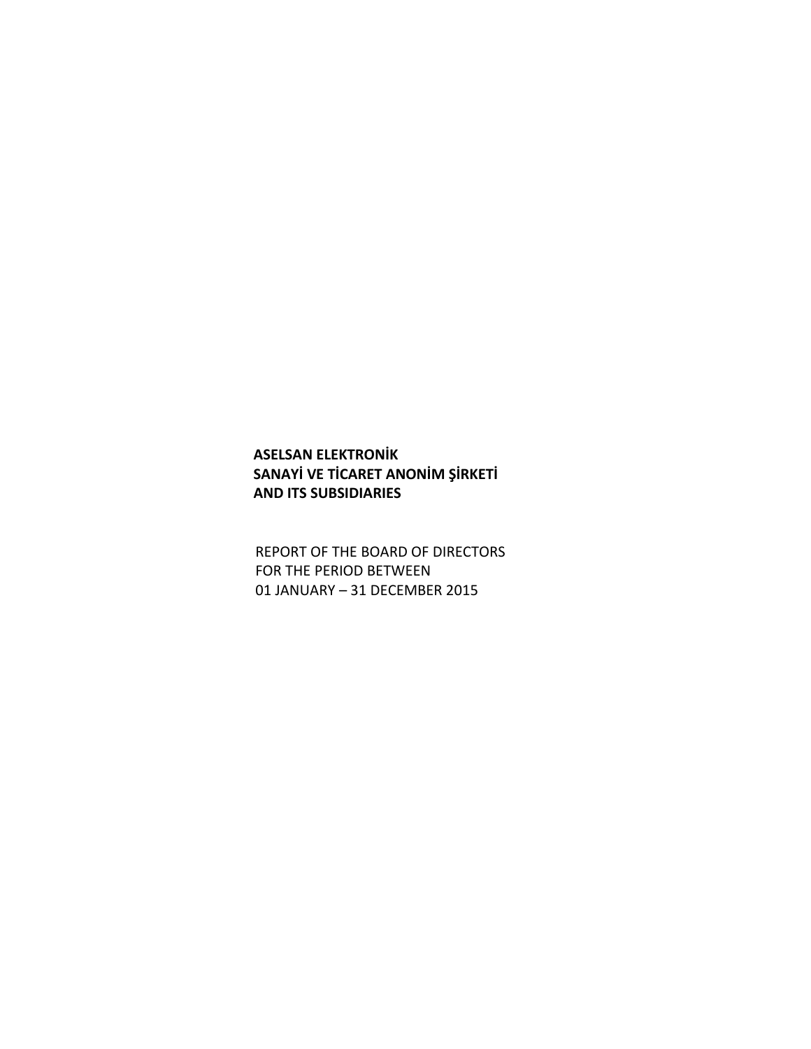**ASELSAN ELEKTRONİK**
**SANAYİ VE TİCARET ANONİM ŞİRKETİ**
**AND ITS SUBSIDIARIES**

REPORT OF THE BOARD OF DIRECTORS
FOR THE PERIOD BETWEEN
01 JANUARY – 31 DECEMBER 2015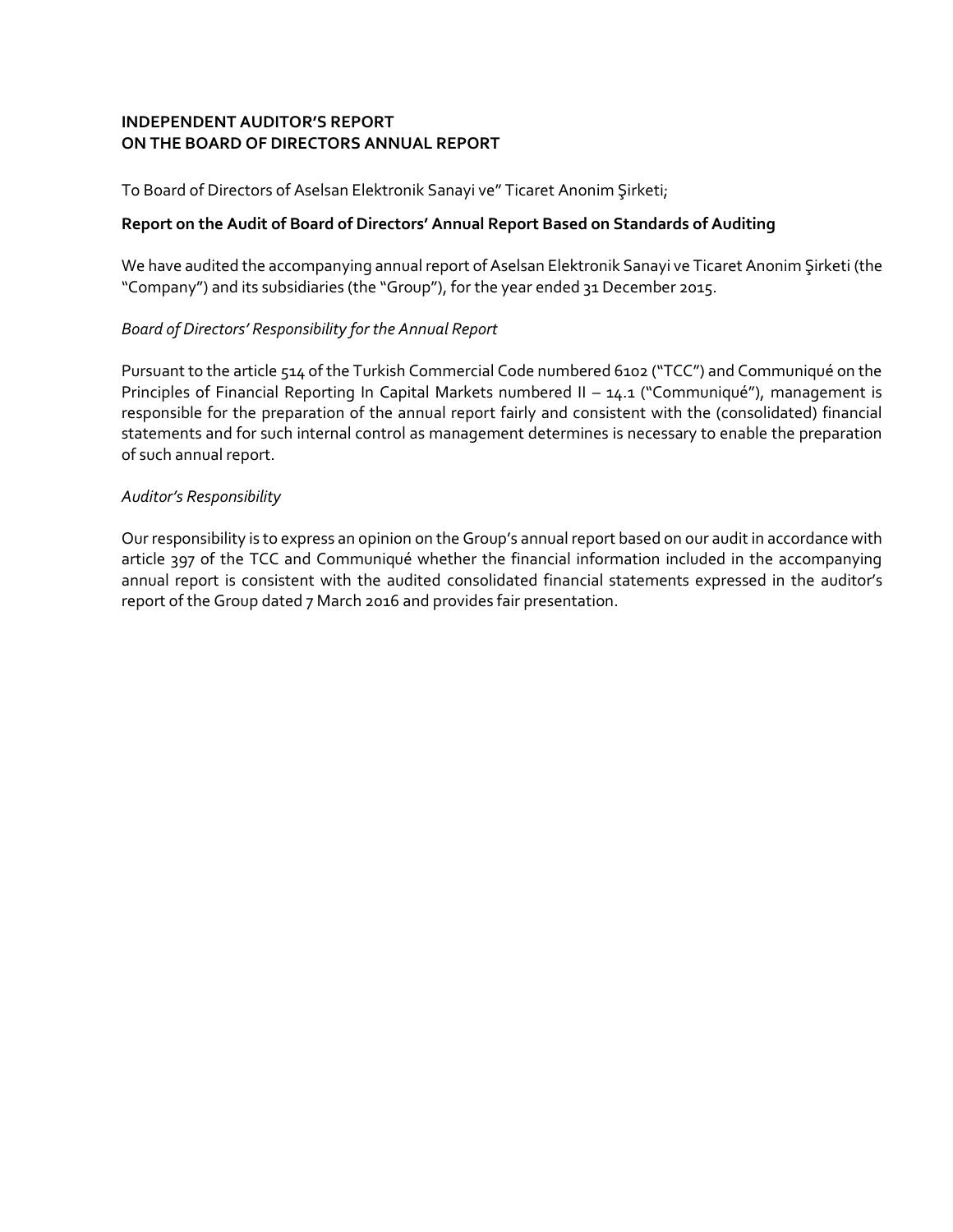**INDEPENDENT AUDITOR'S REPORT**
**ON THE BOARD OF DIRECTORS ANNUAL REPORT**

To Board of Directors of Aselsan Elektronik Sanayi ve" Ticaret Anonim Şirketi;

**Report on the Audit of Board of Directors' Annual Report Based on Standards of Auditing**

We have audited the accompanying annual report of Aselsan Elektronik Sanayi ve Ticaret Anonim Şirketi (the "Company") and its subsidiaries (the "Group"), for the year ended 31 December 2015.

*Board of Directors' Responsibility for the Annual Report*

Pursuant to the article 514 of the Turkish Commercial Code numbered 6102 ("TCC") and Communiqué on the Principles of Financial Reporting In Capital Markets numbered II – 14.1 ("Communiqué"), management is responsible for the preparation of the annual report fairly and consistent with the (consolidated) financial statements and for such internal control as management determines is necessary to enable the preparation of such annual report.

*Auditor's Responsibility*

Our responsibility is to express an opinion on the Group's annual report based on our audit in accordance with article 397 of the TCC and Communiqué whether the financial information included in the accompanying annual report is consistent with the audited consolidated financial statements expressed in the auditor's report of the Group dated 7 March 2016 and provides fair presentation.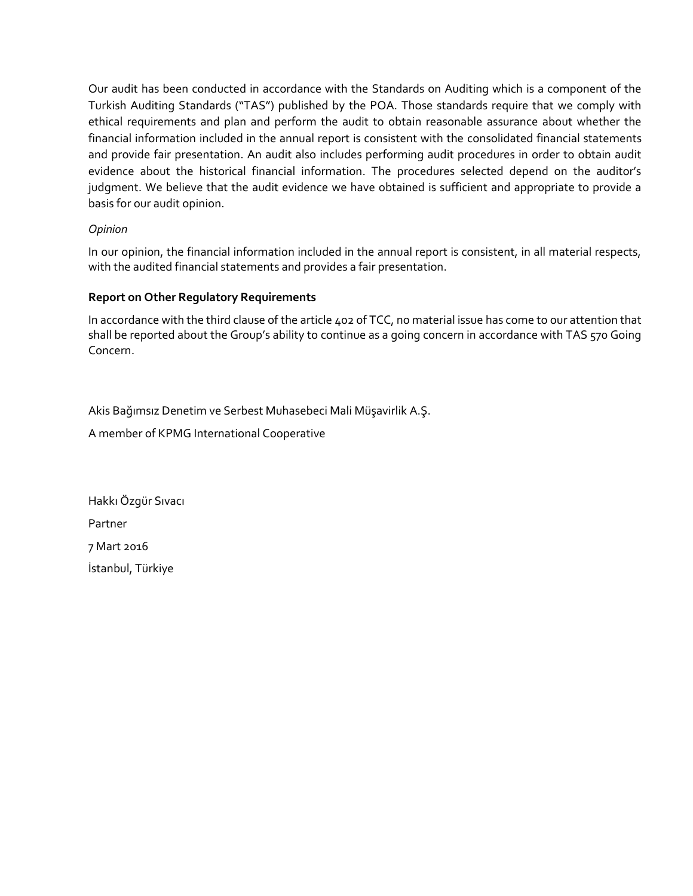Our audit has been conducted in accordance with the Standards on Auditing which is a component of the Turkish Auditing Standards ("TAS") published by the POA. Those standards require that we comply with ethical requirements and plan and perform the audit to obtain reasonable assurance about whether the financial information included in the annual report is consistent with the consolidated financial statements and provide fair presentation. An audit also includes performing audit procedures in order to obtain audit evidence about the historical financial information. The procedures selected depend on the auditor's judgment. We believe that the audit evidence we have obtained is sufficient and appropriate to provide a basis for our audit opinion.

*Opinion*

In our opinion, the financial information included in the annual report is consistent, in all material respects, with the audited financial statements and provides a fair presentation.

**Report on Other Regulatory Requirements**

In accordance with the third clause of the article 402 of TCC, no material issue has come to our attention that shall be reported about the Group's ability to continue as a going concern in accordance with TAS 570 Going Concern.

Akis Bağımsız Denetim ve Serbest Muhasebeci Mali Müşavirlik A.Ş.

A member of KPMG International Cooperative

Hakkı Özgür Sıvacı

Partner

7 Mart 2016

İstanbul, Türkiye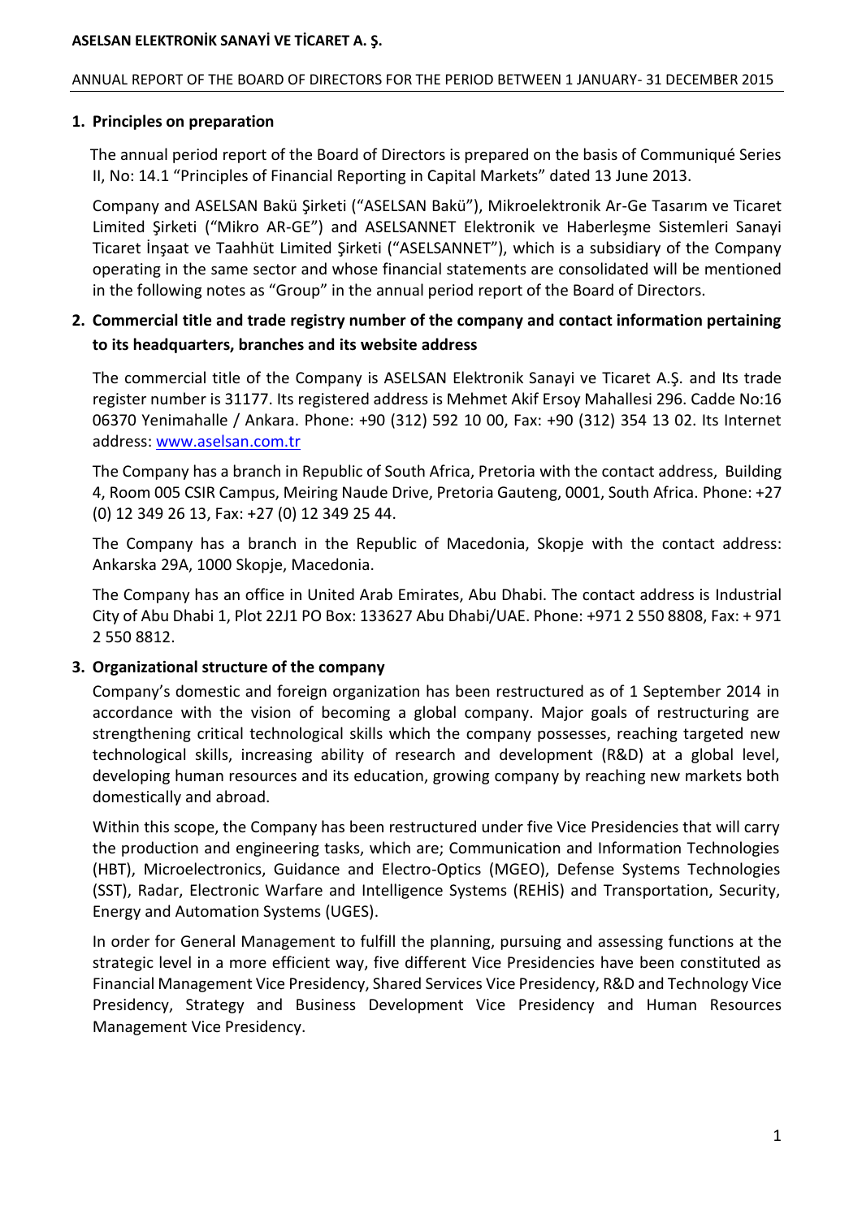## 1. Principles on preparation

The annual period report of the Board of Directors is prepared on the basis of Communiqué Series II, No: 14.1 "Principles of Financial Reporting in Capital Markets" dated 13 June 2013.

Company and ASELSAN Bakü Şirketi ("ASELSAN Bakü"), Mikroelektronik Ar-Ge Tasarım ve Ticaret Limited Şirketi ("Mikro AR-GE") and ASELSANNET Elektronik ve Haberleşme Sistemleri Sanayi Ticaret İnşaat ve Taahhüt Limited Şirketi ("ASELSANNET"), which is a subsidiary of the Company operating in the same sector and whose financial statements are consolidated will be mentioned in the following notes as "Group" in the annual period report of the Board of Directors.

## 2. Commercial title and trade registry number of the company and contact information pertaining to its headquarters, branches and its website address

The commercial title of the Company is ASELSAN Elektronik Sanayi ve Ticaret A.Ş. and Its trade register number is 31177. Its registered address is Mehmet Akif Ersoy Mahallesi 296. Cadde No:16 06370 Yenimahalle / Ankara. Phone: +90 (312) 592 10 00, Fax: +90 (312) 354 13 02. Its Internet address: www.aselsan.com.tr

The Company has a branch in Republic of South Africa, Pretoria with the contact address, Building 4, Room 005 CSIR Campus, Meiring Naude Drive, Pretoria Gauteng, 0001, South Africa. Phone: +27 (0) 12 349 26 13, Fax: +27 (0) 12 349 25 44.

The Company has a branch in the Republic of Macedonia, Skopje with the contact address: Ankarska 29A, 1000 Skopje, Macedonia.

The Company has an office in United Arab Emirates, Abu Dhabi. The contact address is Industrial City of Abu Dhabi 1, Plot 22J1 PO Box: 133627 Abu Dhabi/UAE. Phone: +971 2 550 8808, Fax: + 971 2 550 8812.

## 3. Organizational structure of the company

Company's domestic and foreign organization has been restructured as of 1 September 2014 in accordance with the vision of becoming a global company. Major goals of restructuring are strengthening critical technological skills which the company possesses, reaching targeted new technological skills, increasing ability of research and development (R&D) at a global level, developing human resources and its education, growing company by reaching new markets both domestically and abroad.

Within this scope, the Company has been restructured under five Vice Presidencies that will carry the production and engineering tasks, which are; Communication and Information Technologies (HBT), Microelectronics, Guidance and Electro-Optics (MGEO), Defense Systems Technologies (SST), Radar, Electronic Warfare and Intelligence Systems (REHİS) and Transportation, Security, Energy and Automation Systems (UGES).

In order for General Management to fulfill the planning, pursuing and assessing functions at the strategic level in a more efficient way, five different Vice Presidencies have been constituted as Financial Management Vice Presidency, Shared Services Vice Presidency, R&D and Technology Vice Presidency, Strategy and Business Development Vice Presidency and Human Resources Management Vice Presidency.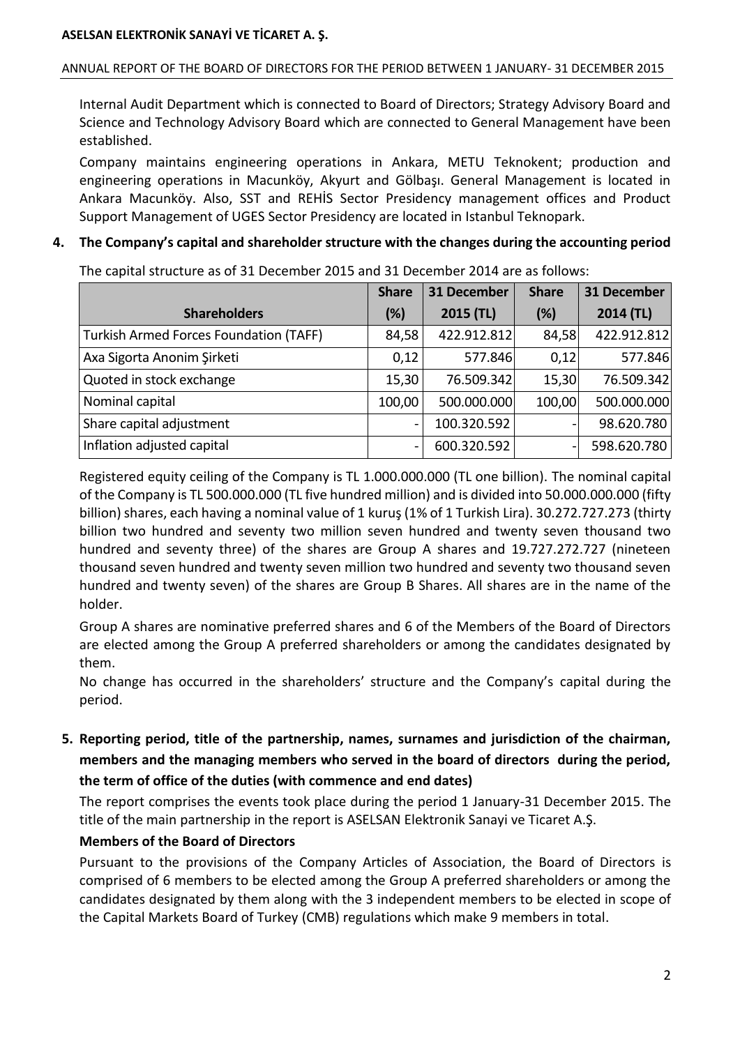Internal Audit Department which is connected to Board of Directors; Strategy Advisory Board and Science and Technology Advisory Board which are connected to General Management have been established.

Company maintains engineering operations in Ankara, METU Teknokent; production and engineering operations in Macunköy, Akyurt and Gölbaşı. General Management is located in Ankara Macunköy. Also, SST and REHİS Sector Presidency management offices and Product Support Management of UGES Sector Presidency are located in Istanbul Teknopark.

## 4. The Company's capital and shareholder structure with the changes during the accounting period

The capital structure as of 31 December 2015 and 31 December 2014 are as follows:

| Shareholders | Share (%) | 31 December 2015 (TL) | Share (%) | 31 December 2014 (TL) |
|---|---|---|---|---|
| Turkish Armed Forces Foundation (TAFF) | 84,58 | 422.912.812 | 84,58 | 422.912.812 |
| Axa Sigorta Anonim Şirketi | 0,12 | 577.846 | 0,12 | 577.846 |
| Quoted in stock exchange | 15,30 | 76.509.342 | 15,30 | 76.509.342 |
| Nominal capital | 100,00 | 500.000.000 | 100,00 | 500.000.000 |
| Share capital adjustment | - | 100.320.592 | - | 98.620.780 |
| Inflation adjusted capital | - | 600.320.592 | - | 598.620.780 |

Registered equity ceiling of the Company is TL 1.000.000.000 (TL one billion). The nominal capital of the Company is TL 500.000.000 (TL five hundred million) and is divided into 50.000.000.000 (fifty billion) shares, each having a nominal value of 1 kuruş (1% of 1 Turkish Lira). 30.272.727.273 (thirty billion two hundred and seventy two million seven hundred and twenty seven thousand two hundred and seventy three) of the shares are Group A shares and 19.727.272.727 (nineteen thousand seven hundred and twenty seven million two hundred and seventy two thousand seven hundred and twenty seven) of the shares are Group B Shares. All shares are in the name of the holder.

Group A shares are nominative preferred shares and 6 of the Members of the Board of Directors are elected among the Group A preferred shareholders or among the candidates designated by them.

No change has occurred in the shareholders' structure and the Company's capital during the period.

## 5. Reporting period, title of the partnership, names, surnames and jurisdiction of the chairman, members and the managing members who served in the board of directors during the period, the term of office of the duties (with commence and end dates)

The report comprises the events took place during the period 1 January-31 December 2015. The title of the main partnership in the report is ASELSAN Elektronik Sanayi ve Ticaret A.Ş.

### Members of the Board of Directors

Pursuant to the provisions of the Company Articles of Association, the Board of Directors is comprised of 6 members to be elected among the Group A preferred shareholders or among the candidates designated by them along with the 3 independent members to be elected in scope of the Capital Markets Board of Turkey (CMB) regulations which make 9 members in total.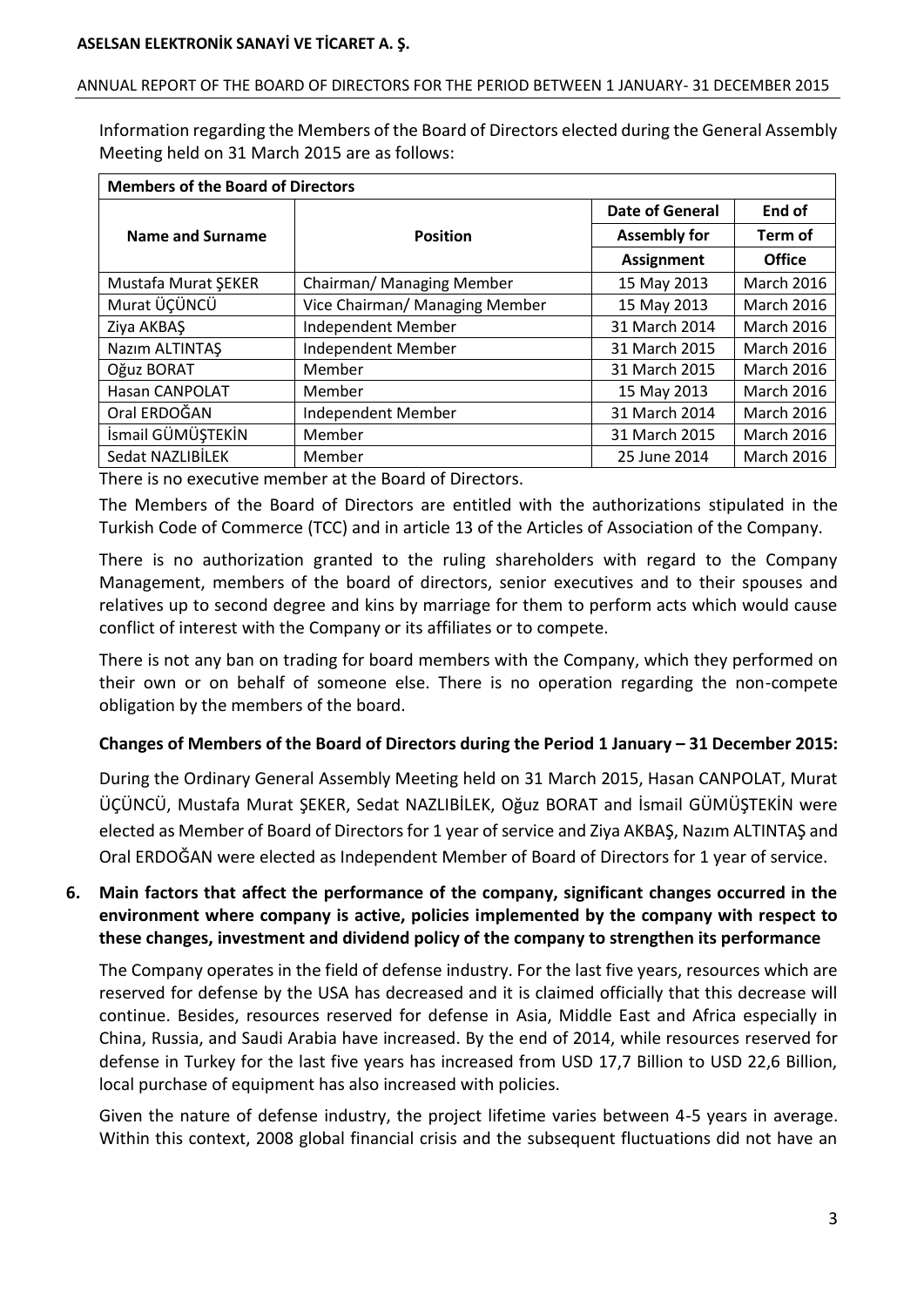Information regarding the Members of the Board of Directors elected during the General Assembly Meeting held on 31 March 2015 are as follows:

| Members of the Board of Directors | | | |
|---|---|---|---|
| Name and Surname | Position | Date of General Assembly for Assignment | End of Term of Office |
| Mustafa Murat ŞEKER | Chairman/ Managing Member | 15 May 2013 | March 2016 |
| Murat ÜÇÜNCÜ | Vice Chairman/ Managing Member | 15 May 2013 | March 2016 |
| Ziya AKBAŞ | Independent Member | 31 March 2014 | March 2016 |
| Nazım ALTINTAŞ | Independent Member | 31 March 2015 | March 2016 |
| Oğuz BORAT | Member | 31 March 2015 | March 2016 |
| Hasan CANPOLAT | Member | 15 May 2013 | March 2016 |
| Oral ERDOĞAN | Independent Member | 31 March 2014 | March 2016 |
| İsmail GÜMÜŞTEKİN | Member | 31 March 2015 | March 2016 |
| Sedat NAZLIBİLEK | Member | 25 June 2014 | March 2016 |

There is no executive member at the Board of Directors.

The Members of the Board of Directors are entitled with the authorizations stipulated in the Turkish Code of Commerce (TCC) and in article 13 of the Articles of Association of the Company.

There is no authorization granted to the ruling shareholders with regard to the Company Management, members of the board of directors, senior executives and to their spouses and relatives up to second degree and kins by marriage for them to perform acts which would cause conflict of interest with the Company or its affiliates or to compete.

There is not any ban on trading for board members with the Company, which they performed on their own or on behalf of someone else. There is no operation regarding the non-compete obligation by the members of the board.

**Changes of Members of the Board of Directors during the Period 1 January – 31 December 2015:**

During the Ordinary General Assembly Meeting held on 31 March 2015, Hasan CANPOLAT, Murat ÜÇÜNCÜ, Mustafa Murat ŞEKER, Sedat NAZLIBİLEK, Oğuz BORAT and İsmail GÜMÜŞTEKİN were elected as Member of Board of Directors for 1 year of service and Ziya AKBAŞ, Nazım ALTINTAŞ and Oral ERDOĞAN were elected as Independent Member of Board of Directors for 1 year of service.

**6. Main factors that affect the performance of the company, significant changes occurred in the environment where company is active, policies implemented by the company with respect to these changes, investment and dividend policy of the company to strengthen its performance**

The Company operates in the field of defense industry. For the last five years, resources which are reserved for defense by the USA has decreased and it is claimed officially that this decrease will continue. Besides, resources reserved for defense in Asia, Middle East and Africa especially in China, Russia, and Saudi Arabia have increased. By the end of 2014, while resources reserved for defense in Turkey for the last five years has increased from USD 17,7 Billion to USD 22,6 Billion, local purchase of equipment has also increased with policies.

Given the nature of defense industry, the project lifetime varies between 4-5 years in average. Within this context, 2008 global financial crisis and the subsequent fluctuations did not have an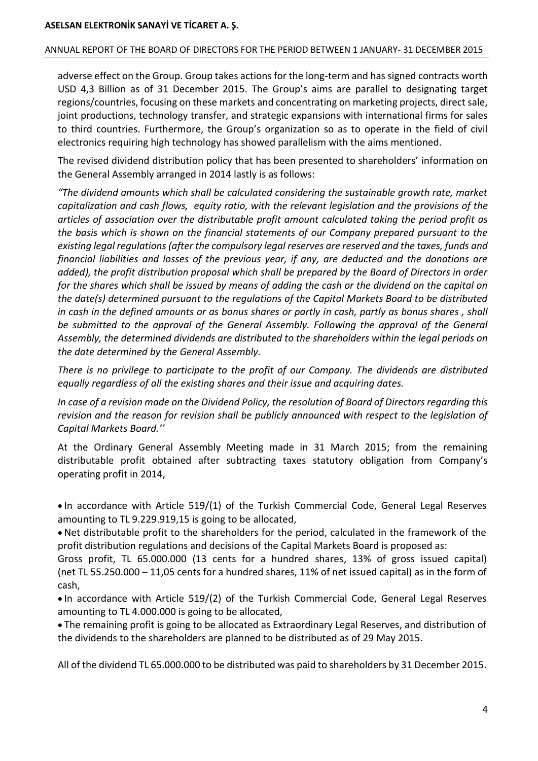adverse effect on the Group. Group takes actions for the long-term and has signed contracts worth USD 4,3 Billion as of 31 December 2015. The Group's aims are parallel to designating target regions/countries, focusing on these markets and concentrating on marketing projects, direct sale, joint productions, technology transfer, and strategic expansions with international firms for sales to third countries. Furthermore, the Group's organization so as to operate in the field of civil electronics requiring high technology has showed parallelism with the aims mentioned.

The revised dividend distribution policy that has been presented to shareholders' information on the General Assembly arranged in 2014 lastly is as follows:

*"The dividend amounts which shall be calculated considering the sustainable growth rate, market capitalization and cash flows, equity ratio, with the relevant legislation and the provisions of the articles of association over the distributable profit amount calculated taking the period profit as the basis which is shown on the financial statements of our Company prepared pursuant to the existing legal regulations (after the compulsory legal reserves are reserved and the taxes, funds and financial liabilities and losses of the previous year, if any, are deducted and the donations are added), the profit distribution proposal which shall be prepared by the Board of Directors in order for the shares which shall be issued by means of adding the cash or the dividend on the capital on the date(s) determined pursuant to the regulations of the Capital Markets Board to be distributed in cash in the defined amounts or as bonus shares or partly in cash, partly as bonus shares , shall be submitted to the approval of the General Assembly. Following the approval of the General Assembly, the determined dividends are distributed to the shareholders within the legal periods on the date determined by the General Assembly.*

*There is no privilege to participate to the profit of our Company. The dividends are distributed equally regardless of all the existing shares and their issue and acquiring dates.*

*In case of a revision made on the Dividend Policy, the resolution of Board of Directors regarding this revision and the reason for revision shall be publicly announced with respect to the legislation of Capital Markets Board.''*

At the Ordinary General Assembly Meeting made in 31 March 2015; from the remaining distributable profit obtained after subtracting taxes statutory obligation from Company's operating profit in 2014,

- In accordance with Article 519/(1) of the Turkish Commercial Code, General Legal Reserves amounting to TL 9.229.919,15 is going to be allocated,
- Net distributable profit to the shareholders for the period, calculated in the framework of the profit distribution regulations and decisions of the Capital Markets Board is proposed as: Gross profit, TL 65.000.000 (13 cents for a hundred shares, 13% of gross issued capital) (net TL 55.250.000 – 11,05 cents for a hundred shares, 11% of net issued capital) as in the form of cash,
- In accordance with Article 519/(2) of the Turkish Commercial Code, General Legal Reserves amounting to TL 4.000.000 is going to be allocated,
- The remaining profit is going to be allocated as Extraordinary Legal Reserves, and distribution of the dividends to the shareholders are planned to be distributed as of 29 May 2015.

All of the dividend TL 65.000.000 to be distributed was paid to shareholders by 31 December 2015.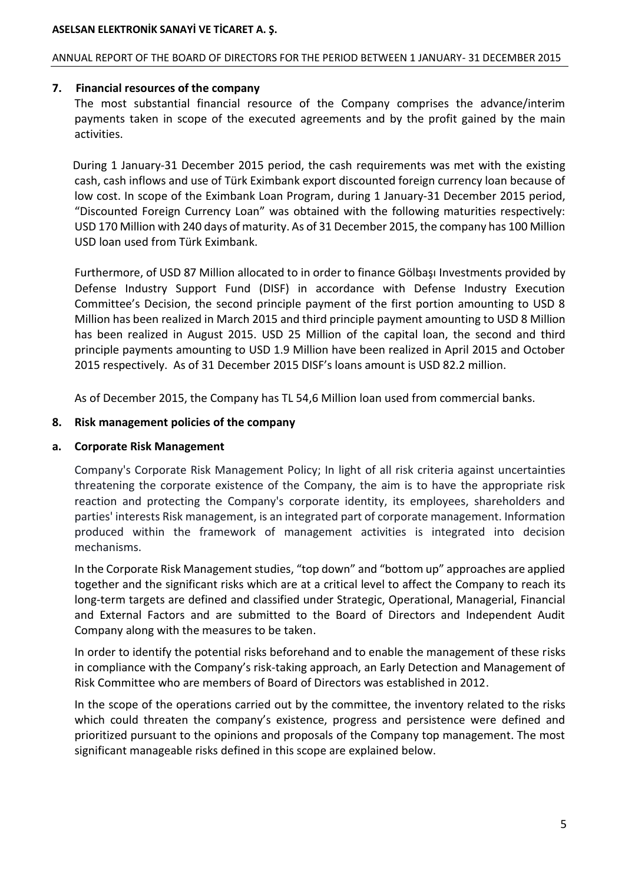## 7. Financial resources of the company

The most substantial financial resource of the Company comprises the advance/interim payments taken in scope of the executed agreements and by the profit gained by the main activities.

During 1 January-31 December 2015 period, the cash requirements was met with the existing cash, cash inflows and use of Türk Eximbank export discounted foreign currency loan because of low cost. In scope of the Eximbank Loan Program, during 1 January-31 December 2015 period, "Discounted Foreign Currency Loan" was obtained with the following maturities respectively: USD 170 Million with 240 days of maturity. As of 31 December 2015, the company has 100 Million USD loan used from Türk Eximbank.

Furthermore, of USD 87 Million allocated to in order to finance Gölbaşı Investments provided by Defense Industry Support Fund (DISF) in accordance with Defense Industry Execution Committee's Decision, the second principle payment of the first portion amounting to USD 8 Million has been realized in March 2015 and third principle payment amounting to USD 8 Million has been realized in August 2015. USD 25 Million of the capital loan, the second and third principle payments amounting to USD 1.9 Million have been realized in April 2015 and October 2015 respectively. As of 31 December 2015 DISF's loans amount is USD 82.2 million.

As of December 2015, the Company has TL 54,6 Million loan used from commercial banks.

## 8. Risk management policies of the company

### a. Corporate Risk Management

Company's Corporate Risk Management Policy; In light of all risk criteria against uncertainties threatening the corporate existence of the Company, the aim is to have the appropriate risk reaction and protecting the Company's corporate identity, its employees, shareholders and parties' interests Risk management, is an integrated part of corporate management. Information produced within the framework of management activities is integrated into decision mechanisms.

In the Corporate Risk Management studies, "top down" and "bottom up" approaches are applied together and the significant risks which are at a critical level to affect the Company to reach its long-term targets are defined and classified under Strategic, Operational, Managerial, Financial and External Factors and are submitted to the Board of Directors and Independent Audit Company along with the measures to be taken.

In order to identify the potential risks beforehand and to enable the management of these risks in compliance with the Company's risk-taking approach, an Early Detection and Management of Risk Committee who are members of Board of Directors was established in 2012.

In the scope of the operations carried out by the committee, the inventory related to the risks which could threaten the company's existence, progress and persistence were defined and prioritized pursuant to the opinions and proposals of the Company top management. The most significant manageable risks defined in this scope are explained below.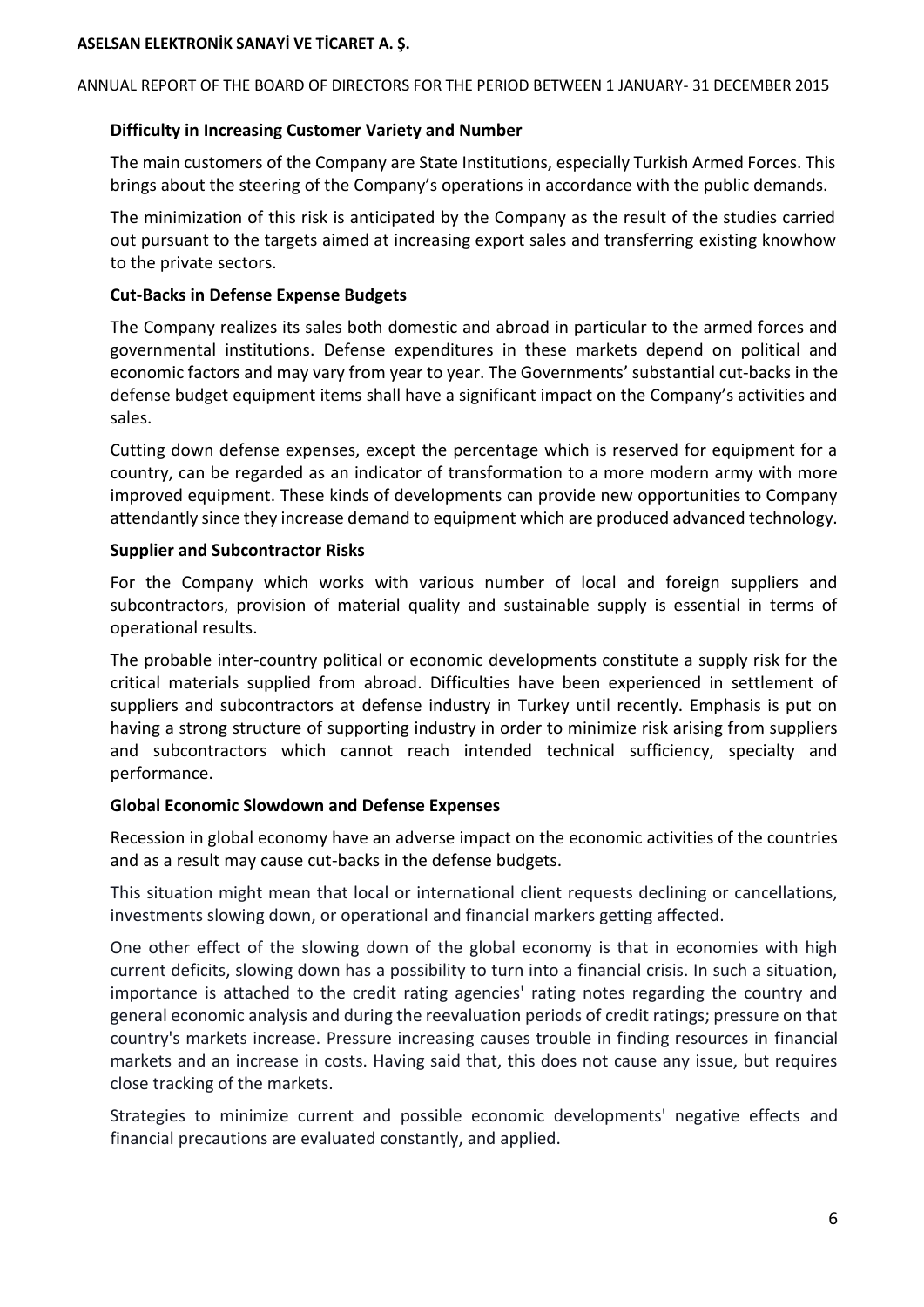### Difficulty in Increasing Customer Variety and Number

The main customers of the Company are State Institutions, especially Turkish Armed Forces. This brings about the steering of the Company's operations in accordance with the public demands.

The minimization of this risk is anticipated by the Company as the result of the studies carried out pursuant to the targets aimed at increasing export sales and transferring existing knowhow to the private sectors.

### Cut-Backs in Defense Expense Budgets

The Company realizes its sales both domestic and abroad in particular to the armed forces and governmental institutions. Defense expenditures in these markets depend on political and economic factors and may vary from year to year. The Governments' substantial cut-backs in the defense budget equipment items shall have a significant impact on the Company's activities and sales.

Cutting down defense expenses, except the percentage which is reserved for equipment for a country, can be regarded as an indicator of transformation to a more modern army with more improved equipment. These kinds of developments can provide new opportunities to Company attendantly since they increase demand to equipment which are produced advanced technology.

### Supplier and Subcontractor Risks

For the Company which works with various number of local and foreign suppliers and subcontractors, provision of material quality and sustainable supply is essential in terms of operational results.

The probable inter-country political or economic developments constitute a supply risk for the critical materials supplied from abroad. Difficulties have been experienced in settlement of suppliers and subcontractors at defense industry in Turkey until recently. Emphasis is put on having a strong structure of supporting industry in order to minimize risk arising from suppliers and subcontractors which cannot reach intended technical sufficiency, specialty and performance.

### Global Economic Slowdown and Defense Expenses

Recession in global economy have an adverse impact on the economic activities of the countries and as a result may cause cut-backs in the defense budgets.

This situation might mean that local or international client requests declining or cancellations, investments slowing down, or operational and financial markers getting affected.

One other effect of the slowing down of the global economy is that in economies with high current deficits, slowing down has a possibility to turn into a financial crisis. In such a situation, importance is attached to the credit rating agencies' rating notes regarding the country and general economic analysis and during the reevaluation periods of credit ratings; pressure on that country's markets increase. Pressure increasing causes trouble in finding resources in financial markets and an increase in costs. Having said that, this does not cause any issue, but requires close tracking of the markets.

Strategies to minimize current and possible economic developments' negative effects and financial precautions are evaluated constantly, and applied.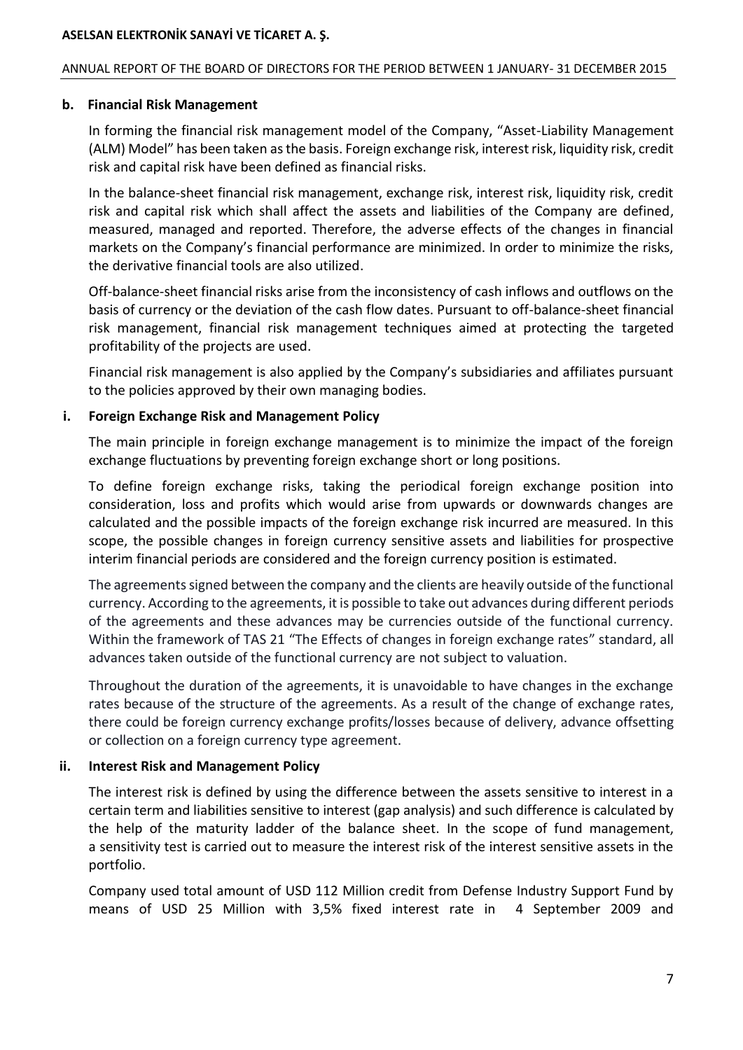### b. Financial Risk Management

In forming the financial risk management model of the Company, "Asset-Liability Management (ALM) Model" has been taken as the basis. Foreign exchange risk, interest risk, liquidity risk, credit risk and capital risk have been defined as financial risks.

In the balance-sheet financial risk management, exchange risk, interest risk, liquidity risk, credit risk and capital risk which shall affect the assets and liabilities of the Company are defined, measured, managed and reported. Therefore, the adverse effects of the changes in financial markets on the Company's financial performance are minimized. In order to minimize the risks, the derivative financial tools are also utilized.

Off-balance-sheet financial risks arise from the inconsistency of cash inflows and outflows on the basis of currency or the deviation of the cash flow dates. Pursuant to off-balance-sheet financial risk management, financial risk management techniques aimed at protecting the targeted profitability of the projects are used.

Financial risk management is also applied by the Company's subsidiaries and affiliates pursuant to the policies approved by their own managing bodies.

#### i. Foreign Exchange Risk and Management Policy

The main principle in foreign exchange management is to minimize the impact of the foreign exchange fluctuations by preventing foreign exchange short or long positions.

To define foreign exchange risks, taking the periodical foreign exchange position into consideration, loss and profits which would arise from upwards or downwards changes are calculated and the possible impacts of the foreign exchange risk incurred are measured. In this scope, the possible changes in foreign currency sensitive assets and liabilities for prospective interim financial periods are considered and the foreign currency position is estimated.

The agreements signed between the company and the clients are heavily outside of the functional currency. According to the agreements, it is possible to take out advances during different periods of the agreements and these advances may be currencies outside of the functional currency. Within the framework of TAS 21 "The Effects of changes in foreign exchange rates" standard, all advances taken outside of the functional currency are not subject to valuation.

Throughout the duration of the agreements, it is unavoidable to have changes in the exchange rates because of the structure of the agreements. As a result of the change of exchange rates, there could be foreign currency exchange profits/losses because of delivery, advance offsetting or collection on a foreign currency type agreement.

#### ii. Interest Risk and Management Policy

The interest risk is defined by using the difference between the assets sensitive to interest in a certain term and liabilities sensitive to interest (gap analysis) and such difference is calculated by the help of the maturity ladder of the balance sheet. In the scope of fund management, a sensitivity test is carried out to measure the interest risk of the interest sensitive assets in the portfolio.

Company used total amount of USD 112 Million credit from Defense Industry Support Fund by means of USD 25 Million with 3,5% fixed interest rate in 4 September 2009 and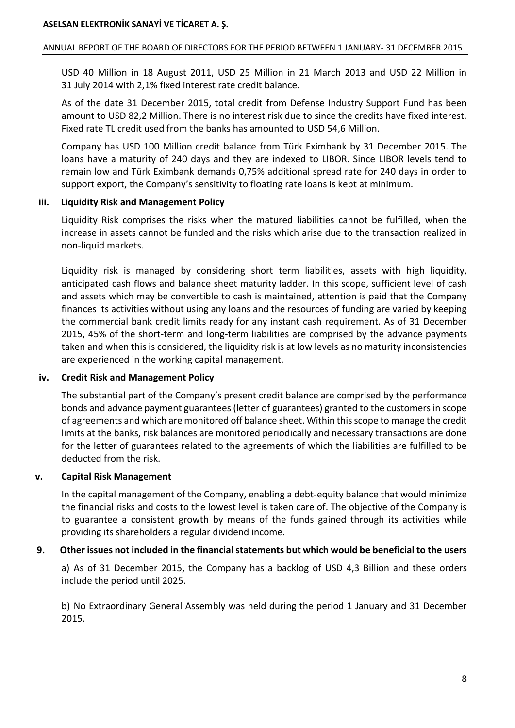USD 40 Million in 18 August 2011, USD 25 Million in 21 March 2013 and USD 22 Million in 31 July 2014 with 2,1% fixed interest rate credit balance.

As of the date 31 December 2015, total credit from Defense Industry Support Fund has been amount to USD 82,2 Million. There is no interest risk due to since the credits have fixed interest. Fixed rate TL credit used from the banks has amounted to USD 54,6 Million.

Company has USD 100 Million credit balance from Türk Eximbank by 31 December 2015. The loans have a maturity of 240 days and they are indexed to LIBOR. Since LIBOR levels tend to remain low and Türk Eximbank demands 0,75% additional spread rate for 240 days in order to support export, the Company's sensitivity to floating rate loans is kept at minimum.

### iii. Liquidity Risk and Management Policy

Liquidity Risk comprises the risks when the matured liabilities cannot be fulfilled, when the increase in assets cannot be funded and the risks which arise due to the transaction realized in non-liquid markets.

Liquidity risk is managed by considering short term liabilities, assets with high liquidity, anticipated cash flows and balance sheet maturity ladder. In this scope, sufficient level of cash and assets which may be convertible to cash is maintained, attention is paid that the Company finances its activities without using any loans and the resources of funding are varied by keeping the commercial bank credit limits ready for any instant cash requirement. As of 31 December 2015, 45% of the short-term and long-term liabilities are comprised by the advance payments taken and when this is considered, the liquidity risk is at low levels as no maturity inconsistencies are experienced in the working capital management.

### iv. Credit Risk and Management Policy

The substantial part of the Company's present credit balance are comprised by the performance bonds and advance payment guarantees (letter of guarantees) granted to the customers in scope of agreements and which are monitored off balance sheet. Within this scope to manage the credit limits at the banks, risk balances are monitored periodically and necessary transactions are done for the letter of guarantees related to the agreements of which the liabilities are fulfilled to be deducted from the risk.

### v. Capital Risk Management

In the capital management of the Company, enabling a debt-equity balance that would minimize the financial risks and costs to the lowest level is taken care of. The objective of the Company is to guarantee a consistent growth by means of the funds gained through its activities while providing its shareholders a regular dividend income.

## 9. Other issues not included in the financial statements but which would be beneficial to the users

a) As of 31 December 2015, the Company has a backlog of USD 4,3 Billion and these orders include the period until 2025.

b) No Extraordinary General Assembly was held during the period 1 January and 31 December 2015.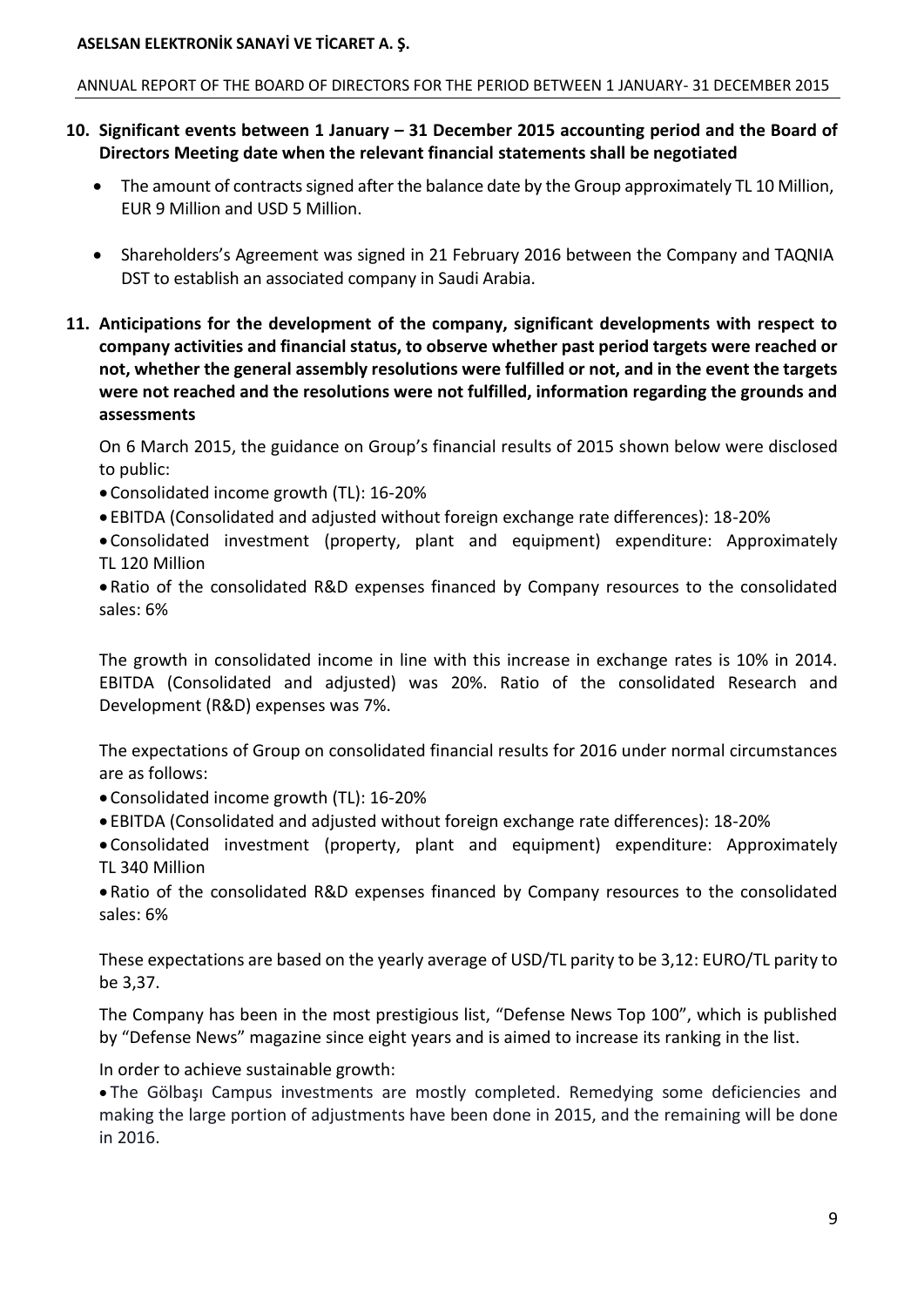## 10. Significant events between 1 January – 31 December 2015 accounting period and the Board of Directors Meeting date when the relevant financial statements shall be negotiated

- The amount of contracts signed after the balance date by the Group approximately TL 10 Million, EUR 9 Million and USD 5 Million.
- Shareholders's Agreement was signed in 21 February 2016 between the Company and TAQNIA DST to establish an associated company in Saudi Arabia.

## 11. Anticipations for the development of the company, significant developments with respect to company activities and financial status, to observe whether past period targets were reached or not, whether the general assembly resolutions were fulfilled or not, and in the event the targets were not reached and the resolutions were not fulfilled, information regarding the grounds and assessments

On 6 March 2015, the guidance on Group's financial results of 2015 shown below were disclosed to public:

- Consolidated income growth (TL): 16-20%
- EBITDA (Consolidated and adjusted without foreign exchange rate differences): 18-20%
- Consolidated investment (property, plant and equipment) expenditure: Approximately TL 120 Million
- Ratio of the consolidated R&D expenses financed by Company resources to the consolidated sales: 6%

The growth in consolidated income in line with this increase in exchange rates is 10% in 2014. EBITDA (Consolidated and adjusted) was 20%. Ratio of the consolidated Research and Development (R&D) expenses was 7%.

The expectations of Group on consolidated financial results for 2016 under normal circumstances are as follows:

- Consolidated income growth (TL): 16-20%
- EBITDA (Consolidated and adjusted without foreign exchange rate differences): 18-20%
- Consolidated investment (property, plant and equipment) expenditure: Approximately TL 340 Million
- Ratio of the consolidated R&D expenses financed by Company resources to the consolidated sales: 6%

These expectations are based on the yearly average of USD/TL parity to be 3,12: EURO/TL parity to be 3,37.

The Company has been in the most prestigious list, "Defense News Top 100", which is published by "Defense News" magazine since eight years and is aimed to increase its ranking in the list.

In order to achieve sustainable growth:

- The Gölbaşı Campus investments are mostly completed. Remedying some deficiencies and making the large portion of adjustments have been done in 2015, and the remaining will be done in 2016.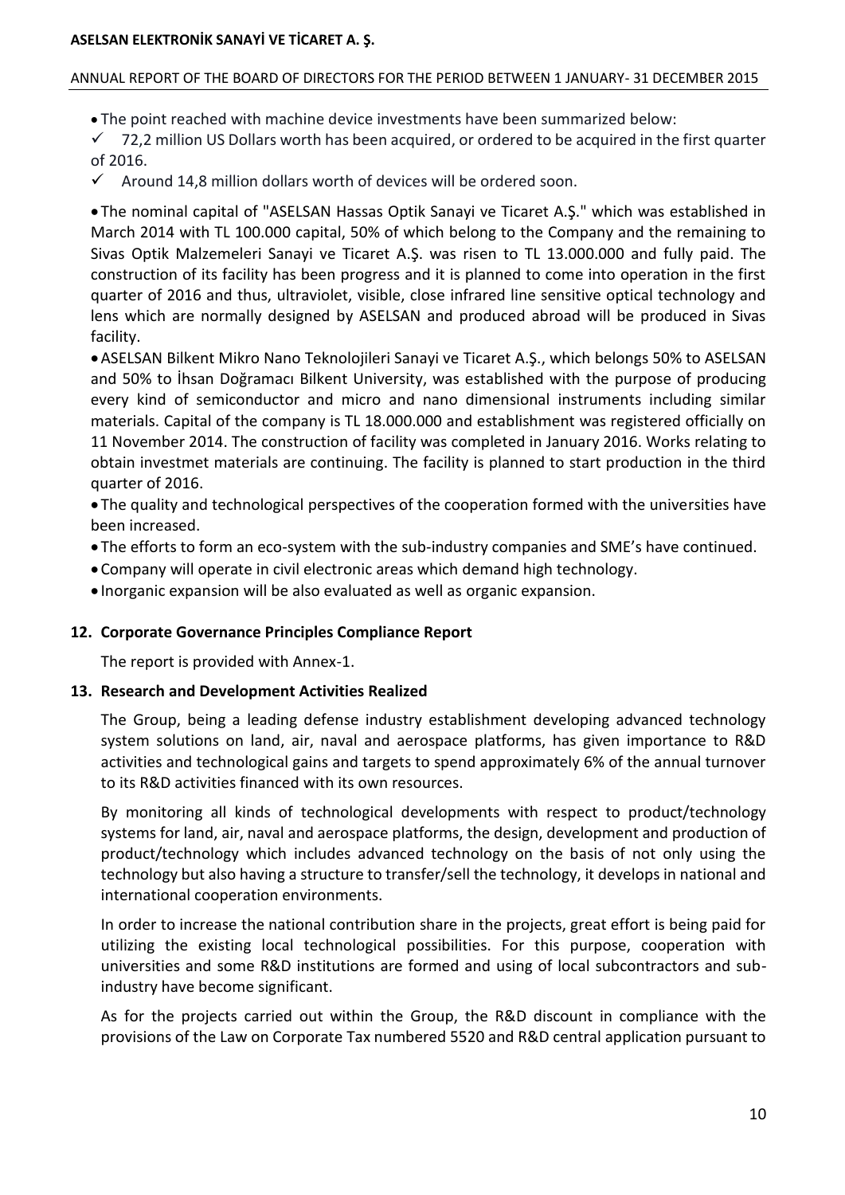- The point reached with machine device investments have been summarized below:
  - ✓ 72,2 million US Dollars worth has been acquired, or ordered to be acquired in the first quarter of 2016.
  - ✓ Around 14,8 million dollars worth of devices will be ordered soon.

- The nominal capital of "ASELSAN Hassas Optik Sanayi ve Ticaret A.Ş." which was established in March 2014 with TL 100.000 capital, 50% of which belong to the Company and the remaining to Sivas Optik Malzemeleri Sanayi ve Ticaret A.Ş. was risen to TL 13.000.000 and fully paid. The construction of its facility has been progress and it is planned to come into operation in the first quarter of 2016 and thus, ultraviolet, visible, close infrared line sensitive optical technology and lens which are normally designed by ASELSAN and produced abroad will be produced in Sivas facility.
- ASELSAN Bilkent Mikro Nano Teknolojileri Sanayi ve Ticaret A.Ş., which belongs 50% to ASELSAN and 50% to İhsan Doğramacı Bilkent University, was established with the purpose of producing every kind of semiconductor and micro and nano dimensional instruments including similar materials. Capital of the company is TL 18.000.000 and establishment was registered officially on 11 November 2014. The construction of facility was completed in January 2016. Works relating to obtain investmet materials are continuing. The facility is planned to start production in the third quarter of 2016.
- The quality and technological perspectives of the cooperation formed with the universities have been increased.
- The efforts to form an eco-system with the sub-industry companies and SME's have continued.
- Company will operate in civil electronic areas which demand high technology.
- Inorganic expansion will be also evaluated as well as organic expansion.

## 12. Corporate Governance Principles Compliance Report

The report is provided with Annex-1.

## 13. Research and Development Activities Realized

The Group, being a leading defense industry establishment developing advanced technology system solutions on land, air, naval and aerospace platforms, has given importance to R&D activities and technological gains and targets to spend approximately 6% of the annual turnover to its R&D activities financed with its own resources.

By monitoring all kinds of technological developments with respect to product/technology systems for land, air, naval and aerospace platforms, the design, development and production of product/technology which includes advanced technology on the basis of not only using the technology but also having a structure to transfer/sell the technology, it develops in national and international cooperation environments.

In order to increase the national contribution share in the projects, great effort is being paid for utilizing the existing local technological possibilities. For this purpose, cooperation with universities and some R&D institutions are formed and using of local subcontractors and sub-industry have become significant.

As for the projects carried out within the Group, the R&D discount in compliance with the provisions of the Law on Corporate Tax numbered 5520 and R&D central application pursuant to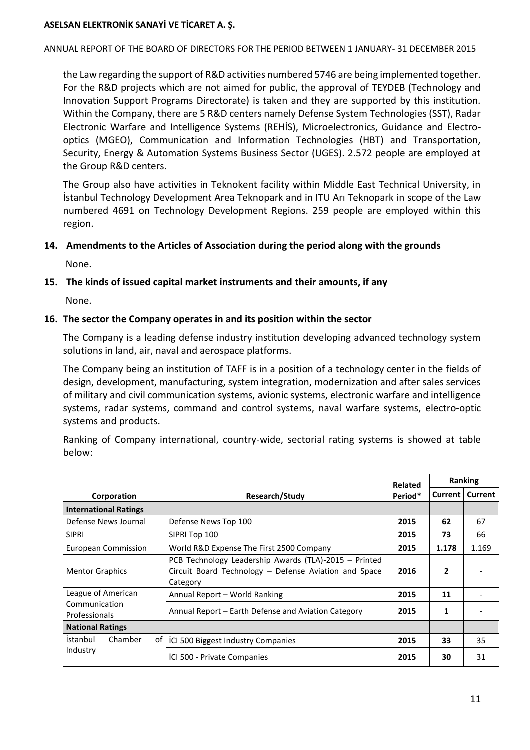the Law regarding the support of R&D activities numbered 5746 are being implemented together. For the R&D projects which are not aimed for public, the approval of TEYDEB (Technology and Innovation Support Programs Directorate) is taken and they are supported by this institution. Within the Company, there are 5 R&D centers namely Defense System Technologies (SST), Radar Electronic Warfare and Intelligence Systems (REHİS), Microelectronics, Guidance and Electro-optics (MGEO), Communication and Information Technologies (HBT) and Transportation, Security, Energy & Automation Systems Business Sector (UGES). 2.572 people are employed at the Group R&D centers.

The Group also have activities in Teknokent facility within Middle East Technical University, in İstanbul Technology Development Area Teknopark and in ITU Arı Teknopark in scope of the Law numbered 4691 on Technology Development Regions. 259 people are employed within this region.

## 14. Amendments to the Articles of Association during the period along with the grounds

None.

## 15. The kinds of issued capital market instruments and their amounts, if any

None.

## 16. The sector the Company operates in and its position within the sector

The Company is a leading defense industry institution developing advanced technology system solutions in land, air, naval and aerospace platforms.

The Company being an institution of TAFF is in a position of a technology center in the fields of design, development, manufacturing, system integration, modernization and after sales services of military and civil communication systems, avionic systems, electronic warfare and intelligence systems, radar systems, command and control systems, naval warfare systems, electro-optic systems and products.

Ranking of Company international, country-wide, sectorial rating systems is showed at table below:

| Corporation | Research/Study | Related Period* | Ranking Current | Ranking Current |
|---|---|---|---|---|
| **International Ratings** | | | | |
| Defense News Journal | Defense News Top 100 | **2015** | **62** | 67 |
| SIPRI | SIPRI Top 100 | **2015** | **73** | 66 |
| European Commission | World R&D Expense The First 2500 Company | **2015** | **1.178** | 1.169 |
| Mentor Graphics | PCB Technology Leadership Awards (TLA)-2015 – Printed Circuit Board Technology – Defense Aviation and Space Category | **2016** | **2** | - |
| League of American Communication Professionals | Annual Report – World Ranking | **2015** | **11** | - |
| | Annual Report – Earth Defense and Aviation Category | **2015** | **1** | - |
| **National Ratings** | | | | |
| İstanbul Chamber of Industry | İCI 500 Biggest Industry Companies | **2015** | **33** | 35 |
| | İCI 500 - Private Companies | **2015** | **30** | 31 |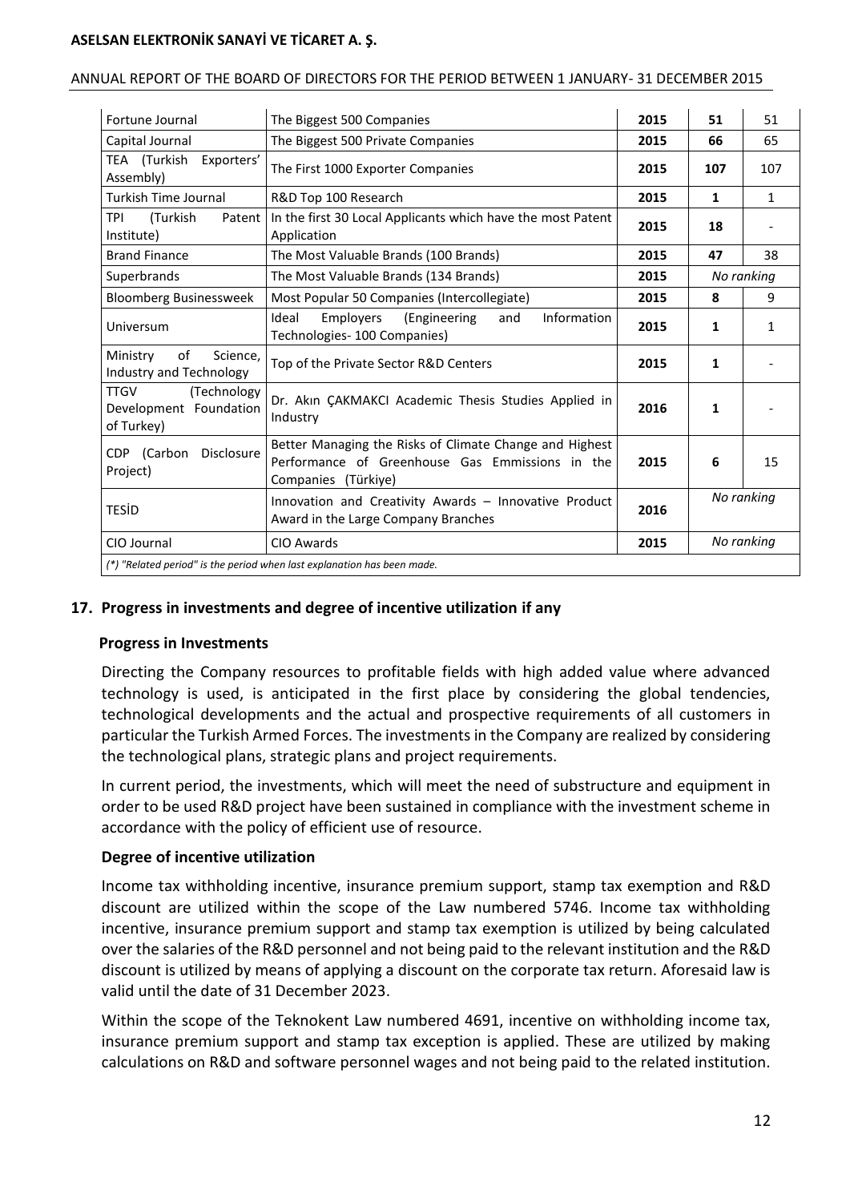| | | | | |
|---|---|---|---|---|
| Fortune Journal | The Biggest 500 Companies | **2015** | **51** | 51 |
| Capital Journal | The Biggest 500 Private Companies | **2015** | **66** | 65 |
| TEA (Turkish Exporters' Assembly) | The First 1000 Exporter Companies | **2015** | **107** | 107 |
| Turkish Time Journal | R&D Top 100 Research | **2015** | **1** | 1 |
| TPI (Turkish Patent Institute) | In the first 30 Local Applicants which have the most Patent Application | **2015** | **18** | - |
| Brand Finance | The Most Valuable Brands (100 Brands) | **2015** | **47** | 38 |
| Superbrands | The Most Valuable Brands (134 Brands) | **2015** | *No ranking* | |
| Bloomberg Businessweek | Most Popular 50 Companies (Intercollegiate) | **2015** | **8** | 9 |
| Universum | Ideal Employers (Engineering and Information Technologies- 100 Companies) | **2015** | **1** | 1 |
| Ministry of Science, Industry and Technology | Top of the Private Sector R&D Centers | **2015** | **1** | - |
| TTGV (Technology Development Foundation of Turkey) | Dr. Akın ÇAKMAKCI Academic Thesis Studies Applied in Industry | **2016** | **1** | - |
| CDP (Carbon Disclosure Project) | Better Managing the Risks of Climate Change and Highest Performance of Greenhouse Gas Emmissions in the Companies (Türkiye) | **2015** | **6** | 15 |
| TESİD | Innovation and Creativity Awards – Innovative Product Award in the Large Company Branches | **2016** | *No ranking* | |
| CIO Journal | CIO Awards | **2015** | *No ranking* | |

*(\*) "Related period" is the period when last explanation has been made.*

## 17. Progress in investments and degree of incentive utilization if any

### Progress in Investments

Directing the Company resources to profitable fields with high added value where advanced technology is used, is anticipated in the first place by considering the global tendencies, technological developments and the actual and prospective requirements of all customers in particular the Turkish Armed Forces. The investments in the Company are realized by considering the technological plans, strategic plans and project requirements.

In current period, the investments, which will meet the need of substructure and equipment in order to be used R&D project have been sustained in compliance with the investment scheme in accordance with the policy of efficient use of resource.

### Degree of incentive utilization

Income tax withholding incentive, insurance premium support, stamp tax exemption and R&D discount are utilized within the scope of the Law numbered 5746. Income tax withholding incentive, insurance premium support and stamp tax exemption is utilized by being calculated over the salaries of the R&D personnel and not being paid to the relevant institution and the R&D discount is utilized by means of applying a discount on the corporate tax return. Aforesaid law is valid until the date of 31 December 2023.

Within the scope of the Teknokent Law numbered 4691, incentive on withholding income tax, insurance premium support and stamp tax exception is applied. These are utilized by making calculations on R&D and software personnel wages and not being paid to the related institution.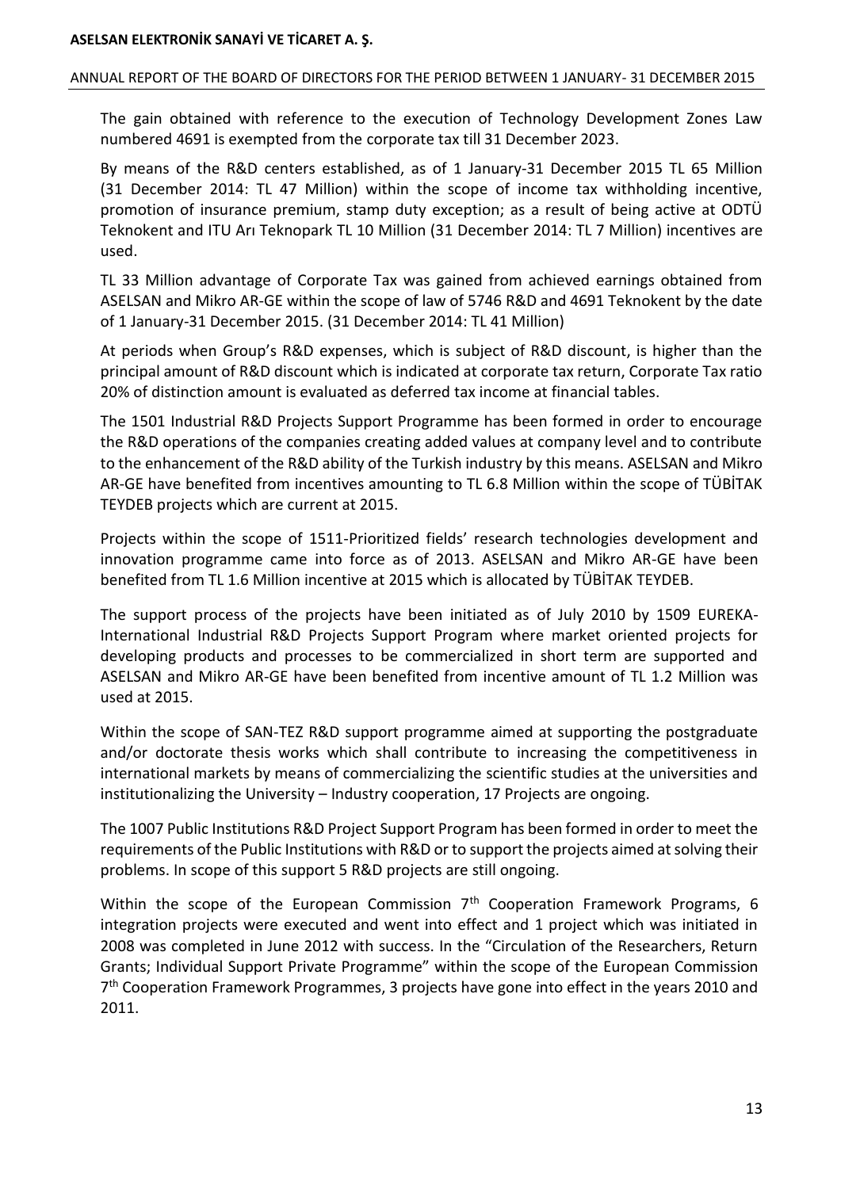The gain obtained with reference to the execution of Technology Development Zones Law numbered 4691 is exempted from the corporate tax till 31 December 2023.

By means of the R&D centers established, as of 1 January-31 December 2015 TL 65 Million (31 December 2014: TL 47 Million) within the scope of income tax withholding incentive, promotion of insurance premium, stamp duty exception; as a result of being active at ODTÜ Teknokent and ITU Arı Teknopark TL 10 Million (31 December 2014: TL 7 Million) incentives are used.

TL 33 Million advantage of Corporate Tax was gained from achieved earnings obtained from ASELSAN and Mikro AR-GE within the scope of law of 5746 R&D and 4691 Teknokent by the date of 1 January-31 December 2015. (31 December 2014: TL 41 Million)

At periods when Group's R&D expenses, which is subject of R&D discount, is higher than the principal amount of R&D discount which is indicated at corporate tax return, Corporate Tax ratio 20% of distinction amount is evaluated as deferred tax income at financial tables.

The 1501 Industrial R&D Projects Support Programme has been formed in order to encourage the R&D operations of the companies creating added values at company level and to contribute to the enhancement of the R&D ability of the Turkish industry by this means. ASELSAN and Mikro AR-GE have benefited from incentives amounting to TL 6.8 Million within the scope of TÜBİTAK TEYDEB projects which are current at 2015.

Projects within the scope of 1511-Prioritized fields' research technologies development and innovation programme came into force as of 2013. ASELSAN and Mikro AR-GE have been benefited from TL 1.6 Million incentive at 2015 which is allocated by TÜBİTAK TEYDEB.

The support process of the projects have been initiated as of July 2010 by 1509 EUREKA-International Industrial R&D Projects Support Program where market oriented projects for developing products and processes to be commercialized in short term are supported and ASELSAN and Mikro AR-GE have been benefited from incentive amount of TL 1.2 Million was used at 2015.

Within the scope of SAN-TEZ R&D support programme aimed at supporting the postgraduate and/or doctorate thesis works which shall contribute to increasing the competitiveness in international markets by means of commercializing the scientific studies at the universities and institutionalizing the University – Industry cooperation, 17 Projects are ongoing.

The 1007 Public Institutions R&D Project Support Program has been formed in order to meet the requirements of the Public Institutions with R&D or to support the projects aimed at solving their problems. In scope of this support 5 R&D projects are still ongoing.

Within the scope of the European Commission 7th Cooperation Framework Programs, 6 integration projects were executed and went into effect and 1 project which was initiated in 2008 was completed in June 2012 with success. In the "Circulation of the Researchers, Return Grants; Individual Support Private Programme" within the scope of the European Commission 7th Cooperation Framework Programmes, 3 projects have gone into effect in the years 2010 and 2011.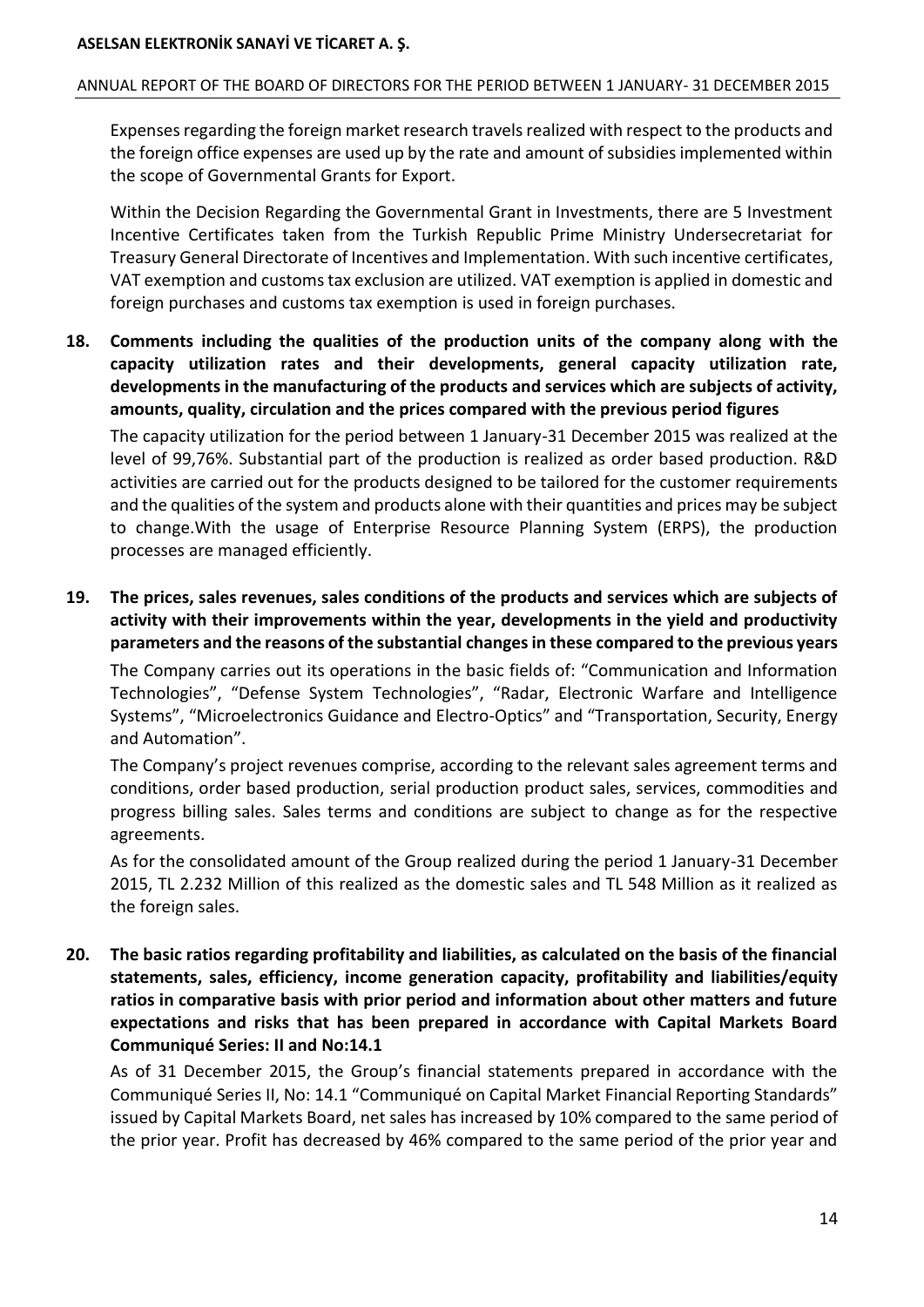Expenses regarding the foreign market research travels realized with respect to the products and the foreign office expenses are used up by the rate and amount of subsidies implemented within the scope of Governmental Grants for Export.

Within the Decision Regarding the Governmental Grant in Investments, there are 5 Investment Incentive Certificates taken from the Turkish Republic Prime Ministry Undersecretariat for Treasury General Directorate of Incentives and Implementation. With such incentive certificates, VAT exemption and customs tax exclusion are utilized. VAT exemption is applied in domestic and foreign purchases and customs tax exemption is used in foreign purchases.

**18. Comments including the qualities of the production units of the company along with the capacity utilization rates and their developments, general capacity utilization rate, developments in the manufacturing of the products and services which are subjects of activity, amounts, quality, circulation and the prices compared with the previous period figures**

The capacity utilization for the period between 1 January-31 December 2015 was realized at the level of 99,76%. Substantial part of the production is realized as order based production. R&D activities are carried out for the products designed to be tailored for the customer requirements and the qualities of the system and products alone with their quantities and prices may be subject to change.With the usage of Enterprise Resource Planning System (ERPS), the production processes are managed efficiently.

**19. The prices, sales revenues, sales conditions of the products and services which are subjects of activity with their improvements within the year, developments in the yield and productivity parameters and the reasons of the substantial changes in these compared to the previous years**

The Company carries out its operations in the basic fields of: "Communication and Information Technologies", "Defense System Technologies", "Radar, Electronic Warfare and Intelligence Systems", "Microelectronics Guidance and Electro-Optics" and "Transportation, Security, Energy and Automation".

The Company's project revenues comprise, according to the relevant sales agreement terms and conditions, order based production, serial production product sales, services, commodities and progress billing sales. Sales terms and conditions are subject to change as for the respective agreements.

As for the consolidated amount of the Group realized during the period 1 January-31 December 2015, TL 2.232 Million of this realized as the domestic sales and TL 548 Million as it realized as the foreign sales.

**20. The basic ratios regarding profitability and liabilities, as calculated on the basis of the financial statements, sales, efficiency, income generation capacity, profitability and liabilities/equity ratios in comparative basis with prior period and information about other matters and future expectations and risks that has been prepared in accordance with Capital Markets Board Communiqué Series: II and No:14.1**

As of 31 December 2015, the Group's financial statements prepared in accordance with the Communiqué Series II, No: 14.1 "Communiqué on Capital Market Financial Reporting Standards" issued by Capital Markets Board, net sales has increased by 10% compared to the same period of the prior year. Profit has decreased by 46% compared to the same period of the prior year and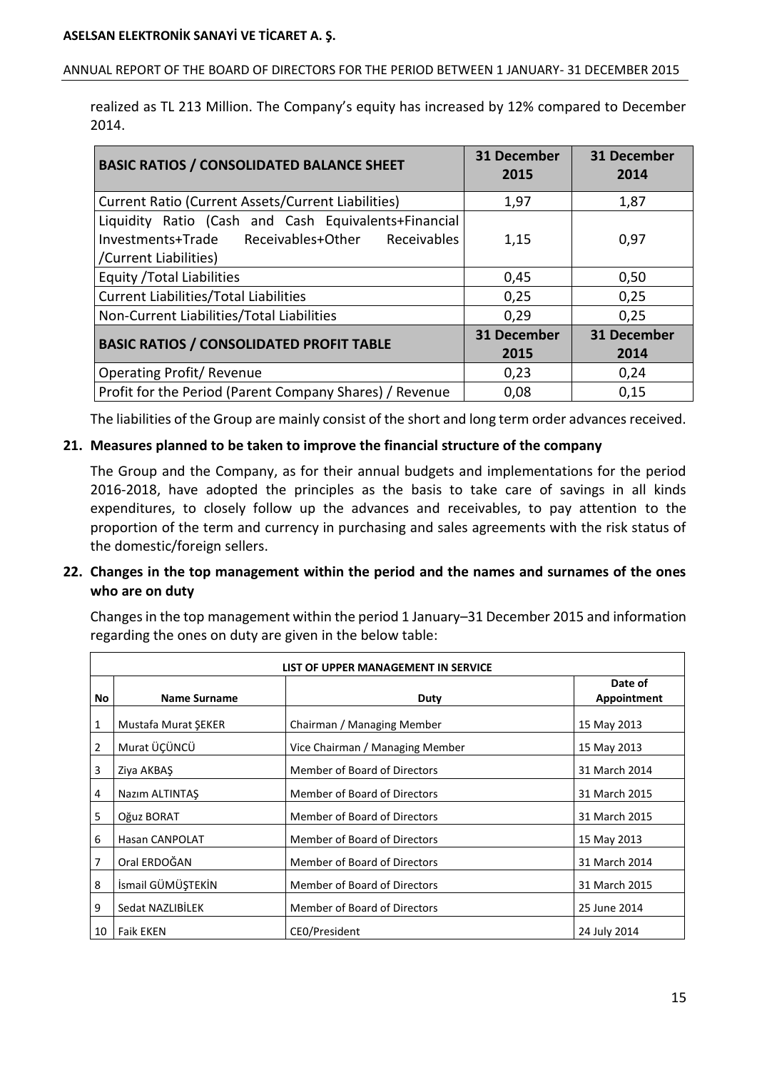realized as TL 213 Million. The Company's equity has increased by 12% compared to December 2014.

| BASIC RATIOS / CONSOLIDATED BALANCE SHEET | 31 December 2015 | 31 December 2014 |
|---|---|---|
| Current Ratio (Current Assets/Current Liabilities) | 1,97 | 1,87 |
| Liquidity Ratio (Cash and Cash Equivalents+Financial Investments+Trade Receivables+Other Receivables /Current Liabilities) | 1,15 | 0,97 |
| Equity /Total Liabilities | 0,45 | 0,50 |
| Current Liabilities/Total Liabilities | 0,25 | 0,25 |
| Non-Current Liabilities/Total Liabilities | 0,29 | 0,25 |
| **BASIC RATIOS / CONSOLIDATED PROFIT TABLE** | **31 December 2015** | **31 December 2014** |
| Operating Profit/ Revenue | 0,23 | 0,24 |
| Profit for the Period (Parent Company Shares) / Revenue | 0,08 | 0,15 |

The liabilities of the Group are mainly consist of the short and long term order advances received.

## 21. Measures planned to be taken to improve the financial structure of the company

The Group and the Company, as for their annual budgets and implementations for the period 2016-2018, have adopted the principles as the basis to take care of savings in all kinds expenditures, to closely follow up the advances and receivables, to pay attention to the proportion of the term and currency in purchasing and sales agreements with the risk status of the domestic/foreign sellers.

## 22. Changes in the top management within the period and the names and surnames of the ones who are on duty

Changes in the top management within the period 1 January–31 December 2015 and information regarding the ones on duty are given in the below table:

| LIST OF UPPER MANAGEMENT IN SERVICE | | | |
|---|---|---|---|
| **No** | **Name Surname** | **Duty** | **Date of Appointment** |
| 1 | Mustafa Murat ŞEKER | Chairman / Managing Member | 15 May 2013 |
| 2 | Murat ÜÇÜNCÜ | Vice Chairman / Managing Member | 15 May 2013 |
| 3 | Ziya AKBAŞ | Member of Board of Directors | 31 March 2014 |
| 4 | Nazım ALTINTAŞ | Member of Board of Directors | 31 March 2015 |
| 5 | Oğuz BORAT | Member of Board of Directors | 31 March 2015 |
| 6 | Hasan CANPOLAT | Member of Board of Directors | 15 May 2013 |
| 7 | Oral ERDOĞAN | Member of Board of Directors | 31 March 2014 |
| 8 | İsmail GÜMÜŞTEKİN | Member of Board of Directors | 31 March 2015 |
| 9 | Sedat NAZLIBİLEK | Member of Board of Directors | 25 June 2014 |
| 10 | Faik EKEN | CE0/President | 24 July 2014 |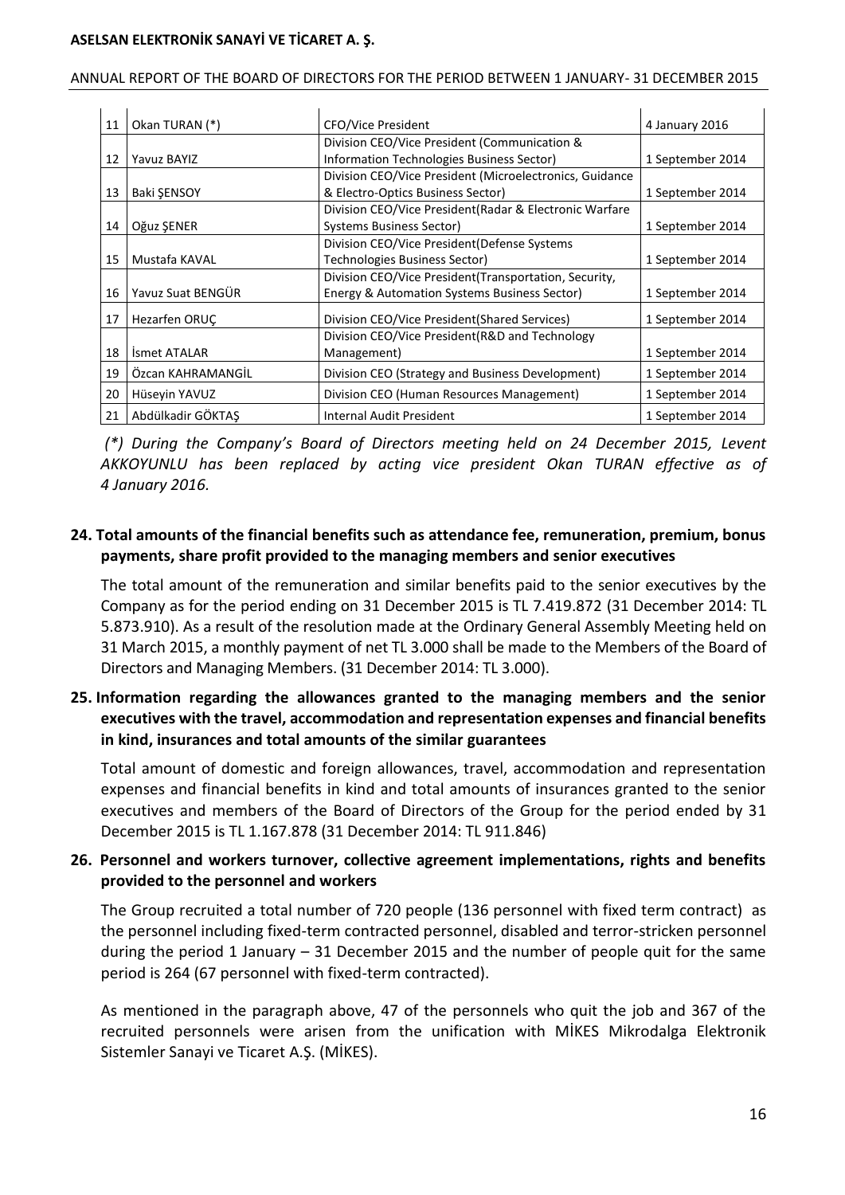| 11 | Okan TURAN (*) | CFO/Vice President | 4 January 2016 |
|---|---|---|---|
| 12 | Yavuz BAYIZ | Division CEO/Vice President (Communication & Information Technologies Business Sector) | 1 September 2014 |
| 13 | Baki ŞENSOY | Division CEO/Vice President (Microelectronics, Guidance & Electro-Optics Business Sector) | 1 September 2014 |
| 14 | Oğuz ŞENER | Division CEO/Vice President(Radar & Electronic Warfare Systems Business Sector) | 1 September 2014 |
| 15 | Mustafa KAVAL | Division CEO/Vice President(Defense Systems Technologies Business Sector) | 1 September 2014 |
| 16 | Yavuz Suat BENGÜR | Division CEO/Vice President(Transportation, Security, Energy & Automation Systems Business Sector) | 1 September 2014 |
| 17 | Hezarfen ORUÇ | Division CEO/Vice President(Shared Services) | 1 September 2014 |
| 18 | İsmet ATALAR | Division CEO/Vice President(R&D and Technology Management) | 1 September 2014 |
| 19 | Özcan KAHRAMANGİL | Division CEO (Strategy and Business Development) | 1 September 2014 |
| 20 | Hüseyin YAVUZ | Division CEO (Human Resources Management) | 1 September 2014 |
| 21 | Abdülkadir GÖKTAŞ | Internal Audit President | 1 September 2014 |

*(\*) During the Company's Board of Directors meeting held on 24 December 2015, Levent AKKOYUNLU has been replaced by acting vice president Okan TURAN effective as of 4 January 2016.*

## 24. Total amounts of the financial benefits such as attendance fee, remuneration, premium, bonus payments, share profit provided to the managing members and senior executives

The total amount of the remuneration and similar benefits paid to the senior executives by the Company as for the period ending on 31 December 2015 is TL 7.419.872 (31 December 2014: TL 5.873.910). As a result of the resolution made at the Ordinary General Assembly Meeting held on 31 March 2015, a monthly payment of net TL 3.000 shall be made to the Members of the Board of Directors and Managing Members. (31 December 2014: TL 3.000).

## 25. Information regarding the allowances granted to the managing members and the senior executives with the travel, accommodation and representation expenses and financial benefits in kind, insurances and total amounts of the similar guarantees

Total amount of domestic and foreign allowances, travel, accommodation and representation expenses and financial benefits in kind and total amounts of insurances granted to the senior executives and members of the Board of Directors of the Group for the period ended by 31 December 2015 is TL 1.167.878 (31 December 2014: TL 911.846)

## 26. Personnel and workers turnover, collective agreement implementations, rights and benefits provided to the personnel and workers

The Group recruited a total number of 720 people (136 personnel with fixed term contract) as the personnel including fixed-term contracted personnel, disabled and terror-stricken personnel during the period 1 January – 31 December 2015 and the number of people quit for the same period is 264 (67 personnel with fixed-term contracted).

As mentioned in the paragraph above, 47 of the personnels who quit the job and 367 of the recruited personnels were arisen from the unification with MİKES Mikrodalga Elektronik Sistemler Sanayi ve Ticaret A.Ş. (MİKES).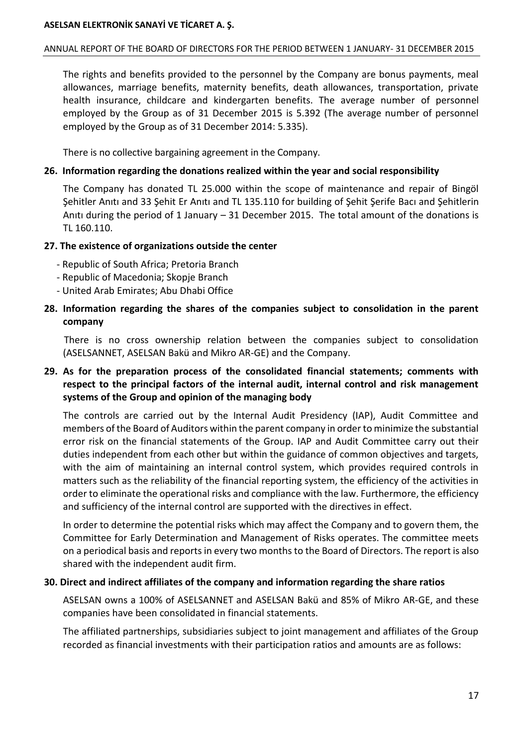The rights and benefits provided to the personnel by the Company are bonus payments, meal allowances, marriage benefits, maternity benefits, death allowances, transportation, private health insurance, childcare and kindergarten benefits. The average number of personnel employed by the Group as of 31 December 2015 is 5.392 (The average number of personnel employed by the Group as of 31 December 2014: 5.335).

There is no collective bargaining agreement in the Company.

## 26. Information regarding the donations realized within the year and social responsibility

The Company has donated TL 25.000 within the scope of maintenance and repair of Bingöl Şehitler Anıtı and 33 Şehit Er Anıtı and TL 135.110 for building of Şehit Şerife Bacı and Şehitlerin Anıtı during the period of 1 January – 31 December 2015. The total amount of the donations is TL 160.110.

## 27. The existence of organizations outside the center

- Republic of South Africa; Pretoria Branch
- Republic of Macedonia; Skopje Branch
- United Arab Emirates; Abu Dhabi Office

## 28. Information regarding the shares of the companies subject to consolidation in the parent company

There is no cross ownership relation between the companies subject to consolidation (ASELSANNET, ASELSAN Bakü and Mikro AR-GE) and the Company.

## 29. As for the preparation process of the consolidated financial statements; comments with respect to the principal factors of the internal audit, internal control and risk management systems of the Group and opinion of the managing body

The controls are carried out by the Internal Audit Presidency (IAP), Audit Committee and members of the Board of Auditors within the parent company in order to minimize the substantial error risk on the financial statements of the Group. IAP and Audit Committee carry out their duties independent from each other but within the guidance of common objectives and targets, with the aim of maintaining an internal control system, which provides required controls in matters such as the reliability of the financial reporting system, the efficiency of the activities in order to eliminate the operational risks and compliance with the law. Furthermore, the efficiency and sufficiency of the internal control are supported with the directives in effect.

In order to determine the potential risks which may affect the Company and to govern them, the Committee for Early Determination and Management of Risks operates. The committee meets on a periodical basis and reports in every two months to the Board of Directors. The report is also shared with the independent audit firm.

## 30. Direct and indirect affiliates of the company and information regarding the share ratios

ASELSAN owns a 100% of ASELSANNET and ASELSAN Bakü and 85% of Mikro AR-GE, and these companies have been consolidated in financial statements.

The affiliated partnerships, subsidiaries subject to joint management and affiliates of the Group recorded as financial investments with their participation ratios and amounts are as follows: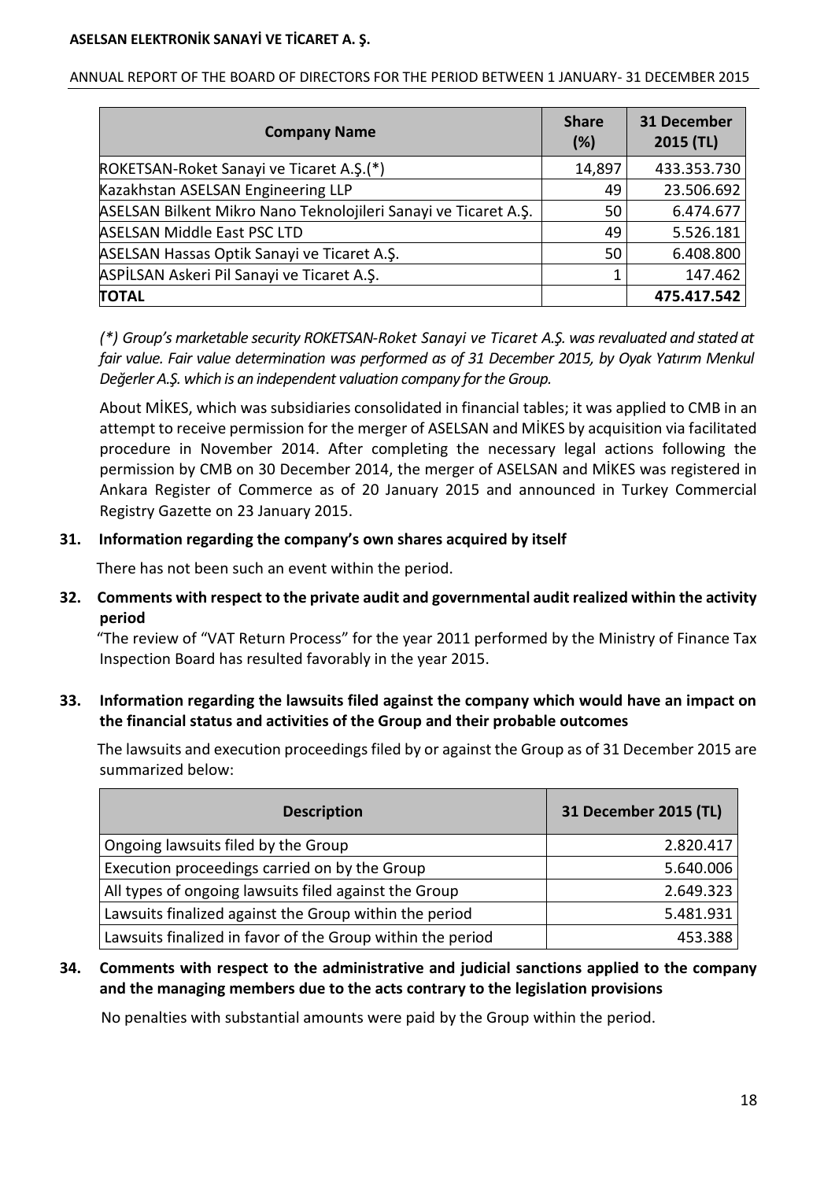| Company Name | Share (%) | 31 December 2015 (TL) |
|---|---|---|
| ROKETSAN-Roket Sanayi ve Ticaret A.Ş.(*) | 14,897 | 433.353.730 |
| Kazakhstan ASELSAN Engineering LLP | 49 | 23.506.692 |
| ASELSAN Bilkent Mikro Nano Teknolojileri Sanayi ve Ticaret A.Ş. | 50 | 6.474.677 |
| ASELSAN Middle East PSC LTD | 49 | 5.526.181 |
| ASELSAN Hassas Optik Sanayi ve Ticaret A.Ş. | 50 | 6.408.800 |
| ASPİLSAN Askeri Pil Sanayi ve Ticaret A.Ş. | 1 | 147.462 |
| **TOTAL** | | **475.417.542** |

*(\*) Group's marketable security ROKETSAN-Roket Sanayi ve Ticaret A.Ş. was revaluated and stated at fair value. Fair value determination was performed as of 31 December 2015, by Oyak Yatırım Menkul Değerler A.Ş. which is an independent valuation company for the Group.*

About MİKES, which was subsidiaries consolidated in financial tables; it was applied to CMB in an attempt to receive permission for the merger of ASELSAN and MİKES by acquisition via facilitated procedure in November 2014. After completing the necessary legal actions following the permission by CMB on 30 December 2014, the merger of ASELSAN and MİKES was registered in Ankara Register of Commerce as of 20 January 2015 and announced in Turkey Commercial Registry Gazette on 23 January 2015.

## 31. Information regarding the company's own shares acquired by itself

There has not been such an event within the period.

## 32. Comments with respect to the private audit and governmental audit realized within the activity period

"The review of "VAT Return Process" for the year 2011 performed by the Ministry of Finance Tax Inspection Board has resulted favorably in the year 2015.

## 33. Information regarding the lawsuits filed against the company which would have an impact on the financial status and activities of the Group and their probable outcomes

The lawsuits and execution proceedings filed by or against the Group as of 31 December 2015 are summarized below:

| Description | 31 December 2015 (TL) |
|---|---|
| Ongoing lawsuits filed by the Group | 2.820.417 |
| Execution proceedings carried on by the Group | 5.640.006 |
| All types of ongoing lawsuits filed against the Group | 2.649.323 |
| Lawsuits finalized against the Group within the period | 5.481.931 |
| Lawsuits finalized in favor of the Group within the period | 453.388 |

## 34. Comments with respect to the administrative and judicial sanctions applied to the company and the managing members due to the acts contrary to the legislation provisions

No penalties with substantial amounts were paid by the Group within the period.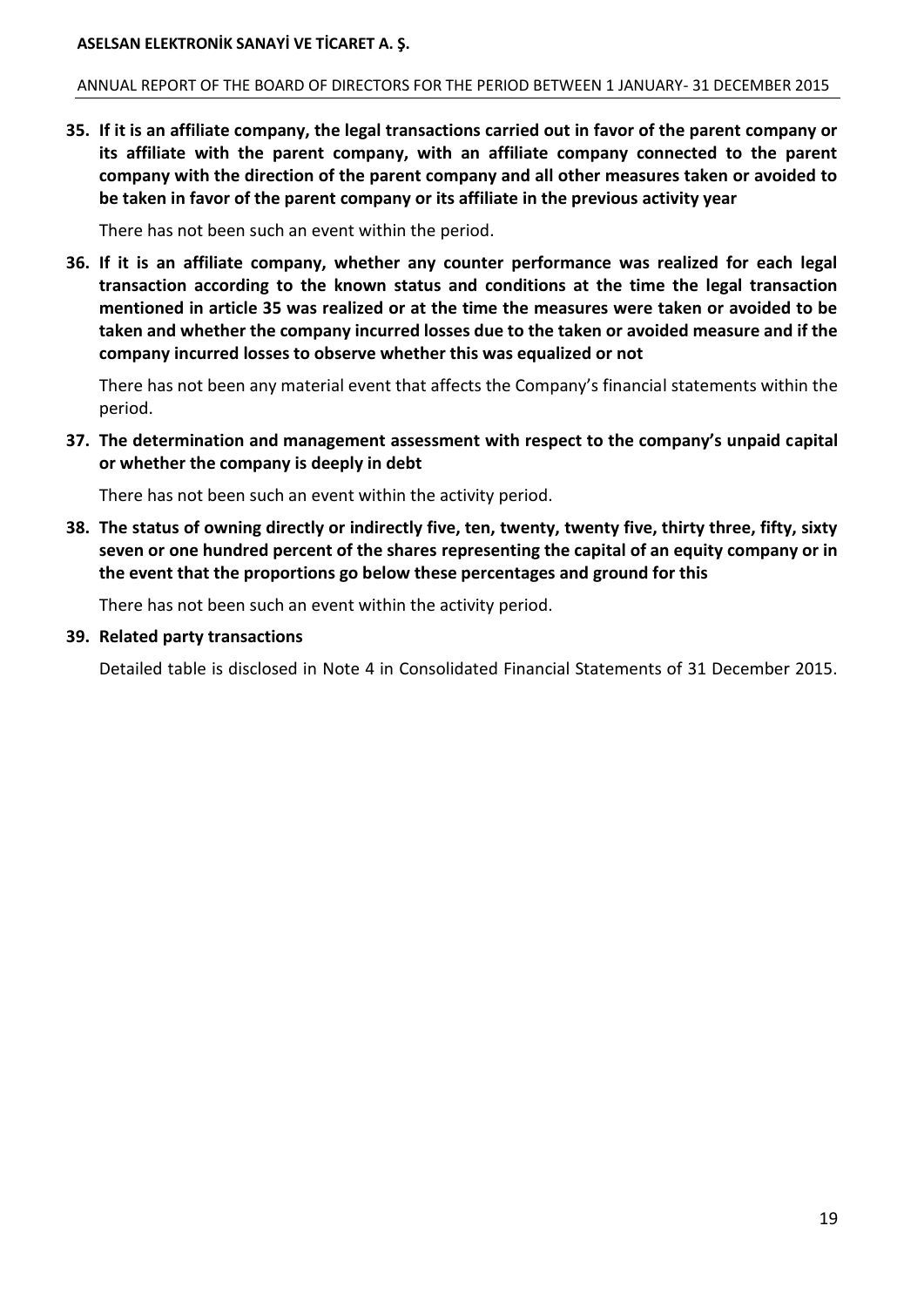**35. If it is an affiliate company, the legal transactions carried out in favor of the parent company or its affiliate with the parent company, with an affiliate company connected to the parent company with the direction of the parent company and all other measures taken or avoided to be taken in favor of the parent company or its affiliate in the previous activity year**

There has not been such an event within the period.

**36. If it is an affiliate company, whether any counter performance was realized for each legal transaction according to the known status and conditions at the time the legal transaction mentioned in article 35 was realized or at the time the measures were taken or avoided to be taken and whether the company incurred losses due to the taken or avoided measure and if the company incurred losses to observe whether this was equalized or not**

There has not been any material event that affects the Company's financial statements within the period.

**37. The determination and management assessment with respect to the company's unpaid capital or whether the company is deeply in debt**

There has not been such an event within the activity period.

**38. The status of owning directly or indirectly five, ten, twenty, twenty five, thirty three, fifty, sixty seven or one hundred percent of the shares representing the capital of an equity company or in the event that the proportions go below these percentages and ground for this**

There has not been such an event within the activity period.

**39. Related party transactions**

Detailed table is disclosed in Note 4 in Consolidated Financial Statements of 31 December 2015.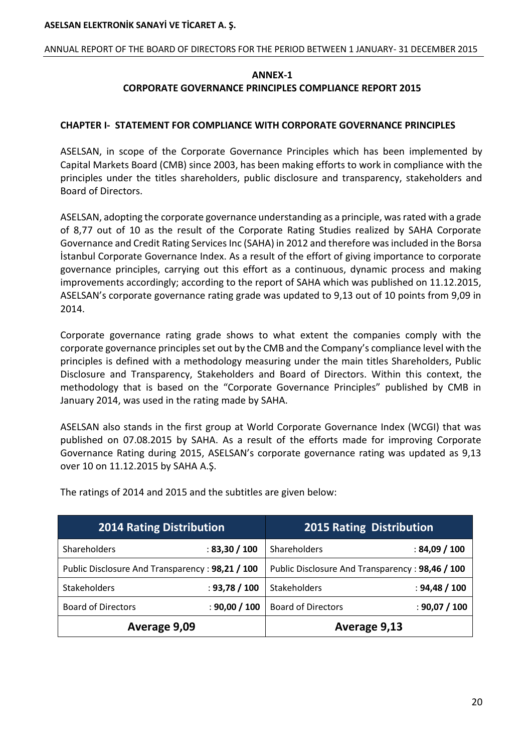## ANNEX-1
## CORPORATE GOVERNANCE PRINCIPLES COMPLIANCE REPORT 2015

### CHAPTER I- STATEMENT FOR COMPLIANCE WITH CORPORATE GOVERNANCE PRINCIPLES

ASELSAN, in scope of the Corporate Governance Principles which has been implemented by Capital Markets Board (CMB) since 2003, has been making efforts to work in compliance with the principles under the titles shareholders, public disclosure and transparency, stakeholders and Board of Directors.

ASELSAN, adopting the corporate governance understanding as a principle, was rated with a grade of 8,77 out of 10 as the result of the Corporate Rating Studies realized by SAHA Corporate Governance and Credit Rating Services Inc (SAHA) in 2012 and therefore was included in the Borsa İstanbul Corporate Governance Index. As a result of the effort of giving importance to corporate governance principles, carrying out this effort as a continuous, dynamic process and making improvements accordingly; according to the report of SAHA which was published on 11.12.2015, ASELSAN's corporate governance rating grade was updated to 9,13 out of 10 points from 9,09 in 2014.

Corporate governance rating grade shows to what extent the companies comply with the corporate governance principles set out by the CMB and the Company's compliance level with the principles is defined with a methodology measuring under the main titles Shareholders, Public Disclosure and Transparency, Stakeholders and Board of Directors. Within this context, the methodology that is based on the "Corporate Governance Principles" published by CMB in January 2014, was used in the rating made by SAHA.

ASELSAN also stands in the first group at World Corporate Governance Index (WCGI) that was published on 07.08.2015 by SAHA. As a result of the efforts made for improving Corporate Governance Rating during 2015, ASELSAN's corporate governance rating was updated as 9,13 over 10 on 11.12.2015 by SAHA A.Ş.

The ratings of 2014 and 2015 and the subtitles are given below:

| 2014 Rating Distribution | | 2015 Rating Distribution | |
|---|---|---|---|
| Shareholders | : **83,30 / 100** | Shareholders | : **84,09 / 100** |
| Public Disclosure And Transparency | : **98,21 / 100** | Public Disclosure And Transparency | : **98,46 / 100** |
| Stakeholders | : **93,78 / 100** | Stakeholders | : **94,48 / 100** |
| Board of Directors | : **90,00 / 100** | Board of Directors | : **90,07 / 100** |
| **Average 9,09** | | **Average 9,13** | |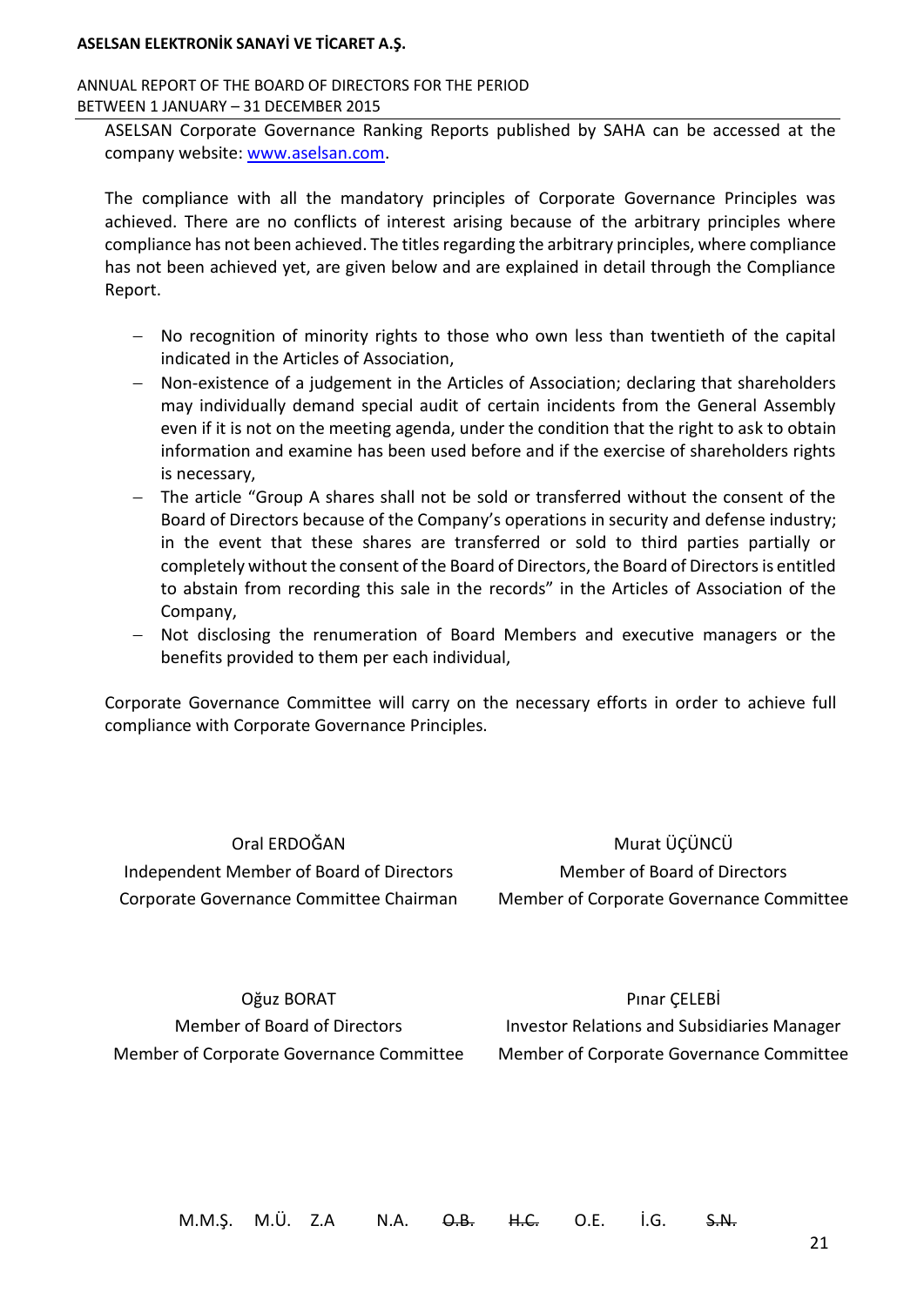ASELSAN Corporate Governance Ranking Reports published by SAHA can be accessed at the company website: www.aselsan.com.

The compliance with all the mandatory principles of Corporate Governance Principles was achieved. There are no conflicts of interest arising because of the arbitrary principles where compliance has not been achieved. The titles regarding the arbitrary principles, where compliance has not been achieved yet, are given below and are explained in detail through the Compliance Report.

- No recognition of minority rights to those who own less than twentieth of the capital indicated in the Articles of Association,
- Non-existence of a judgement in the Articles of Association; declaring that shareholders may individually demand special audit of certain incidents from the General Assembly even if it is not on the meeting agenda, under the condition that the right to ask to obtain information and examine has been used before and if the exercise of shareholders rights is necessary,
- The article "Group A shares shall not be sold or transferred without the consent of the Board of Directors because of the Company's operations in security and defense industry; in the event that these shares are transferred or sold to third parties partially or completely without the consent of the Board of Directors, the Board of Directors is entitled to abstain from recording this sale in the records" in the Articles of Association of the Company,
- Not disclosing the renumeration of Board Members and executive managers or the benefits provided to them per each individual,

Corporate Governance Committee will carry on the necessary efforts in order to achieve full compliance with Corporate Governance Principles.

| Oral ERDOĞAN | Murat ÜÇÜNCÜ |
|---|---|
| Independent Member of Board of Directors | Member of Board of Directors |
| Corporate Governance Committee Chairman | Member of Corporate Governance Committee |

| Oğuz BORAT | Pınar ÇELEBİ |
|---|---|
| Member of Board of Directors | Investor Relations and Subsidiaries Manager |
| Member of Corporate Governance Committee | Member of Corporate Governance Committee |

M.M.Ş. M.Ü. Z.A N.A. ~~O.B.~~ ~~H.C.~~ O.E. İ.G. ~~S.N.~~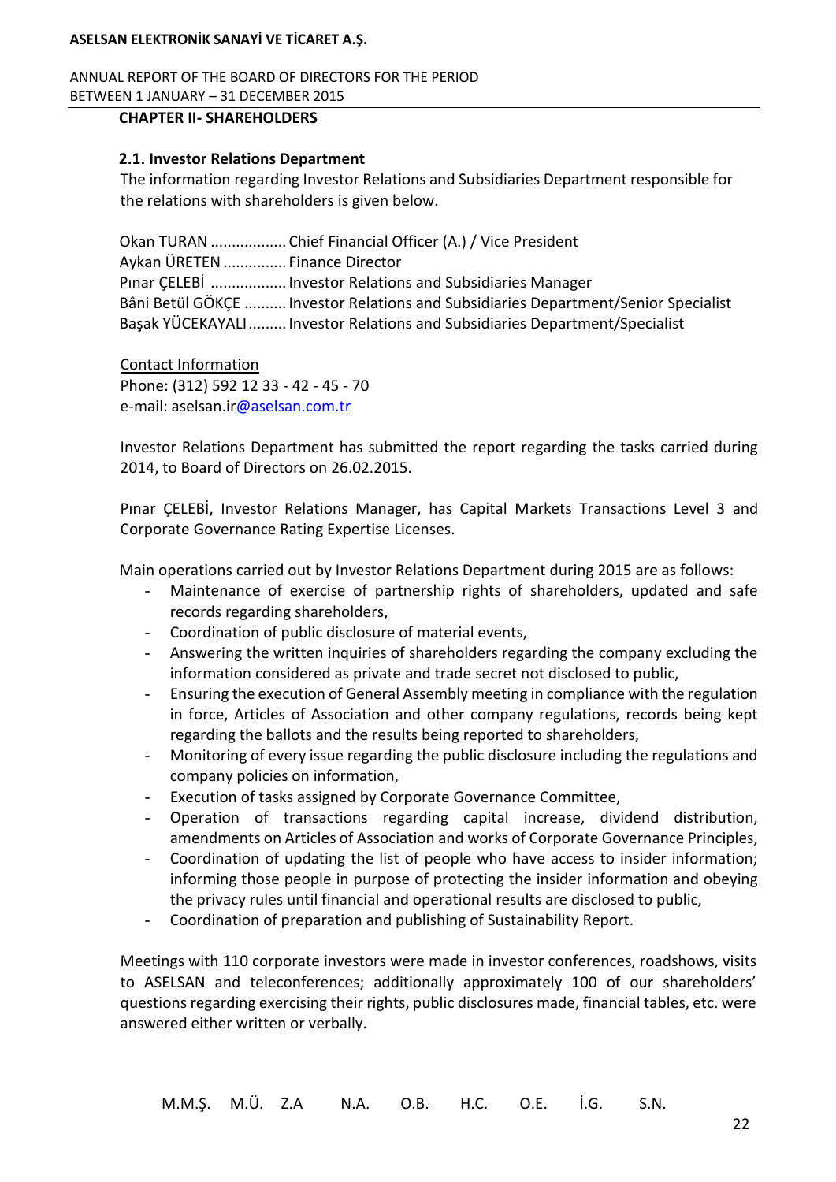## CHAPTER II- SHAREHOLDERS

### 2.1. Investor Relations Department

The information regarding Investor Relations and Subsidiaries Department responsible for the relations with shareholders is given below.

Okan TURAN .................. Chief Financial Officer (A.) / Vice President
Aykan ÜRETEN ............... Finance Director
Pınar ÇELEBİ .................. Investor Relations and Subsidiaries Manager
Bâni Betül GÖKÇE .......... Investor Relations and Subsidiaries Department/Senior Specialist
Başak YÜCEKAYALI ......... Investor Relations and Subsidiaries Department/Specialist

Contact Information
Phone: (312) 592 12 33 - 42 - 45 - 70
e-mail: aselsan.ir@aselsan.com.tr

Investor Relations Department has submitted the report regarding the tasks carried during 2014, to Board of Directors on 26.02.2015.

Pınar ÇELEBİ, Investor Relations Manager, has Capital Markets Transactions Level 3 and Corporate Governance Rating Expertise Licenses.

Main operations carried out by Investor Relations Department during 2015 are as follows:

- Maintenance of exercise of partnership rights of shareholders, updated and safe records regarding shareholders,
- Coordination of public disclosure of material events,
- Answering the written inquiries of shareholders regarding the company excluding the information considered as private and trade secret not disclosed to public,
- Ensuring the execution of General Assembly meeting in compliance with the regulation in force, Articles of Association and other company regulations, records being kept regarding the ballots and the results being reported to shareholders,
- Monitoring of every issue regarding the public disclosure including the regulations and company policies on information,
- Execution of tasks assigned by Corporate Governance Committee,
- Operation of transactions regarding capital increase, dividend distribution, amendments on Articles of Association and works of Corporate Governance Principles,
- Coordination of updating the list of people who have access to insider information; informing those people in purpose of protecting the insider information and obeying the privacy rules until financial and operational results are disclosed to public,
- Coordination of preparation and publishing of Sustainability Report.

Meetings with 110 corporate investors were made in investor conferences, roadshows, visits to ASELSAN and teleconferences; additionally approximately 100 of our shareholders' questions regarding exercising their rights, public disclosures made, financial tables, etc. were answered either written or verbally.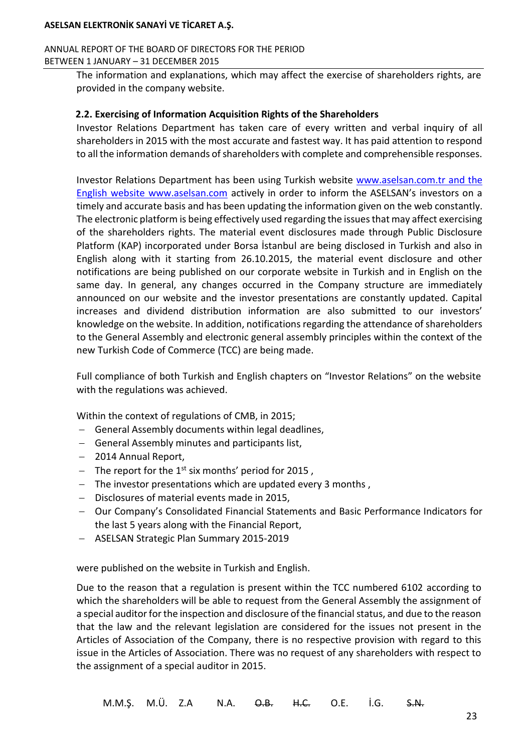The information and explanations, which may affect the exercise of shareholders rights, are provided in the company website.

### 2.2. Exercising of Information Acquisition Rights of the Shareholders

Investor Relations Department has taken care of every written and verbal inquiry of all shareholders in 2015 with the most accurate and fastest way. It has paid attention to respond to all the information demands of shareholders with complete and comprehensible responses.

Investor Relations Department has been using Turkish website www.aselsan.com.tr and the English website www.aselsan.com actively in order to inform the ASELSAN's investors on a timely and accurate basis and has been updating the information given on the web constantly. The electronic platform is being effectively used regarding the issues that may affect exercising of the shareholders rights. The material event disclosures made through Public Disclosure Platform (KAP) incorporated under Borsa İstanbul are being disclosed in Turkish and also in English along with it starting from 26.10.2015, the material event disclosure and other notifications are being published on our corporate website in Turkish and in English on the same day. In general, any changes occurred in the Company structure are immediately announced on our website and the investor presentations are constantly updated. Capital increases and dividend distribution information are also submitted to our investors' knowledge on the website. In addition, notifications regarding the attendance of shareholders to the General Assembly and electronic general assembly principles within the context of the new Turkish Code of Commerce (TCC) are being made.

Full compliance of both Turkish and English chapters on "Investor Relations" on the website with the regulations was achieved.

Within the context of regulations of CMB, in 2015;

- General Assembly documents within legal deadlines,
- General Assembly minutes and participants list,
- 2014 Annual Report,
- The report for the 1st six months' period for 2015 ,
- The investor presentations which are updated every 3 months ,
- Disclosures of material events made in 2015,
- Our Company's Consolidated Financial Statements and Basic Performance Indicators for the last 5 years along with the Financial Report,
- ASELSAN Strategic Plan Summary 2015-2019

were published on the website in Turkish and English.

Due to the reason that a regulation is present within the TCC numbered 6102 according to which the shareholders will be able to request from the General Assembly the assignment of a special auditor for the inspection and disclosure of the financial status, and due to the reason that the law and the relevant legislation are considered for the issues not present in the Articles of Association of the Company, there is no respective provision with regard to this issue in the Articles of Association. There was no request of any shareholders with respect to the assignment of a special auditor in 2015.

M.M.Ş. M.Ü. Z.A N.A. ~~O.B.~~ ~~H.C.~~ O.E. İ.G. ~~S.N.~~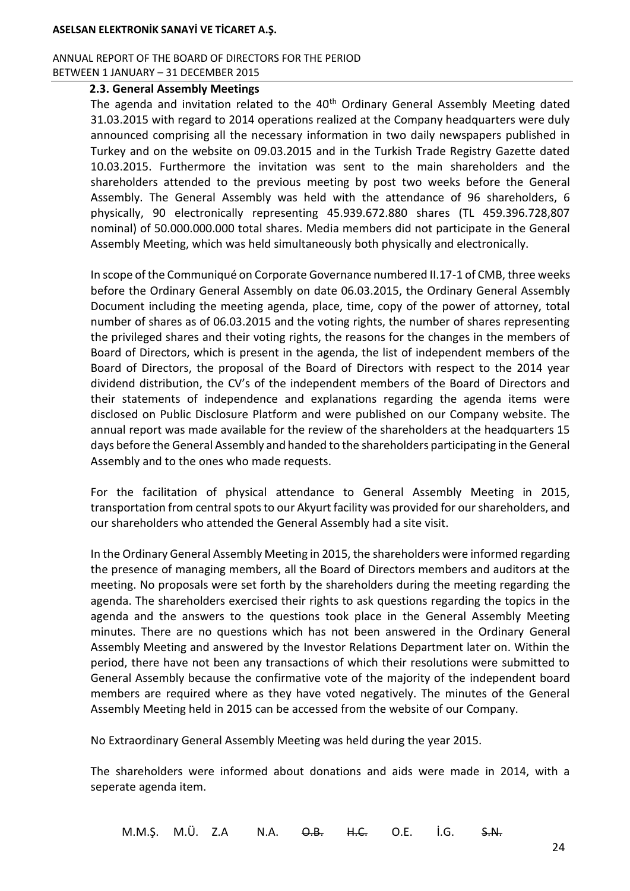### 2.3. General Assembly Meetings

The agenda and invitation related to the 40th Ordinary General Assembly Meeting dated 31.03.2015 with regard to 2014 operations realized at the Company headquarters were duly announced comprising all the necessary information in two daily newspapers published in Turkey and on the website on 09.03.2015 and in the Turkish Trade Registry Gazette dated 10.03.2015. Furthermore the invitation was sent to the main shareholders and the shareholders attended to the previous meeting by post two weeks before the General Assembly. The General Assembly was held with the attendance of 96 shareholders, 6 physically, 90 electronically representing 45.939.672.880 shares (TL 459.396.728,807 nominal) of 50.000.000.000 total shares. Media members did not participate in the General Assembly Meeting, which was held simultaneously both physically and electronically.

In scope of the Communiqué on Corporate Governance numbered II.17-1 of CMB, three weeks before the Ordinary General Assembly on date 06.03.2015, the Ordinary General Assembly Document including the meeting agenda, place, time, copy of the power of attorney, total number of shares as of 06.03.2015 and the voting rights, the number of shares representing the privileged shares and their voting rights, the reasons for the changes in the members of Board of Directors, which is present in the agenda, the list of independent members of the Board of Directors, the proposal of the Board of Directors with respect to the 2014 year dividend distribution, the CV's of the independent members of the Board of Directors and their statements of independence and explanations regarding the agenda items were disclosed on Public Disclosure Platform and were published on our Company website. The annual report was made available for the review of the shareholders at the headquarters 15 days before the General Assembly and handed to the shareholders participating in the General Assembly and to the ones who made requests.

For the facilitation of physical attendance to General Assembly Meeting in 2015, transportation from central spots to our Akyurt facility was provided for our shareholders, and our shareholders who attended the General Assembly had a site visit.

In the Ordinary General Assembly Meeting in 2015, the shareholders were informed regarding the presence of managing members, all the Board of Directors members and auditors at the meeting. No proposals were set forth by the shareholders during the meeting regarding the agenda. The shareholders exercised their rights to ask questions regarding the topics in the agenda and the answers to the questions took place in the General Assembly Meeting minutes. There are no questions which has not been answered in the Ordinary General Assembly Meeting and answered by the Investor Relations Department later on. Within the period, there have not been any transactions of which their resolutions were submitted to General Assembly because the confirmative vote of the majority of the independent board members are required where as they have voted negatively. The minutes of the General Assembly Meeting held in 2015 can be accessed from the website of our Company.

No Extraordinary General Assembly Meeting was held during the year 2015.

The shareholders were informed about donations and aids were made in 2014, with a seperate agenda item.

M.M.Ş. M.Ü. Z.A N.A. ~~O.B.~~ ~~H.C.~~ O.E. İ.G. ~~S.N.~~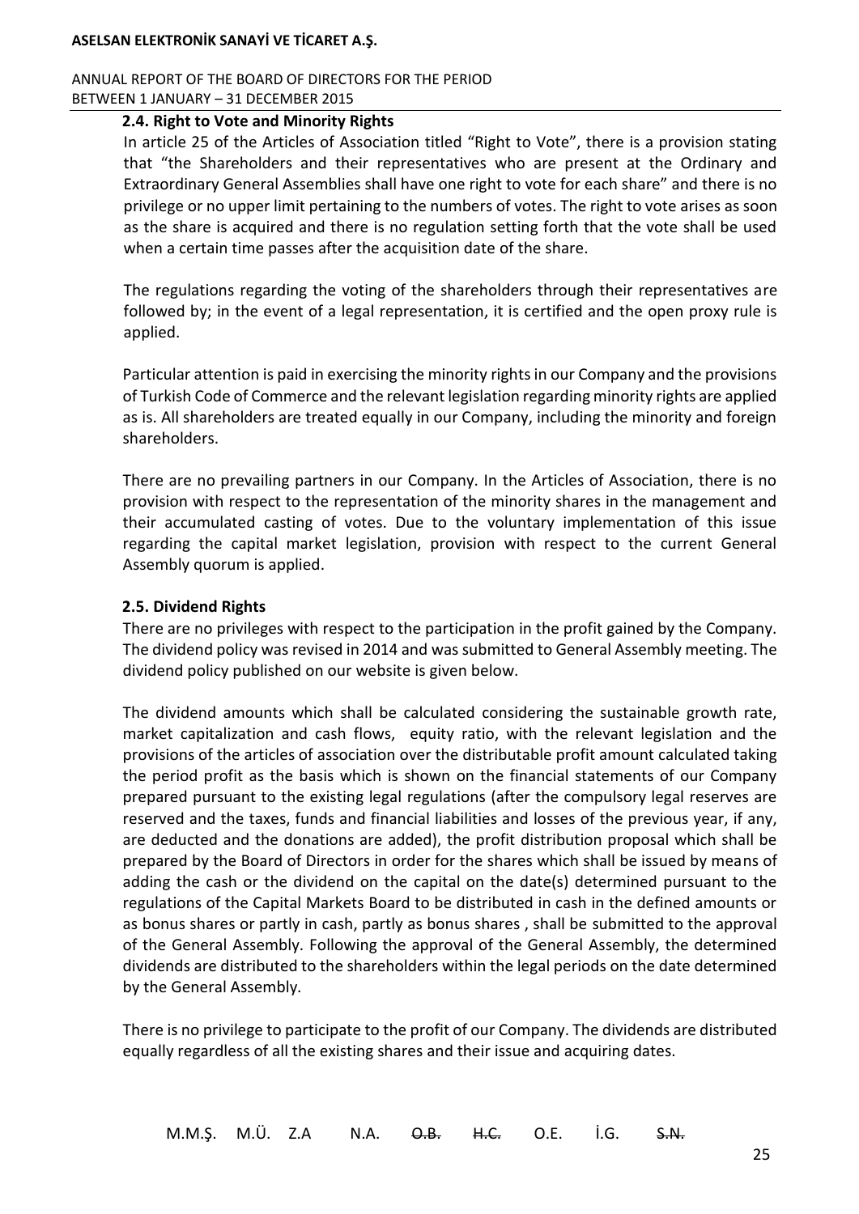### 2.4. Right to Vote and Minority Rights

In article 25 of the Articles of Association titled "Right to Vote", there is a provision stating that "the Shareholders and their representatives who are present at the Ordinary and Extraordinary General Assemblies shall have one right to vote for each share" and there is no privilege or no upper limit pertaining to the numbers of votes. The right to vote arises as soon as the share is acquired and there is no regulation setting forth that the vote shall be used when a certain time passes after the acquisition date of the share.

The regulations regarding the voting of the shareholders through their representatives are followed by; in the event of a legal representation, it is certified and the open proxy rule is applied.

Particular attention is paid in exercising the minority rights in our Company and the provisions of Turkish Code of Commerce and the relevant legislation regarding minority rights are applied as is. All shareholders are treated equally in our Company, including the minority and foreign shareholders.

There are no prevailing partners in our Company. In the Articles of Association, there is no provision with respect to the representation of the minority shares in the management and their accumulated casting of votes. Due to the voluntary implementation of this issue regarding the capital market legislation, provision with respect to the current General Assembly quorum is applied.

### 2.5. Dividend Rights

There are no privileges with respect to the participation in the profit gained by the Company. The dividend policy was revised in 2014 and was submitted to General Assembly meeting. The dividend policy published on our website is given below.

The dividend amounts which shall be calculated considering the sustainable growth rate, market capitalization and cash flows, equity ratio, with the relevant legislation and the provisions of the articles of association over the distributable profit amount calculated taking the period profit as the basis which is shown on the financial statements of our Company prepared pursuant to the existing legal regulations (after the compulsory legal reserves are reserved and the taxes, funds and financial liabilities and losses of the previous year, if any, are deducted and the donations are added), the profit distribution proposal which shall be prepared by the Board of Directors in order for the shares which shall be issued by means of adding the cash or the dividend on the capital on the date(s) determined pursuant to the regulations of the Capital Markets Board to be distributed in cash in the defined amounts or as bonus shares or partly in cash, partly as bonus shares , shall be submitted to the approval of the General Assembly. Following the approval of the General Assembly, the determined dividends are distributed to the shareholders within the legal periods on the date determined by the General Assembly.

There is no privilege to participate to the profit of our Company. The dividends are distributed equally regardless of all the existing shares and their issue and acquiring dates.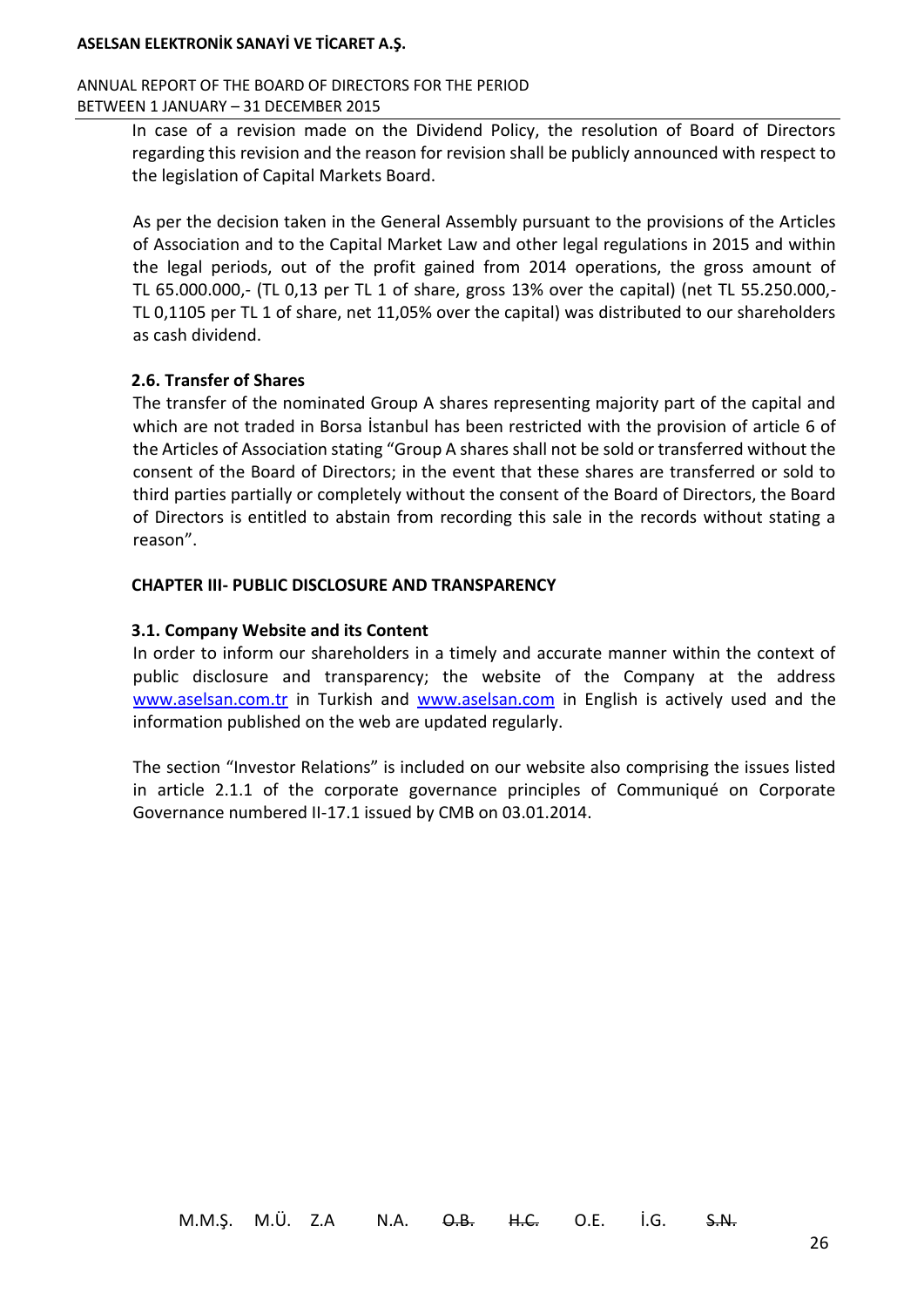In case of a revision made on the Dividend Policy, the resolution of Board of Directors regarding this revision and the reason for revision shall be publicly announced with respect to the legislation of Capital Markets Board.

As per the decision taken in the General Assembly pursuant to the provisions of the Articles of Association and to the Capital Market Law and other legal regulations in 2015 and within the legal periods, out of the profit gained from 2014 operations, the gross amount of TL 65.000.000,- (TL 0,13 per TL 1 of share, gross 13% over the capital) (net TL 55.250.000,- TL 0,1105 per TL 1 of share, net 11,05% over the capital) was distributed to our shareholders as cash dividend.

### 2.6. Transfer of Shares

The transfer of the nominated Group A shares representing majority part of the capital and which are not traded in Borsa İstanbul has been restricted with the provision of article 6 of the Articles of Association stating “Group A shares shall not be sold or transferred without the consent of the Board of Directors; in the event that these shares are transferred or sold to third parties partially or completely without the consent of the Board of Directors, the Board of Directors is entitled to abstain from recording this sale in the records without stating a reason”.

## CHAPTER III- PUBLIC DISCLOSURE AND TRANSPARENCY

### 3.1. Company Website and its Content

In order to inform our shareholders in a timely and accurate manner within the context of public disclosure and transparency; the website of the Company at the address www.aselsan.com.tr in Turkish and www.aselsan.com in English is actively used and the information published on the web are updated regularly.

The section “Investor Relations” is included on our website also comprising the issues listed in article 2.1.1 of the corporate governance principles of Communiqué on Corporate Governance numbered II-17.1 issued by CMB on 03.01.2014.

M.M.Ş. M.Ü. Z.A N.A. ~~O.B.~~ ~~H.C.~~ O.E. İ.G. ~~S.N.~~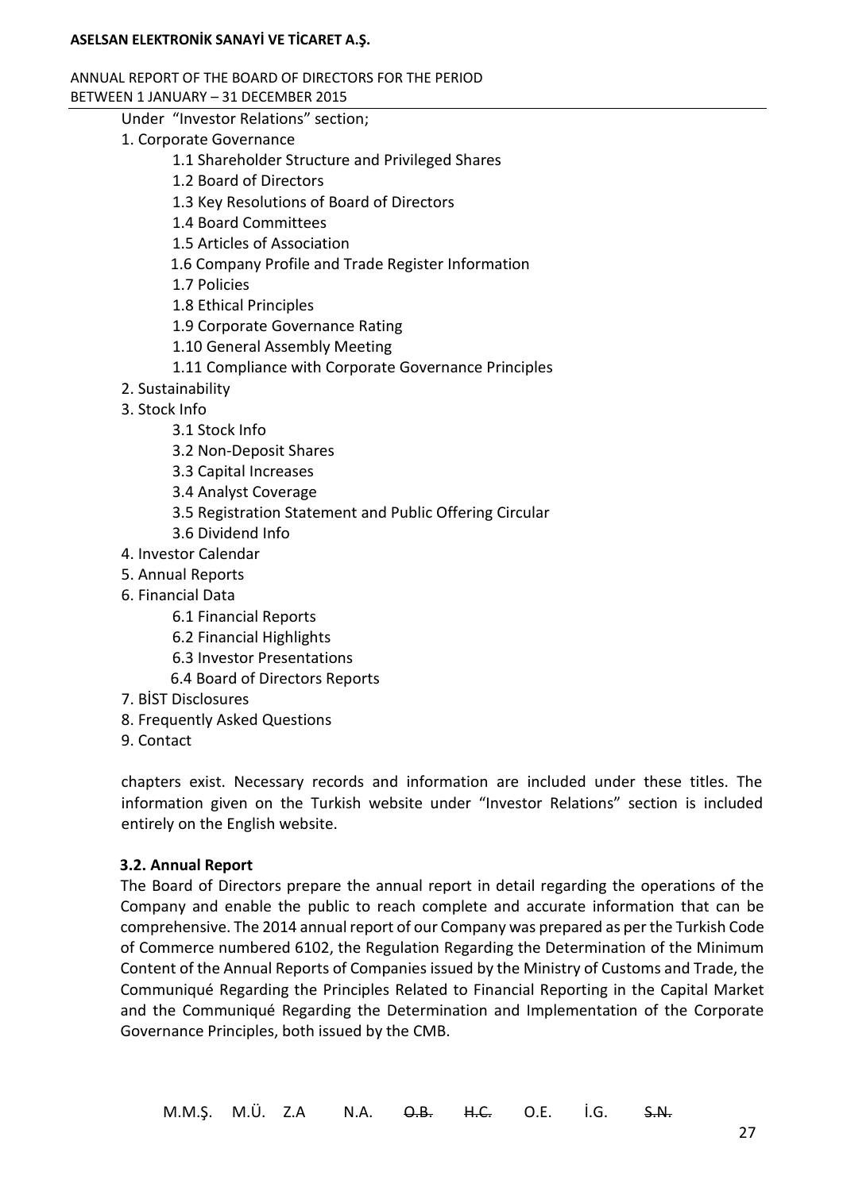Under "Investor Relations" section;

1. Corporate Governance
    - 1.1 Shareholder Structure and Privileged Shares
    - 1.2 Board of Directors
    - 1.3 Key Resolutions of Board of Directors
    - 1.4 Board Committees
    - 1.5 Articles of Association
    - 1.6 Company Profile and Trade Register Information
    - 1.7 Policies
    - 1.8 Ethical Principles
    - 1.9 Corporate Governance Rating
    - 1.10 General Assembly Meeting
    - 1.11 Compliance with Corporate Governance Principles
2. Sustainability
3. Stock Info
    - 3.1 Stock Info
    - 3.2 Non-Deposit Shares
    - 3.3 Capital Increases
    - 3.4 Analyst Coverage
    - 3.5 Registration Statement and Public Offering Circular
    - 3.6 Dividend Info
4. Investor Calendar
5. Annual Reports
6. Financial Data
    - 6.1 Financial Reports
    - 6.2 Financial Highlights
    - 6.3 Investor Presentations
    - 6.4 Board of Directors Reports
7. BİST Disclosures
8. Frequently Asked Questions
9. Contact

chapters exist. Necessary records and information are included under these titles. The information given on the Turkish website under "Investor Relations" section is included entirely on the English website.

**3.2. Annual Report**

The Board of Directors prepare the annual report in detail regarding the operations of the Company and enable the public to reach complete and accurate information that can be comprehensive. The 2014 annual report of our Company was prepared as per the Turkish Code of Commerce numbered 6102, the Regulation Regarding the Determination of the Minimum Content of the Annual Reports of Companies issued by the Ministry of Customs and Trade, the Communiqué Regarding the Principles Related to Financial Reporting in the Capital Market and the Communiqué Regarding the Determination and Implementation of the Corporate Governance Principles, both issued by the CMB.

M.M.Ş. M.Ü. Z.A N.A. ~~O.B.~~ ~~H.C.~~ O.E. İ.G. ~~S.N.~~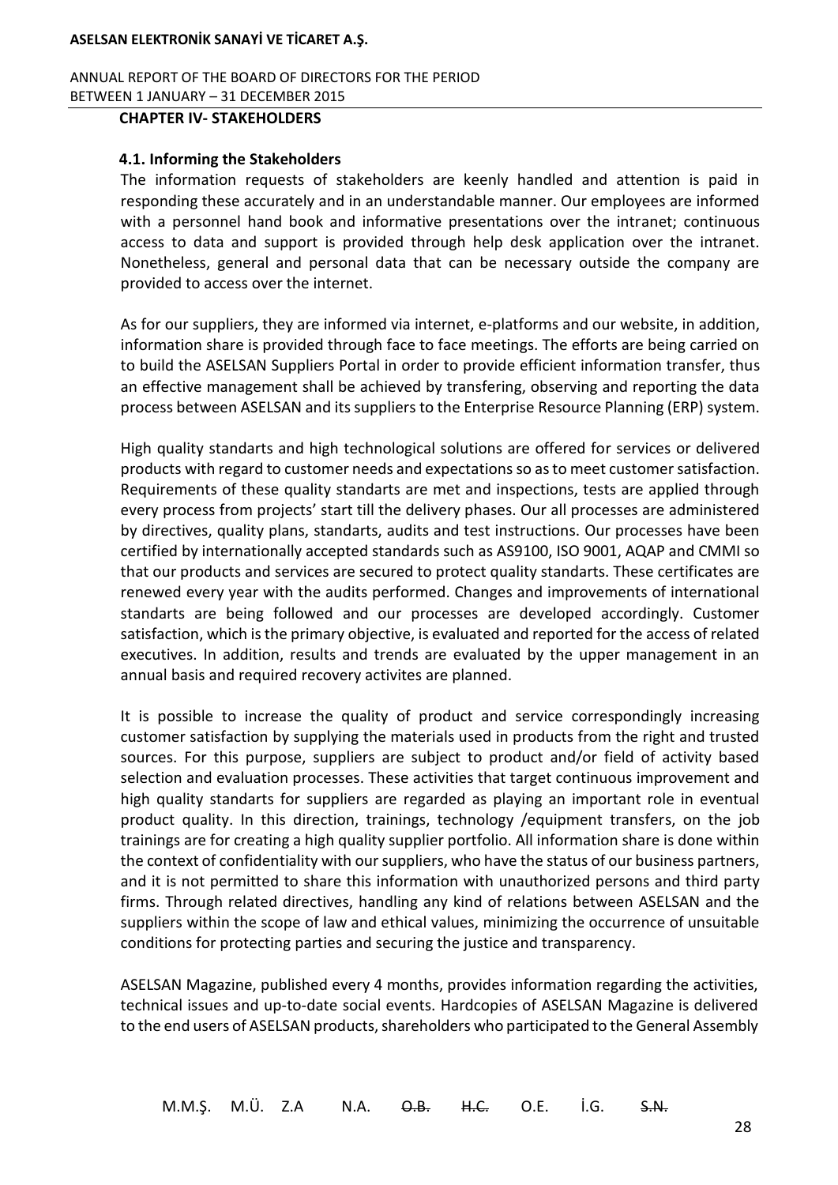## CHAPTER IV- STAKEHOLDERS

### 4.1. Informing the Stakeholders

The information requests of stakeholders are keenly handled and attention is paid in responding these accurately and in an understandable manner. Our employees are informed with a personnel hand book and informative presentations over the intranet; continuous access to data and support is provided through help desk application over the intranet. Nonetheless, general and personal data that can be necessary outside the company are provided to access over the internet.

As for our suppliers, they are informed via internet, e-platforms and our website, in addition, information share is provided through face to face meetings. The efforts are being carried on to build the ASELSAN Suppliers Portal in order to provide efficient information transfer, thus an effective management shall be achieved by transfering, observing and reporting the data process between ASELSAN and its suppliers to the Enterprise Resource Planning (ERP) system.

High quality standarts and high technological solutions are offered for services or delivered products with regard to customer needs and expectations so as to meet customer satisfaction. Requirements of these quality standarts are met and inspections, tests are applied through every process from projects' start till the delivery phases. Our all processes are administered by directives, quality plans, standarts, audits and test instructions. Our processes have been certified by internationally accepted standards such as AS9100, ISO 9001, AQAP and CMMI so that our products and services are secured to protect quality standarts. These certificates are renewed every year with the audits performed. Changes and improvements of international standarts are being followed and our processes are developed accordingly. Customer satisfaction, which is the primary objective, is evaluated and reported for the access of related executives. In addition, results and trends are evaluated by the upper management in an annual basis and required recovery activites are planned.

It is possible to increase the quality of product and service correspondingly increasing customer satisfaction by supplying the materials used in products from the right and trusted sources. For this purpose, suppliers are subject to product and/or field of activity based selection and evaluation processes. These activities that target continuous improvement and high quality standarts for suppliers are regarded as playing an important role in eventual product quality. In this direction, trainings, technology /equipment transfers, on the job trainings are for creating a high quality supplier portfolio. All information share is done within the context of confidentiality with our suppliers, who have the status of our business partners, and it is not permitted to share this information with unauthorized persons and third party firms. Through related directives, handling any kind of relations between ASELSAN and the suppliers within the scope of law and ethical values, minimizing the occurrence of unsuitable conditions for protecting parties and securing the justice and transparency.

ASELSAN Magazine, published every 4 months, provides information regarding the activities, technical issues and up-to-date social events. Hardcopies of ASELSAN Magazine is delivered to the end users of ASELSAN products, shareholders who participated to the General Assembly

M.M.Ş. M.Ü. Z.A N.A. ~~O.B.~~ ~~H.C.~~ O.E. İ.G. ~~S.N.~~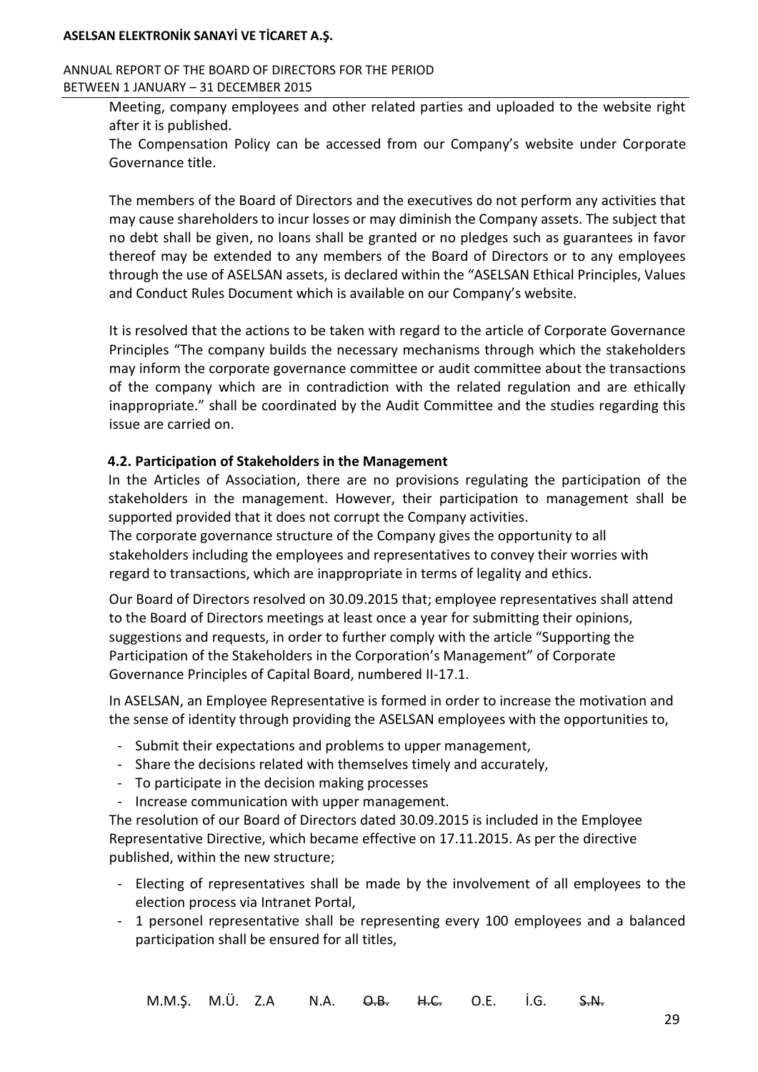Meeting, company employees and other related parties and uploaded to the website right after it is published.

The Compensation Policy can be accessed from our Company's website under Corporate Governance title.

The members of the Board of Directors and the executives do not perform any activities that may cause shareholders to incur losses or may diminish the Company assets. The subject that no debt shall be given, no loans shall be granted or no pledges such as guarantees in favor thereof may be extended to any members of the Board of Directors or to any employees through the use of ASELSAN assets, is declared within the "ASELSAN Ethical Principles, Values and Conduct Rules Document which is available on our Company's website.

It is resolved that the actions to be taken with regard to the article of Corporate Governance Principles "The company builds the necessary mechanisms through which the stakeholders may inform the corporate governance committee or audit committee about the transactions of the company which are in contradiction with the related regulation and are ethically inappropriate." shall be coordinated by the Audit Committee and the studies regarding this issue are carried on.

### 4.2. Participation of Stakeholders in the Management

In the Articles of Association, there are no provisions regulating the participation of the stakeholders in the management. However, their participation to management shall be supported provided that it does not corrupt the Company activities.

The corporate governance structure of the Company gives the opportunity to all stakeholders including the employees and representatives to convey their worries with regard to transactions, which are inappropriate in terms of legality and ethics.

Our Board of Directors resolved on 30.09.2015 that; employee representatives shall attend to the Board of Directors meetings at least once a year for submitting their opinions, suggestions and requests, in order to further comply with the article "Supporting the Participation of the Stakeholders in the Corporation's Management" of Corporate Governance Principles of Capital Board, numbered II-17.1.

In ASELSAN, an Employee Representative is formed in order to increase the motivation and the sense of identity through providing the ASELSAN employees with the opportunities to,

- Submit their expectations and problems to upper management,
- Share the decisions related with themselves timely and accurately,
- To participate in the decision making processes
- Increase communication with upper management.

The resolution of our Board of Directors dated 30.09.2015 is included in the Employee Representative Directive, which became effective on 17.11.2015. As per the directive published, within the new structure;

- Electing of representatives shall be made by the involvement of all employees to the election process via Intranet Portal,
- 1 personel representative shall be representing every 100 employees and a balanced participation shall be ensured for all titles,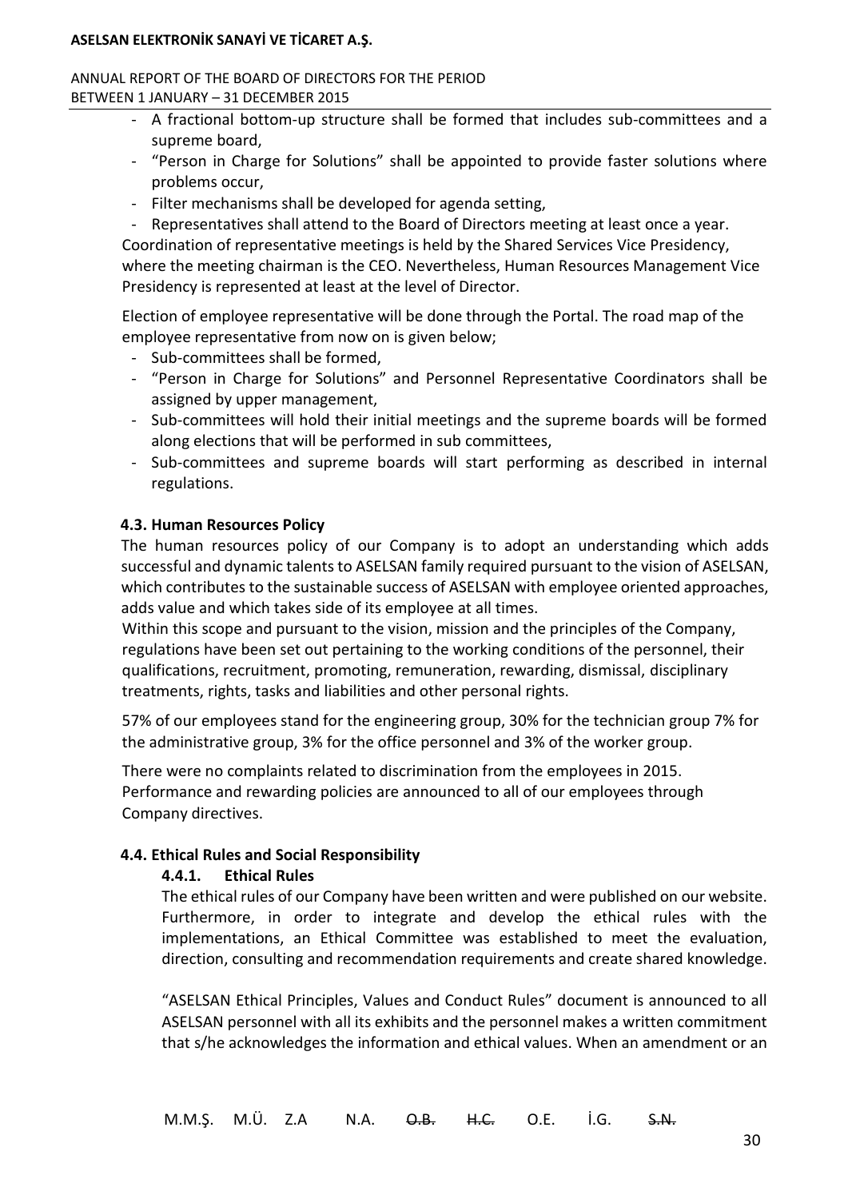- A fractional bottom-up structure shall be formed that includes sub-committees and a supreme board,
- "Person in Charge for Solutions" shall be appointed to provide faster solutions where problems occur,
- Filter mechanisms shall be developed for agenda setting,
- Representatives shall attend to the Board of Directors meeting at least once a year.

Coordination of representative meetings is held by the Shared Services Vice Presidency, where the meeting chairman is the CEO. Nevertheless, Human Resources Management Vice Presidency is represented at least at the level of Director.

Election of employee representative will be done through the Portal. The road map of the employee representative from now on is given below;

- Sub-committees shall be formed,
- "Person in Charge for Solutions" and Personnel Representative Coordinators shall be assigned by upper management,
- Sub-committees will hold their initial meetings and the supreme boards will be formed along elections that will be performed in sub committees,
- Sub-committees and supreme boards will start performing as described in internal regulations.

### 4.3. Human Resources Policy

The human resources policy of our Company is to adopt an understanding which adds successful and dynamic talents to ASELSAN family required pursuant to the vision of ASELSAN, which contributes to the sustainable success of ASELSAN with employee oriented approaches, adds value and which takes side of its employee at all times.

Within this scope and pursuant to the vision, mission and the principles of the Company, regulations have been set out pertaining to the working conditions of the personnel, their qualifications, recruitment, promoting, remuneration, rewarding, dismissal, disciplinary treatments, rights, tasks and liabilities and other personal rights.

57% of our employees stand for the engineering group, 30% for the technician group 7% for the administrative group, 3% for the office personnel and 3% of the worker group.

There were no complaints related to discrimination from the employees in 2015. Performance and rewarding policies are announced to all of our employees through Company directives.

### 4.4. Ethical Rules and Social Responsibility

#### 4.4.1. Ethical Rules

The ethical rules of our Company have been written and were published on our website. Furthermore, in order to integrate and develop the ethical rules with the implementations, an Ethical Committee was established to meet the evaluation, direction, consulting and recommendation requirements and create shared knowledge.

"ASELSAN Ethical Principles, Values and Conduct Rules" document is announced to all ASELSAN personnel with all its exhibits and the personnel makes a written commitment that s/he acknowledges the information and ethical values. When an amendment or an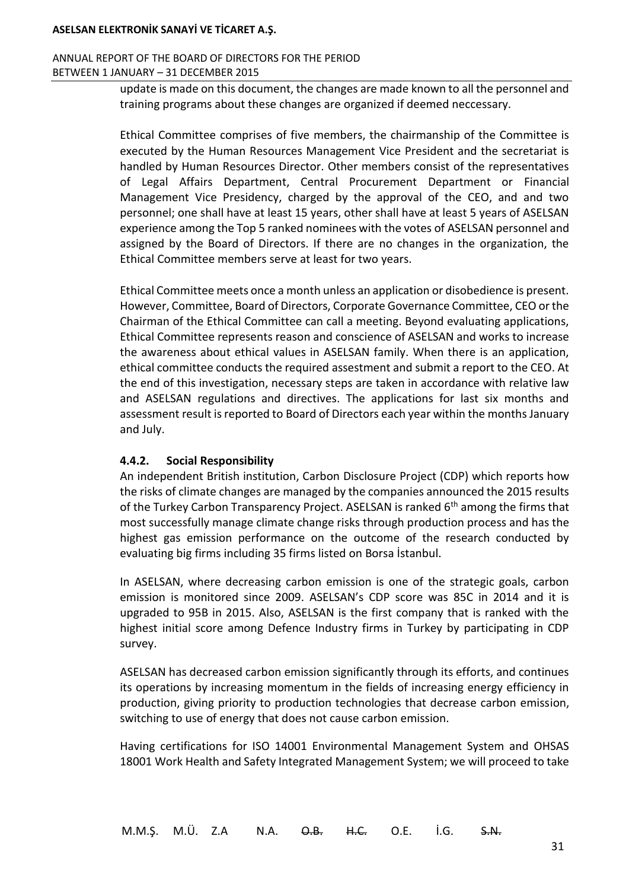update is made on this document, the changes are made known to all the personnel and training programs about these changes are organized if deemed neccessary.

Ethical Committee comprises of five members, the chairmanship of the Committee is executed by the Human Resources Management Vice President and the secretariat is handled by Human Resources Director. Other members consist of the representatives of Legal Affairs Department, Central Procurement Department or Financial Management Vice Presidency, charged by the approval of the CEO, and and two personnel; one shall have at least 15 years, other shall have at least 5 years of ASELSAN experience among the Top 5 ranked nominees with the votes of ASELSAN personnel and assigned by the Board of Directors. If there are no changes in the organization, the Ethical Committee members serve at least for two years.

Ethical Committee meets once a month unless an application or disobedience is present. However, Committee, Board of Directors, Corporate Governance Committee, CEO or the Chairman of the Ethical Committee can call a meeting. Beyond evaluating applications, Ethical Committee represents reason and conscience of ASELSAN and works to increase the awareness about ethical values in ASELSAN family. When there is an application, ethical committee conducts the required assestment and submit a report to the CEO. At the end of this investigation, necessary steps are taken in accordance with relative law and ASELSAN regulations and directives. The applications for last six months and assessment result is reported to Board of Directors each year within the months January and July.

### 4.4.2. Social Responsibility

An independent British institution, Carbon Disclosure Project (CDP) which reports how the risks of climate changes are managed by the companies announced the 2015 results of the Turkey Carbon Transparency Project. ASELSAN is ranked 6th among the firms that most successfully manage climate change risks through production process and has the highest gas emission performance on the outcome of the research conducted by evaluating big firms including 35 firms listed on Borsa İstanbul.

In ASELSAN, where decreasing carbon emission is one of the strategic goals, carbon emission is monitored since 2009. ASELSAN's CDP score was 85C in 2014 and it is upgraded to 95B in 2015. Also, ASELSAN is the first company that is ranked with the highest initial score among Defence Industry firms in Turkey by participating in CDP survey.

ASELSAN has decreased carbon emission significantly through its efforts, and continues its operations by increasing momentum in the fields of increasing energy efficiency in production, giving priority to production technologies that decrease carbon emission, switching to use of energy that does not cause carbon emission.

Having certifications for ISO 14001 Environmental Management System and OHSAS 18001 Work Health and Safety Integrated Management System; we will proceed to take

M.M.Ş. M.Ü. Z.A N.A. ~~O.B.~~ ~~H.C.~~ O.E. İ.G. ~~S.N.~~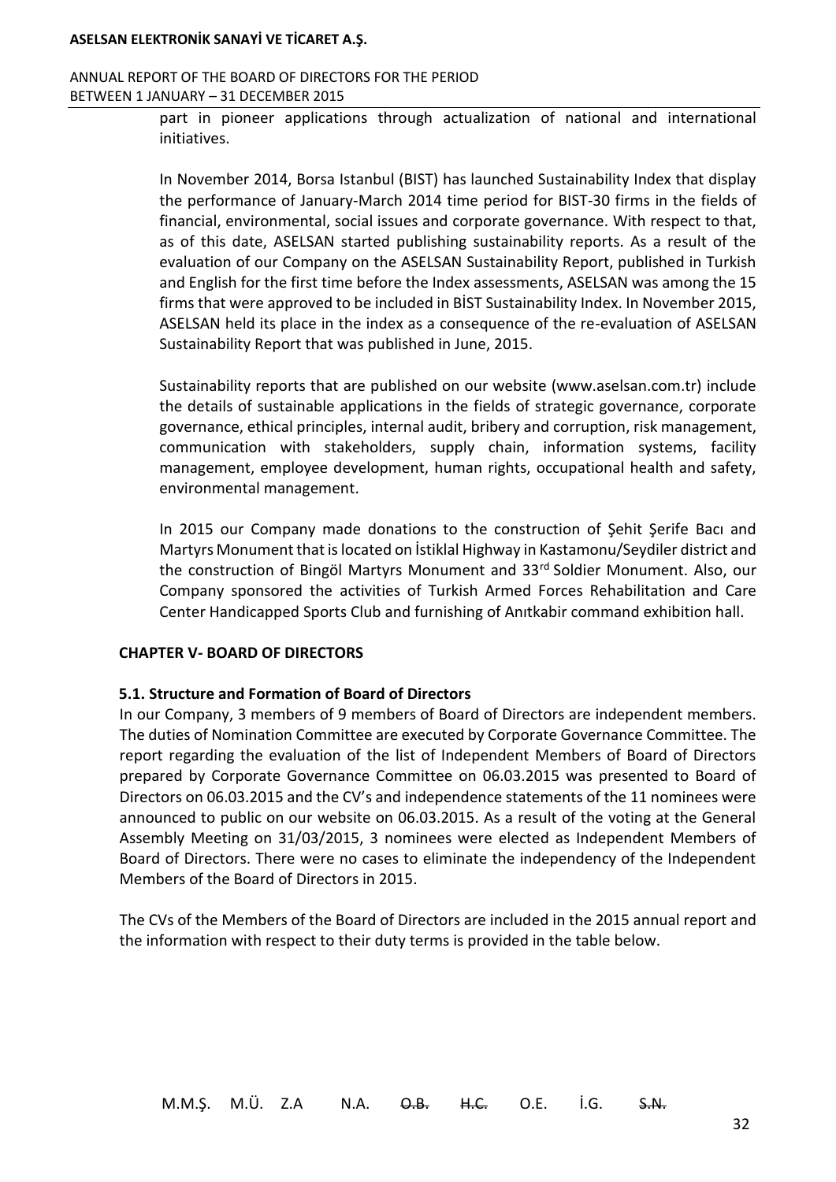part in pioneer applications through actualization of national and international initiatives.

In November 2014, Borsa Istanbul (BIST) has launched Sustainability Index that display the performance of January-March 2014 time period for BIST-30 firms in the fields of financial, environmental, social issues and corporate governance. With respect to that, as of this date, ASELSAN started publishing sustainability reports. As a result of the evaluation of our Company on the ASELSAN Sustainability Report, published in Turkish and English for the first time before the Index assessments, ASELSAN was among the 15 firms that were approved to be included in BİST Sustainability Index. In November 2015, ASELSAN held its place in the index as a consequence of the re-evaluation of ASELSAN Sustainability Report that was published in June, 2015.

Sustainability reports that are published on our website (www.aselsan.com.tr) include the details of sustainable applications in the fields of strategic governance, corporate governance, ethical principles, internal audit, bribery and corruption, risk management, communication with stakeholders, supply chain, information systems, facility management, employee development, human rights, occupational health and safety, environmental management.

In 2015 our Company made donations to the construction of Şehit Şerife Bacı and Martyrs Monument that is located on İstiklal Highway in Kastamonu/Seydiler district and the construction of Bingöl Martyrs Monument and 33rd Soldier Monument. Also, our Company sponsored the activities of Turkish Armed Forces Rehabilitation and Care Center Handicapped Sports Club and furnishing of Anıtkabir command exhibition hall.

## CHAPTER V- BOARD OF DIRECTORS

### 5.1. Structure and Formation of Board of Directors

In our Company, 3 members of 9 members of Board of Directors are independent members. The duties of Nomination Committee are executed by Corporate Governance Committee. The report regarding the evaluation of the list of Independent Members of Board of Directors prepared by Corporate Governance Committee on 06.03.2015 was presented to Board of Directors on 06.03.2015 and the CV's and independence statements of the 11 nominees were announced to public on our website on 06.03.2015. As a result of the voting at the General Assembly Meeting on 31/03/2015, 3 nominees were elected as Independent Members of Board of Directors. There were no cases to eliminate the independency of the Independent Members of the Board of Directors in 2015.

The CVs of the Members of the Board of Directors are included in the 2015 annual report and the information with respect to their duty terms is provided in the table below.

M.M.Ş. M.Ü. Z.A N.A. ~~O.B.~~ ~~H.C.~~ O.E. İ.G. ~~S.N.~~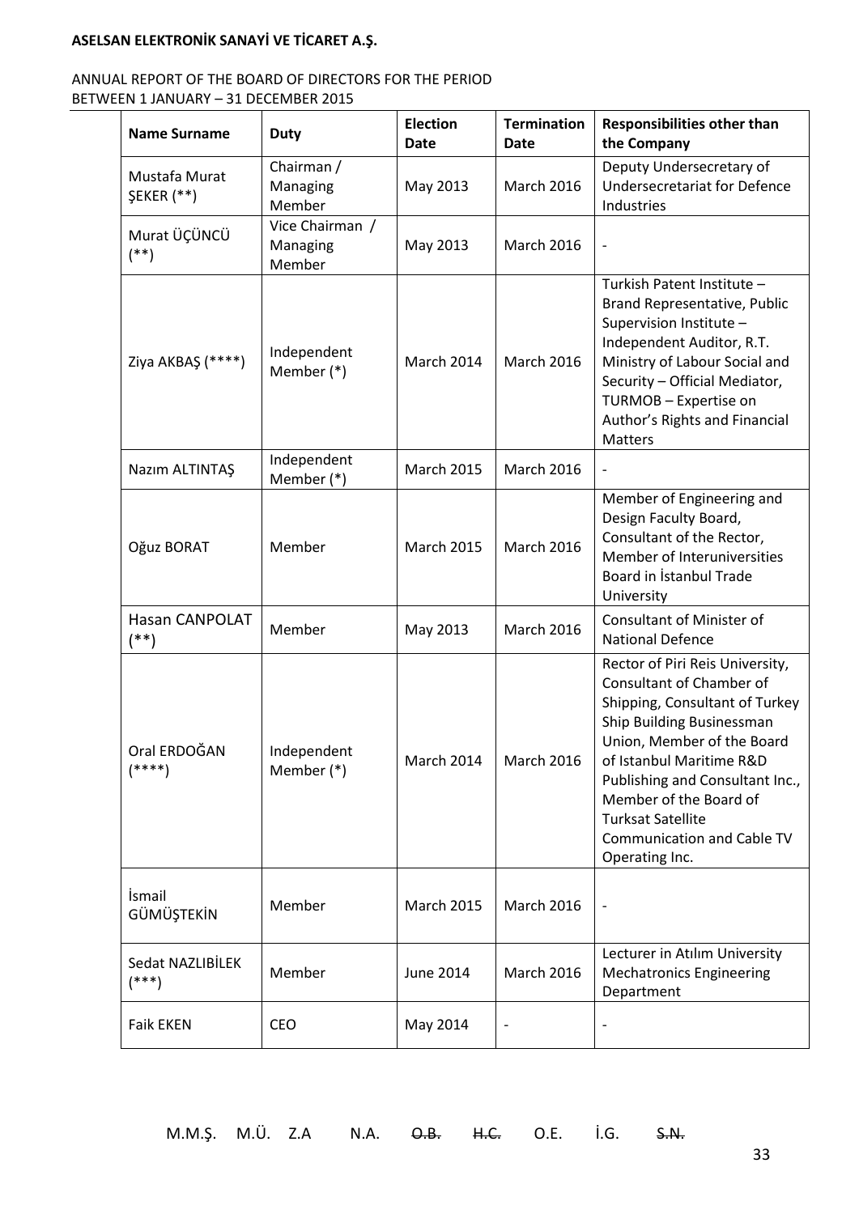| Name Surname | Duty | Election Date | Termination Date | Responsibilities other than the Company |
|---|---|---|---|---|
| Mustafa Murat ŞEKER (**) | Chairman / Managing Member | May 2013 | March 2016 | Deputy Undersecretary of Undersecretariat for Defence Industries |
| Murat ÜÇÜNCÜ (**) | Vice Chairman / Managing Member | May 2013 | March 2016 | - |
| Ziya AKBAŞ (****) | Independent Member (*) | March 2014 | March 2016 | Turkish Patent Institute – Brand Representative, Public Supervision Institute – Independent Auditor, R.T. Ministry of Labour Social and Security – Official Mediator, TURMOB – Expertise on Author's Rights and Financial Matters |
| Nazım ALTINTAŞ | Independent Member (*) | March 2015 | March 2016 | - |
| Oğuz BORAT | Member | March 2015 | March 2016 | Member of Engineering and Design Faculty Board, Consultant of the Rector, Member of Interuniversities Board in İstanbul Trade University |
| Hasan CANPOLAT (**) | Member | May 2013 | March 2016 | Consultant of Minister of National Defence |
| Oral ERDOĞAN (****) | Independent Member (*) | March 2014 | March 2016 | Rector of Piri Reis University, Consultant of Chamber of Shipping, Consultant of Turkey Ship Building Businessman Union, Member of the Board of Istanbul Maritime R&D Publishing and Consultant Inc., Member of the Board of Turksat Satellite Communication and Cable TV Operating Inc. |
| İsmail GÜMÜŞTEKİN | Member | March 2015 | March 2016 | - |
| Sedat NAZLIBİLEK (***) | Member | June 2014 | March 2016 | Lecturer in Atılım University Mechatronics Engineering Department |
| Faik EKEN | CEO | May 2014 | - | - |

M.M.Ş. M.Ü. Z.A N.A. ~~O.B.~~ ~~H.C.~~ O.E. İ.G. ~~S.N.~~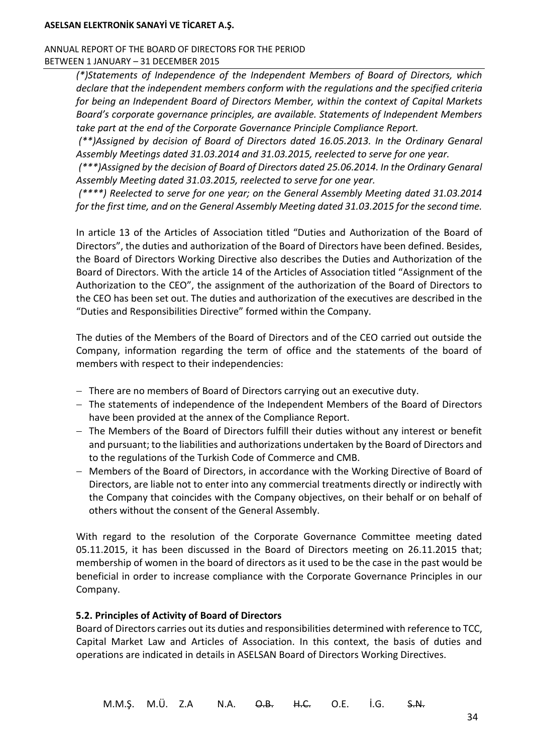*(\*)Statements of Independence of the Independent Members of Board of Directors, which declare that the independent members conform with the regulations and the specified criteria for being an Independent Board of Directors Member, within the context of Capital Markets Board's corporate governance principles, are available. Statements of Independent Members take part at the end of the Corporate Governance Principle Compliance Report.*

*(\*\*)Assigned by decision of Board of Directors dated 16.05.2013. In the Ordinary Genaral Assembly Meetings dated 31.03.2014 and 31.03.2015, reelected to serve for one year.*

*(\*\*\*)Assigned by the decision of Board of Directors dated 25.06.2014. In the Ordinary Genaral Assembly Meeting dated 31.03.2015, reelected to serve for one year.*

*(\*\*\*\*) Reelected to serve for one year; on the General Assembly Meeting dated 31.03.2014 for the first time, and on the General Assembly Meeting dated 31.03.2015 for the second time.*

In article 13 of the Articles of Association titled "Duties and Authorization of the Board of Directors", the duties and authorization of the Board of Directors have been defined. Besides, the Board of Directors Working Directive also describes the Duties and Authorization of the Board of Directors. With the article 14 of the Articles of Association titled "Assignment of the Authorization to the CEO", the assignment of the authorization of the Board of Directors to the CEO has been set out. The duties and authorization of the executives are described in the "Duties and Responsibilities Directive" formed within the Company.

The duties of the Members of the Board of Directors and of the CEO carried out outside the Company, information regarding the term of office and the statements of the board of members with respect to their independencies:

- There are no members of Board of Directors carrying out an executive duty.
- The statements of independence of the Independent Members of the Board of Directors have been provided at the annex of the Compliance Report.
- The Members of the Board of Directors fulfill their duties without any interest or benefit and pursuant; to the liabilities and authorizations undertaken by the Board of Directors and to the regulations of the Turkish Code of Commerce and CMB.
- Members of the Board of Directors, in accordance with the Working Directive of Board of Directors, are liable not to enter into any commercial treatments directly or indirectly with the Company that coincides with the Company objectives, on their behalf or on behalf of others without the consent of the General Assembly.

With regard to the resolution of the Corporate Governance Committee meeting dated 05.11.2015, it has been discussed in the Board of Directors meeting on 26.11.2015 that; membership of women in the board of directors as it used to be the case in the past would be beneficial in order to increase compliance with the Corporate Governance Principles in our Company.

### 5.2. Principles of Activity of Board of Directors

Board of Directors carries out its duties and responsibilities determined with reference to TCC, Capital Market Law and Articles of Association. In this context, the basis of duties and operations are indicated in details in ASELSAN Board of Directors Working Directives.

M.M.Ş. M.Ü. Z.A N.A. ~~O.B.~~ ~~H.C.~~ O.E. İ.G. ~~S.N.~~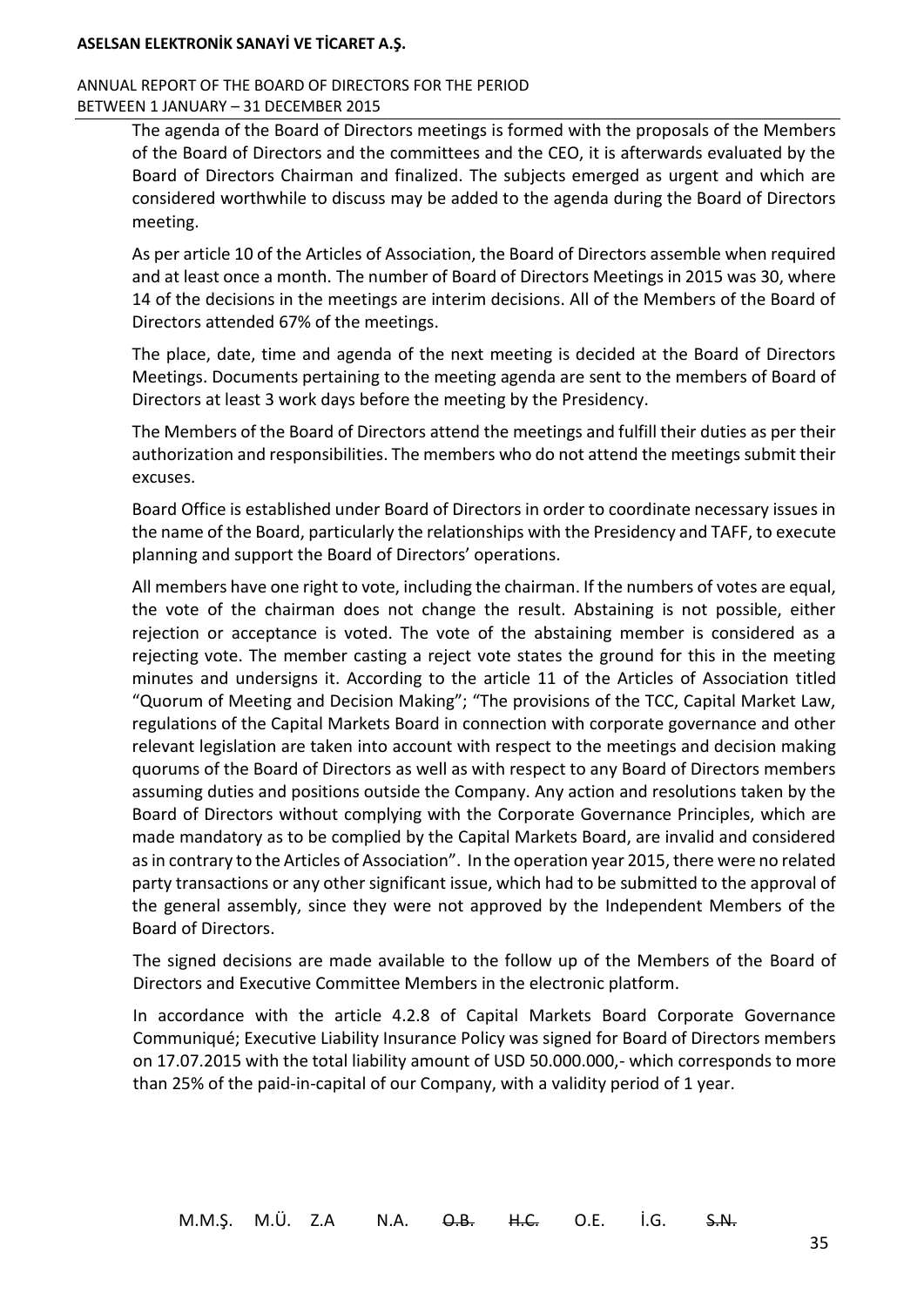The agenda of the Board of Directors meetings is formed with the proposals of the Members of the Board of Directors and the committees and the CEO, it is afterwards evaluated by the Board of Directors Chairman and finalized. The subjects emerged as urgent and which are considered worthwhile to discuss may be added to the agenda during the Board of Directors meeting.

As per article 10 of the Articles of Association, the Board of Directors assemble when required and at least once a month. The number of Board of Directors Meetings in 2015 was 30, where 14 of the decisions in the meetings are interim decisions. All of the Members of the Board of Directors attended 67% of the meetings.

The place, date, time and agenda of the next meeting is decided at the Board of Directors Meetings. Documents pertaining to the meeting agenda are sent to the members of Board of Directors at least 3 work days before the meeting by the Presidency.

The Members of the Board of Directors attend the meetings and fulfill their duties as per their authorization and responsibilities. The members who do not attend the meetings submit their excuses.

Board Office is established under Board of Directors in order to coordinate necessary issues in the name of the Board, particularly the relationships with the Presidency and TAFF, to execute planning and support the Board of Directors' operations.

All members have one right to vote, including the chairman. If the numbers of votes are equal, the vote of the chairman does not change the result. Abstaining is not possible, either rejection or acceptance is voted. The vote of the abstaining member is considered as a rejecting vote. The member casting a reject vote states the ground for this in the meeting minutes and undersigns it. According to the article 11 of the Articles of Association titled "Quorum of Meeting and Decision Making"; "The provisions of the TCC, Capital Market Law, regulations of the Capital Markets Board in connection with corporate governance and other relevant legislation are taken into account with respect to the meetings and decision making quorums of the Board of Directors as well as with respect to any Board of Directors members assuming duties and positions outside the Company. Any action and resolutions taken by the Board of Directors without complying with the Corporate Governance Principles, which are made mandatory as to be complied by the Capital Markets Board, are invalid and considered as in contrary to the Articles of Association". In the operation year 2015, there were no related party transactions or any other significant issue, which had to be submitted to the approval of the general assembly, since they were not approved by the Independent Members of the Board of Directors.

The signed decisions are made available to the follow up of the Members of the Board of Directors and Executive Committee Members in the electronic platform.

In accordance with the article 4.2.8 of Capital Markets Board Corporate Governance Communiqué; Executive Liability Insurance Policy was signed for Board of Directors members on 17.07.2015 with the total liability amount of USD 50.000.000,- which corresponds to more than 25% of the paid-in-capital of our Company, with a validity period of 1 year.

M.M.Ş. M.Ü. Z.A N.A. ~~O.B.~~ ~~H.C.~~ O.E. İ.G. ~~S.N.~~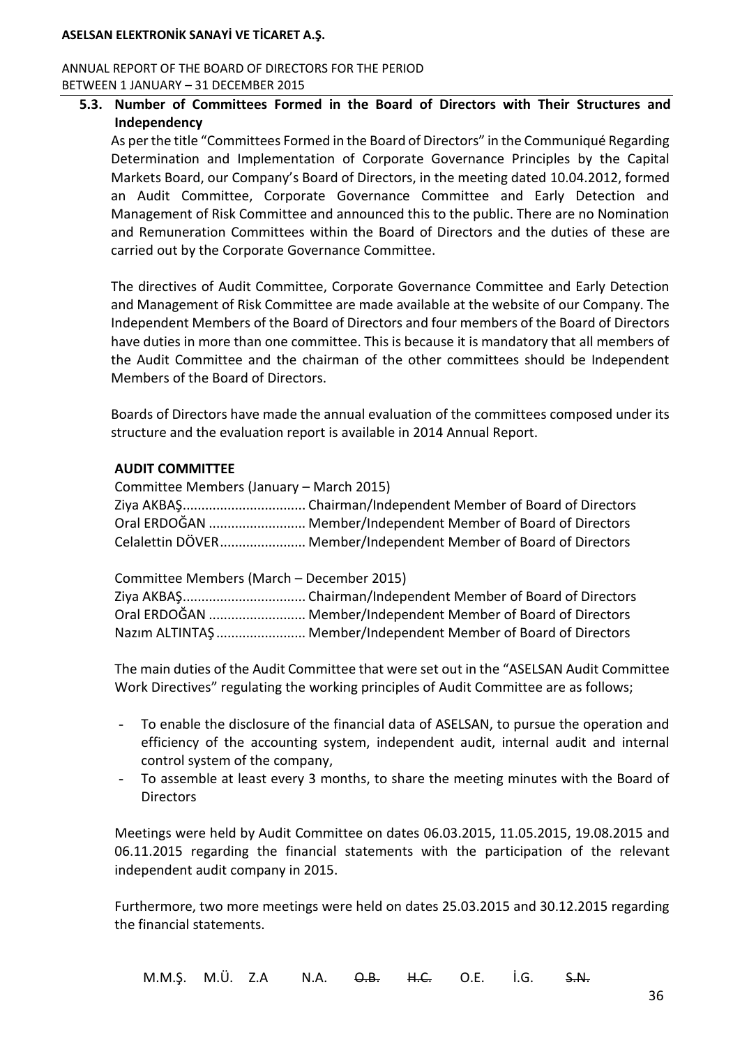### 5.3. Number of Committees Formed in the Board of Directors with Their Structures and Independency

As per the title "Committees Formed in the Board of Directors" in the Communiqué Regarding Determination and Implementation of Corporate Governance Principles by the Capital Markets Board, our Company's Board of Directors, in the meeting dated 10.04.2012, formed an Audit Committee, Corporate Governance Committee and Early Detection and Management of Risk Committee and announced this to the public. There are no Nomination and Remuneration Committees within the Board of Directors and the duties of these are carried out by the Corporate Governance Committee.

The directives of Audit Committee, Corporate Governance Committee and Early Detection and Management of Risk Committee are made available at the website of our Company. The Independent Members of the Board of Directors and four members of the Board of Directors have duties in more than one committee. This is because it is mandatory that all members of the Audit Committee and the chairman of the other committees should be Independent Members of the Board of Directors.

Boards of Directors have made the annual evaluation of the committees composed under its structure and the evaluation report is available in 2014 Annual Report.

**AUDIT COMMITTEE**

Committee Members (January – March 2015)

Ziya AKBAŞ................................ Chairman/Independent Member of Board of Directors
Oral ERDOĞAN .......................... Member/Independent Member of Board of Directors
Celalettin DÖVER....................... Member/Independent Member of Board of Directors

Committee Members (March – December 2015)

Ziya AKBAŞ................................ Chairman/Independent Member of Board of Directors
Oral ERDOĞAN .......................... Member/Independent Member of Board of Directors
Nazım ALTINTAŞ........................ Member/Independent Member of Board of Directors

The main duties of the Audit Committee that were set out in the "ASELSAN Audit Committee Work Directives" regulating the working principles of Audit Committee are as follows;

- To enable the disclosure of the financial data of ASELSAN, to pursue the operation and efficiency of the accounting system, independent audit, internal audit and internal control system of the company,
- To assemble at least every 3 months, to share the meeting minutes with the Board of Directors

Meetings were held by Audit Committee on dates 06.03.2015, 11.05.2015, 19.08.2015 and 06.11.2015 regarding the financial statements with the participation of the relevant independent audit company in 2015.

Furthermore, two more meetings were held on dates 25.03.2015 and 30.12.2015 regarding the financial statements.

M.M.Ş. M.Ü. Z.A N.A. ~~O.B.~~ ~~H.C.~~ O.E. İ.G. ~~S.N.~~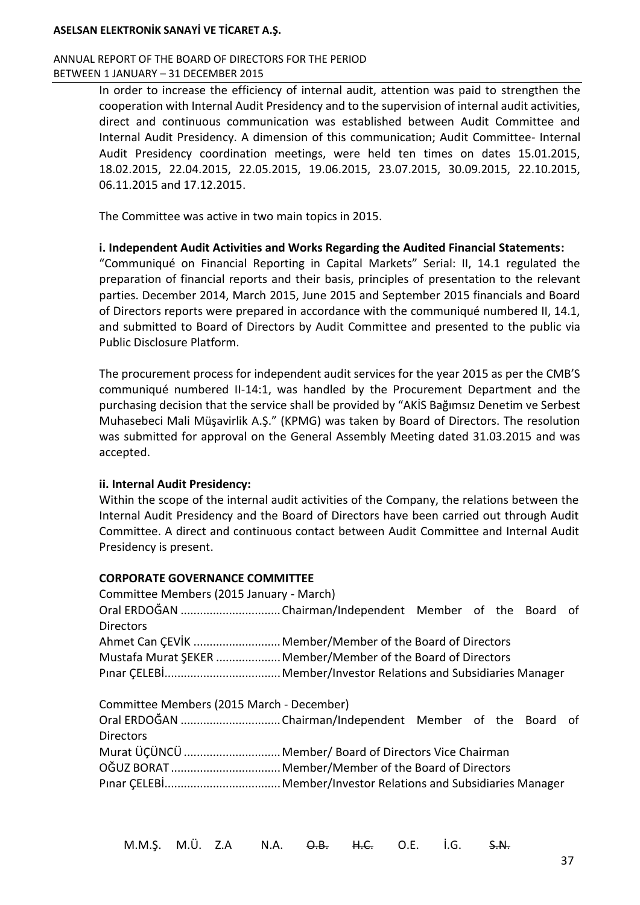In order to increase the efficiency of internal audit, attention was paid to strengthen the cooperation with Internal Audit Presidency and to the supervision of internal audit activities, direct and continuous communication was established between Audit Committee and Internal Audit Presidency. A dimension of this communication; Audit Committee- Internal Audit Presidency coordination meetings, were held ten times on dates 15.01.2015, 18.02.2015, 22.04.2015, 22.05.2015, 19.06.2015, 23.07.2015, 30.09.2015, 22.10.2015, 06.11.2015 and 17.12.2015.

The Committee was active in two main topics in 2015.

**i. Independent Audit Activities and Works Regarding the Audited Financial Statements:**

"Communiqué on Financial Reporting in Capital Markets" Serial: II, 14.1 regulated the preparation of financial reports and their basis, principles of presentation to the relevant parties. December 2014, March 2015, June 2015 and September 2015 financials and Board of Directors reports were prepared in accordance with the communiqué numbered II, 14.1, and submitted to Board of Directors by Audit Committee and presented to the public via Public Disclosure Platform.

The procurement process for independent audit services for the year 2015 as per the CMB'S communiqué numbered II-14:1, was handled by the Procurement Department and the purchasing decision that the service shall be provided by "AKİS Bağımsız Denetim ve Serbest Muhasebeci Mali Müşavirlik A.Ş." (KPMG) was taken by Board of Directors. The resolution was submitted for approval on the General Assembly Meeting dated 31.03.2015 and was accepted.

**ii. Internal Audit Presidency:**

Within the scope of the internal audit activities of the Company, the relations between the Internal Audit Presidency and the Board of Directors have been carried out through Audit Committee. A direct and continuous contact between Audit Committee and Internal Audit Presidency is present.

**CORPORATE GOVERNANCE COMMITTEE**

Committee Members (2015 January - March)

Oral ERDOĞAN ............................... Chairman/Independent Member of the Board of Directors
Ahmet Can ÇEVİK ........................... Member/Member of the Board of Directors
Mustafa Murat ŞEKER .................... Member/Member of the Board of Directors
Pınar ÇELEBİ.................................... Member/Investor Relations and Subsidiaries Manager

Committee Members (2015 March - December)

Oral ERDOĞAN ............................... Chairman/Independent Member of the Board of Directors
Murat ÜÇÜNCÜ .............................. Member/ Board of Directors Vice Chairman
OĞUZ BORAT .................................. Member/Member of the Board of Directors
Pınar ÇELEBİ.................................... Member/Investor Relations and Subsidiaries Manager

M.M.Ş. M.Ü. Z.A N.A. ~~O.B.~~ ~~H.C.~~ O.E. İ.G. ~~S.N.~~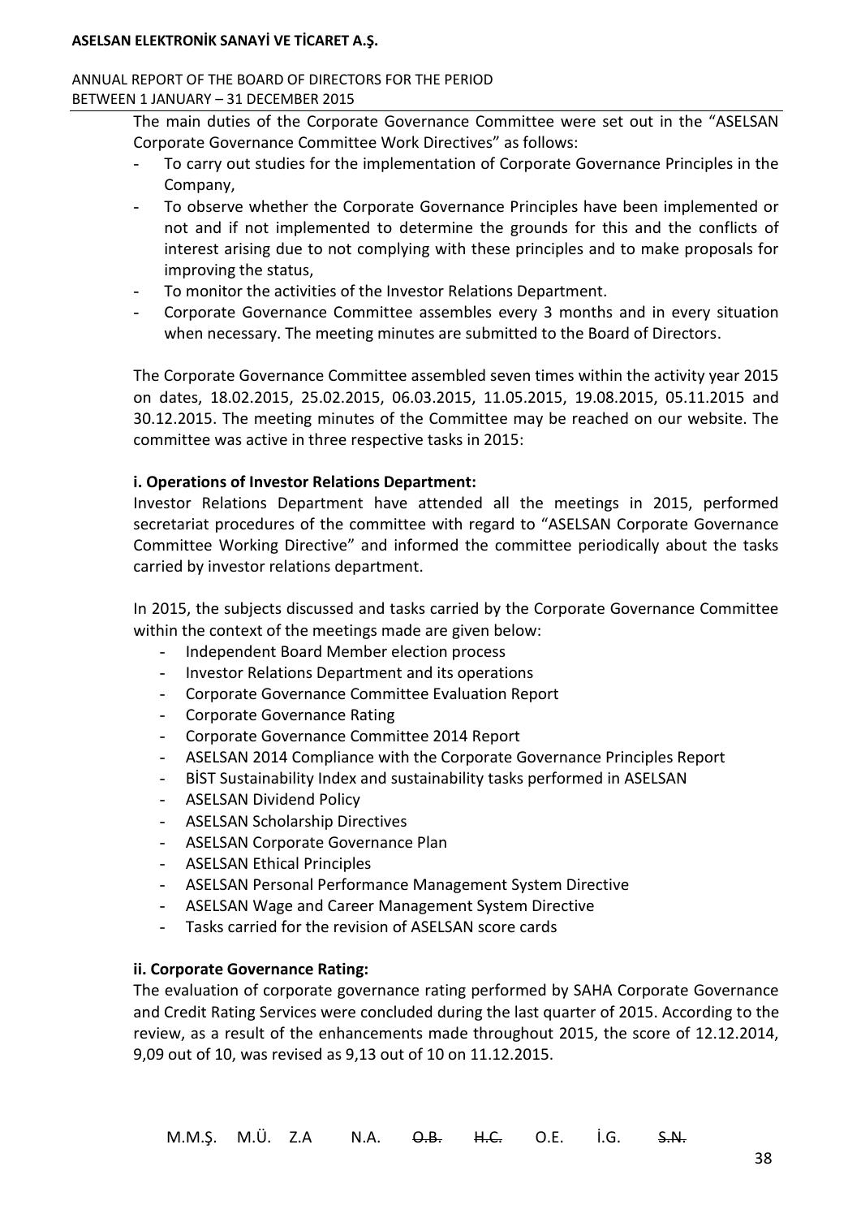The main duties of the Corporate Governance Committee were set out in the "ASELSAN Corporate Governance Committee Work Directives" as follows:

- To carry out studies for the implementation of Corporate Governance Principles in the Company,
- To observe whether the Corporate Governance Principles have been implemented or not and if not implemented to determine the grounds for this and the conflicts of interest arising due to not complying with these principles and to make proposals for improving the status,
- To monitor the activities of the Investor Relations Department.
- Corporate Governance Committee assembles every 3 months and in every situation when necessary. The meeting minutes are submitted to the Board of Directors.

The Corporate Governance Committee assembled seven times within the activity year 2015 on dates, 18.02.2015, 25.02.2015, 06.03.2015, 11.05.2015, 19.08.2015, 05.11.2015 and 30.12.2015. The meeting minutes of the Committee may be reached on our website. The committee was active in three respective tasks in 2015:

**i. Operations of Investor Relations Department:**

Investor Relations Department have attended all the meetings in 2015, performed secretariat procedures of the committee with regard to "ASELSAN Corporate Governance Committee Working Directive" and informed the committee periodically about the tasks carried by investor relations department.

In 2015, the subjects discussed and tasks carried by the Corporate Governance Committee within the context of the meetings made are given below:

- Independent Board Member election process
- Investor Relations Department and its operations
- Corporate Governance Committee Evaluation Report
- Corporate Governance Rating
- Corporate Governance Committee 2014 Report
- ASELSAN 2014 Compliance with the Corporate Governance Principles Report
- BİST Sustainability Index and sustainability tasks performed in ASELSAN
- ASELSAN Dividend Policy
- ASELSAN Scholarship Directives
- ASELSAN Corporate Governance Plan
- ASELSAN Ethical Principles
- ASELSAN Personal Performance Management System Directive
- ASELSAN Wage and Career Management System Directive
- Tasks carried for the revision of ASELSAN score cards

**ii. Corporate Governance Rating:**

The evaluation of corporate governance rating performed by SAHA Corporate Governance and Credit Rating Services were concluded during the last quarter of 2015. According to the review, as a result of the enhancements made throughout 2015, the score of 12.12.2014, 9,09 out of 10, was revised as 9,13 out of 10 on 11.12.2015.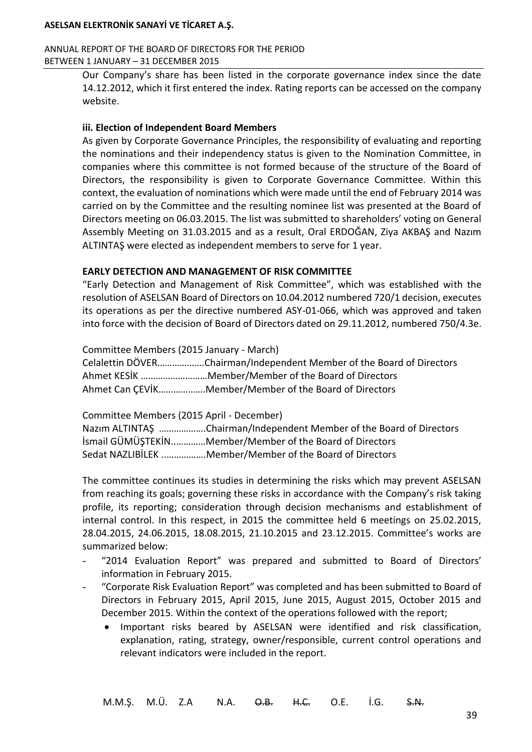Our Company's share has been listed in the corporate governance index since the date 14.12.2012, which it first entered the index. Rating reports can be accessed on the company website.

**iii. Election of Independent Board Members**

As given by Corporate Governance Principles, the responsibility of evaluating and reporting the nominations and their independency status is given to the Nomination Committee, in companies where this committee is not formed because of the structure of the Board of Directors, the responsibility is given to Corporate Governance Committee. Within this context, the evaluation of nominations which were made until the end of February 2014 was carried on by the Committee and the resulting nominee list was presented at the Board of Directors meeting on 06.03.2015. The list was submitted to shareholders' voting on General Assembly Meeting on 31.03.2015 and as a result, Oral ERDOĞAN, Ziya AKBAŞ and Nazım ALTINTAŞ were elected as independent members to serve for 1 year.

**EARLY DETECTION AND MANAGEMENT OF RISK COMMITTEE**

"Early Detection and Management of Risk Committee", which was established with the resolution of ASELSAN Board of Directors on 10.04.2012 numbered 720/1 decision, executes its operations as per the directive numbered ASY-01-066, which was approved and taken into force with the decision of Board of Directors dated on 29.11.2012, numbered 750/4.3e.

Committee Members (2015 January - March)
Celalettin DÖVER……………….Chairman/Independent Member of the Board of Directors
Ahmet KESİK ………………………Member/Member of the Board of Directors
Ahmet Can ÇEVİK……………….Member/Member of the Board of Directors

Committee Members (2015 April - December)
Nazım ALTINTAŞ ……………….Chairman/Independent Member of the Board of Directors
İsmail GÜMÜŞTEKİN..…………Member/Member of the Board of Directors
Sedat NAZLIBİLEK ..…………….Member/Member of the Board of Directors

The committee continues its studies in determining the risks which may prevent ASELSAN from reaching its goals; governing these risks in accordance with the Company's risk taking profile, its reporting; consideration through decision mechanisms and establishment of internal control. In this respect, in 2015 the committee held 6 meetings on 25.02.2015, 28.04.2015, 24.06.2015, 18.08.2015, 21.10.2015 and 23.12.2015. Committee's works are summarized below:

- "2014 Evaluation Report" was prepared and submitted to Board of Directors' information in February 2015.
- "Corporate Risk Evaluation Report" was completed and has been submitted to Board of Directors in February 2015, April 2015, June 2015, August 2015, October 2015 and December 2015. Within the context of the operations followed with the report;
  - Important risks beared by ASELSAN were identified and risk classification, explanation, rating, strategy, owner/responsible, current control operations and relevant indicators were included in the report.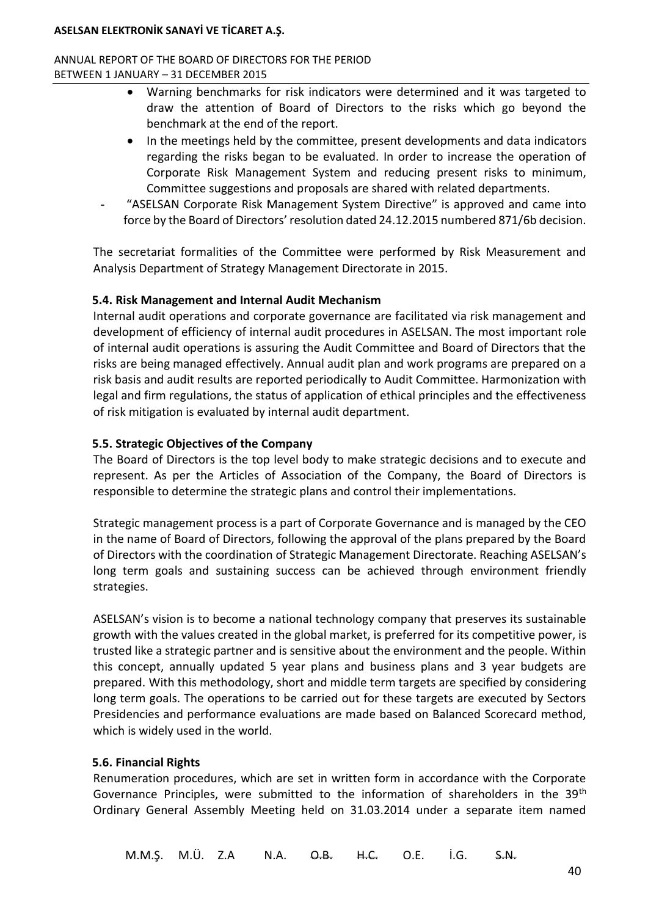- Warning benchmarks for risk indicators were determined and it was targeted to draw the attention of Board of Directors to the risks which go beyond the benchmark at the end of the report.
- In the meetings held by the committee, present developments and data indicators regarding the risks began to be evaluated. In order to increase the operation of Corporate Risk Management System and reducing present risks to minimum, Committee suggestions and proposals are shared with related departments.

- "ASELSAN Corporate Risk Management System Directive" is approved and came into force by the Board of Directors' resolution dated 24.12.2015 numbered 871/6b decision.

The secretariat formalities of the Committee were performed by Risk Measurement and Analysis Department of Strategy Management Directorate in 2015.

### 5.4. Risk Management and Internal Audit Mechanism

Internal audit operations and corporate governance are facilitated via risk management and development of efficiency of internal audit procedures in ASELSAN. The most important role of internal audit operations is assuring the Audit Committee and Board of Directors that the risks are being managed effectively. Annual audit plan and work programs are prepared on a risk basis and audit results are reported periodically to Audit Committee. Harmonization with legal and firm regulations, the status of application of ethical principles and the effectiveness of risk mitigation is evaluated by internal audit department.

### 5.5. Strategic Objectives of the Company

The Board of Directors is the top level body to make strategic decisions and to execute and represent. As per the Articles of Association of the Company, the Board of Directors is responsible to determine the strategic plans and control their implementations.

Strategic management process is a part of Corporate Governance and is managed by the CEO in the name of Board of Directors, following the approval of the plans prepared by the Board of Directors with the coordination of Strategic Management Directorate. Reaching ASELSAN's long term goals and sustaining success can be achieved through environment friendly strategies.

ASELSAN's vision is to become a national technology company that preserves its sustainable growth with the values created in the global market, is preferred for its competitive power, is trusted like a strategic partner and is sensitive about the environment and the people. Within this concept, annually updated 5 year plans and business plans and 3 year budgets are prepared. With this methodology, short and middle term targets are specified by considering long term goals. The operations to be carried out for these targets are executed by Sectors Presidencies and performance evaluations are made based on Balanced Scorecard method, which is widely used in the world.

### 5.6. Financial Rights

Renumeration procedures, which are set in written form in accordance with the Corporate Governance Principles, were submitted to the information of shareholders in the 39th Ordinary General Assembly Meeting held on 31.03.2014 under a separate item named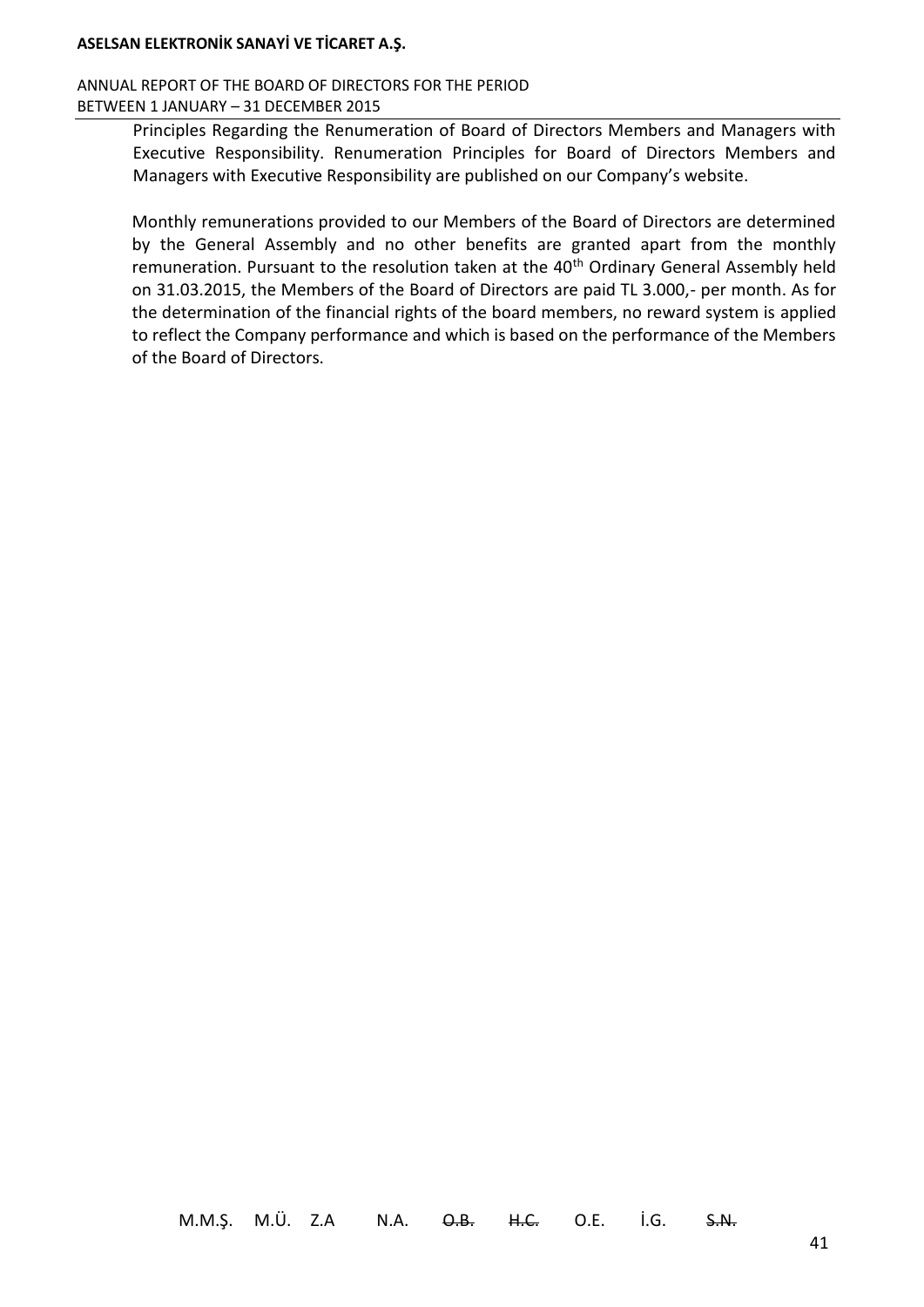Principles Regarding the Renumeration of Board of Directors Members and Managers with Executive Responsibility. Renumeration Principles for Board of Directors Members and Managers with Executive Responsibility are published on our Company's website.

Monthly remunerations provided to our Members of the Board of Directors are determined by the General Assembly and no other benefits are granted apart from the monthly remuneration. Pursuant to the resolution taken at the 40th Ordinary General Assembly held on 31.03.2015, the Members of the Board of Directors are paid TL 3.000,- per month. As for the determination of the financial rights of the board members, no reward system is applied to reflect the Company performance and which is based on the performance of the Members of the Board of Directors.

M.M.Ş. M.Ü. Z.A N.A. ~~O.B.~~ ~~H.C.~~ O.E. İ.G. ~~S.N.~~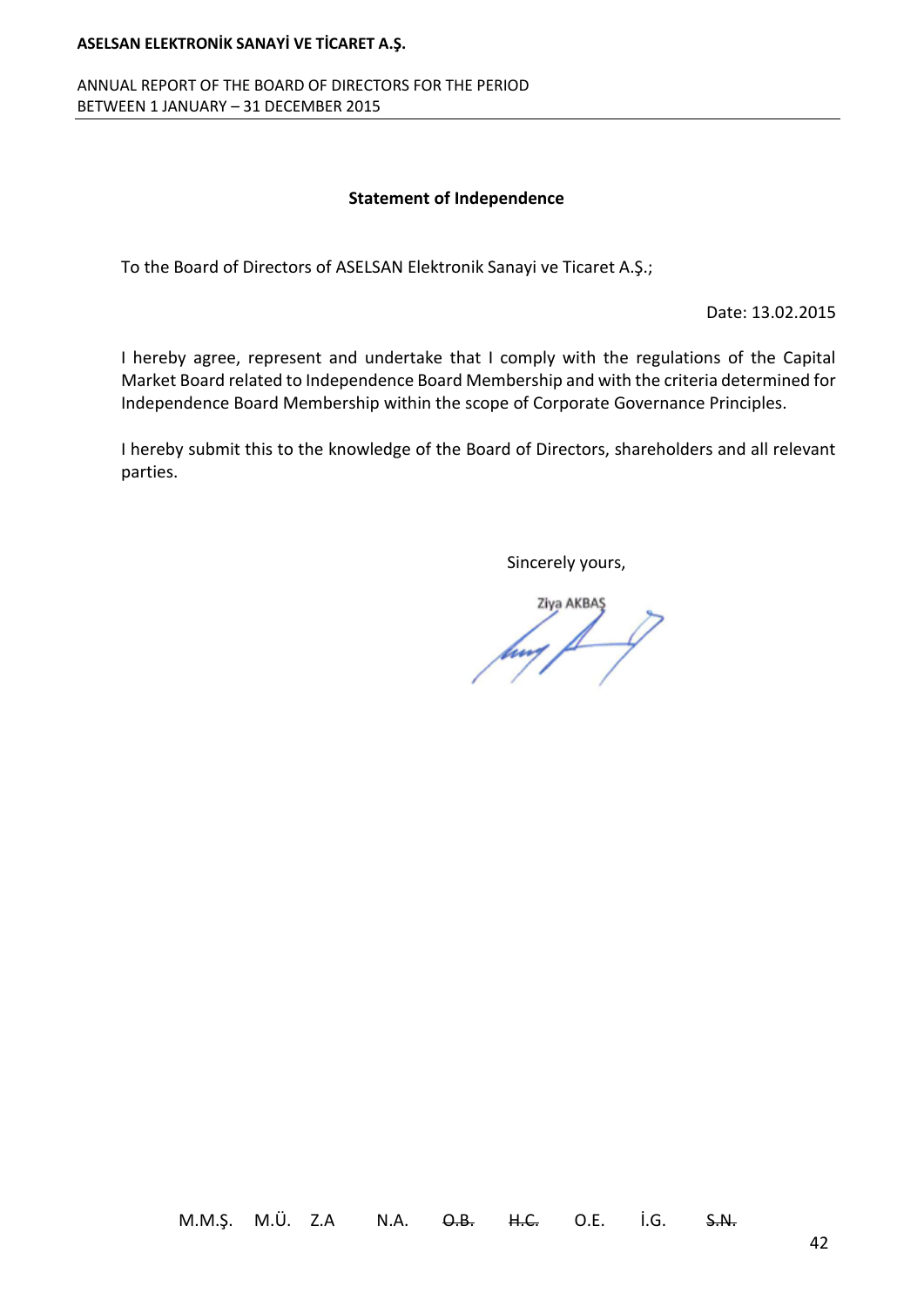## Statement of Independence

To the Board of Directors of ASELSAN Elektronik Sanayi ve Ticaret A.Ş.;

Date: 13.02.2015

I hereby agree, represent and undertake that I comply with the regulations of the Capital Market Board related to Independence Board Membership and with the criteria determined for Independence Board Membership within the scope of Corporate Governance Principles.

I hereby submit this to the knowledge of the Board of Directors, shareholders and all relevant parties.

Sincerely yours,

Ziya AKBAŞ

M.M.Ş. M.Ü. Z.A N.A. ~~O.B.~~ ~~H.C.~~ O.E. İ.G. ~~S.N.~~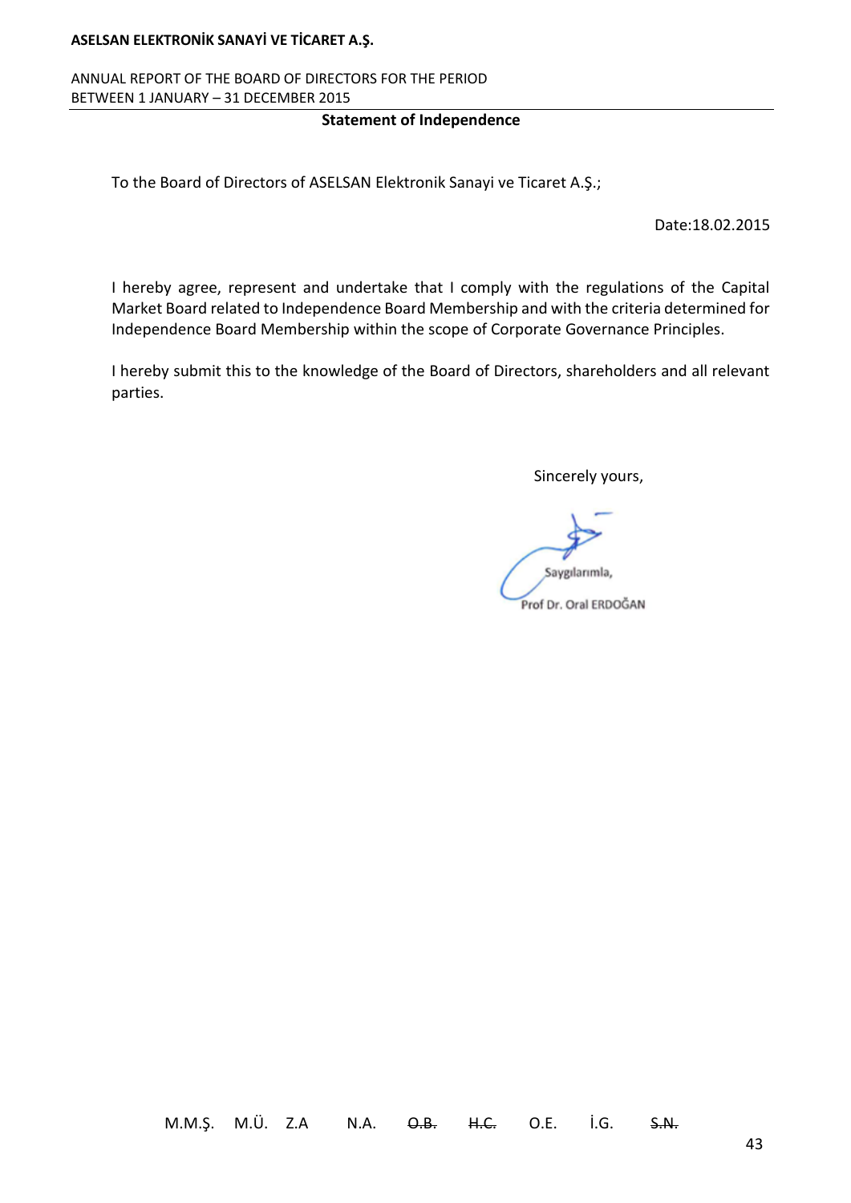## Statement of Independence

To the Board of Directors of ASELSAN Elektronik Sanayi ve Ticaret A.Ş.;

Date:18.02.2015

I hereby agree, represent and undertake that I comply with the regulations of the Capital Market Board related to Independence Board Membership and with the criteria determined for Independence Board Membership within the scope of Corporate Governance Principles.

I hereby submit this to the knowledge of the Board of Directors, shareholders and all relevant parties.

Sincerely yours,

Saygılarımla,

Prof Dr. Oral ERDOĞAN

M.M.Ş. M.Ü. Z.A N.A. ~~O.B.~~ ~~H.C.~~ O.E. İ.G. ~~S.N.~~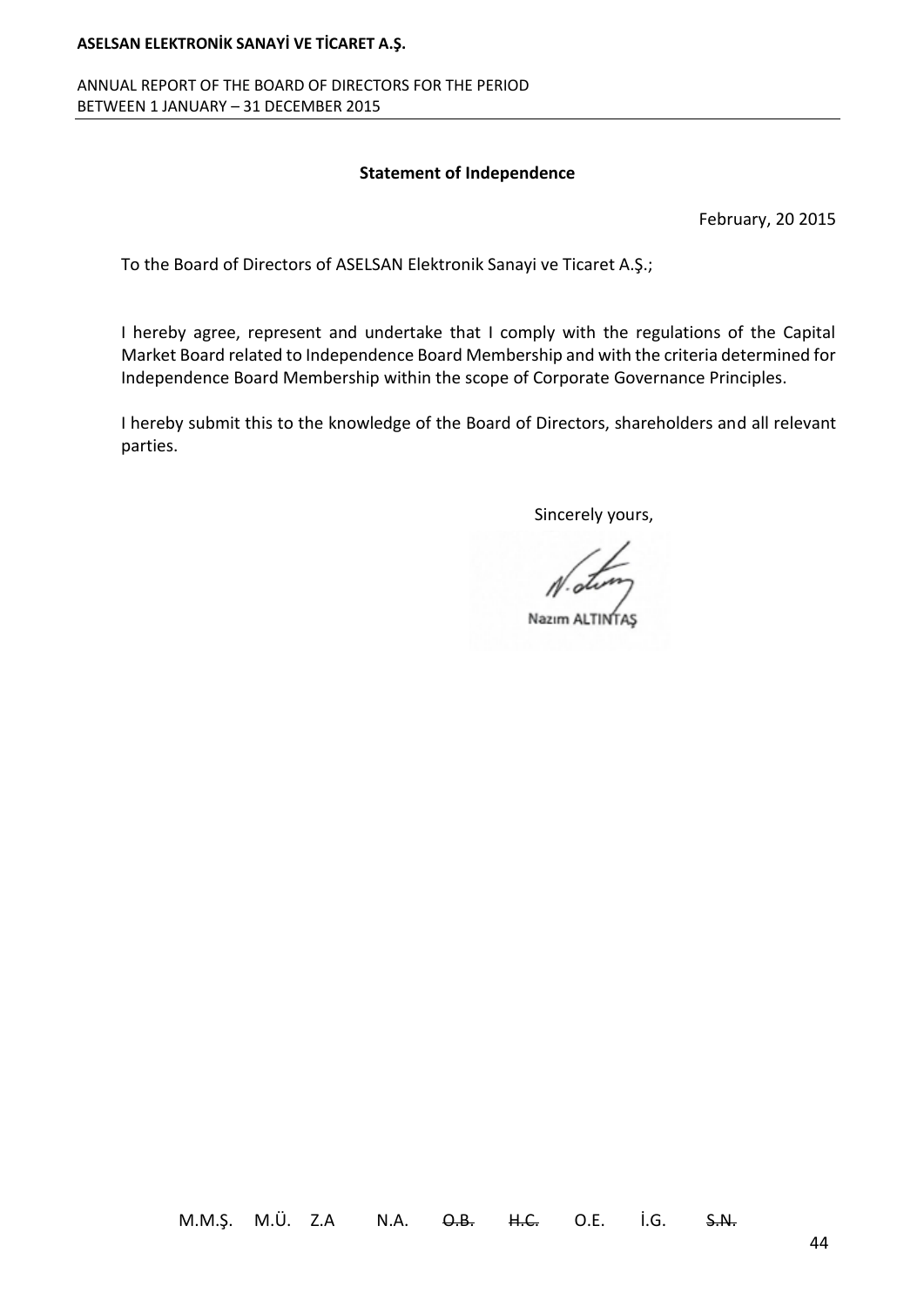## Statement of Independence

February, 20 2015

To the Board of Directors of ASELSAN Elektronik Sanayi ve Ticaret A.Ş.;

I hereby agree, represent and undertake that I comply with the regulations of the Capital Market Board related to Independence Board Membership and with the criteria determined for Independence Board Membership within the scope of Corporate Governance Principles.

I hereby submit this to the knowledge of the Board of Directors, shareholders and all relevant parties.

Sincerely yours,

Nazım ALTINTAŞ

M.M.Ş. M.Ü. Z.A N.A. ~~O.B.~~ ~~H.C.~~ O.E. İ.G. ~~S.N.~~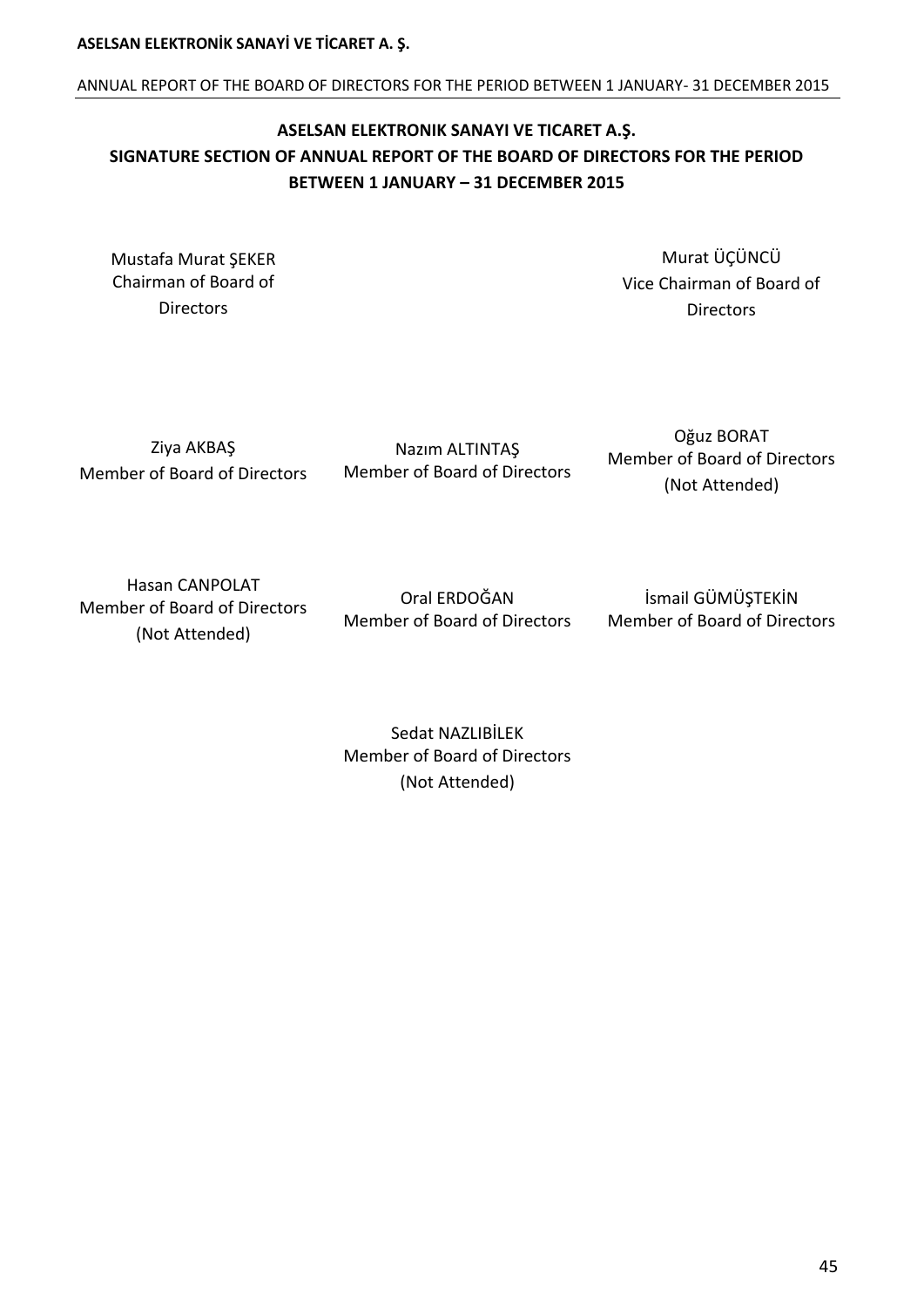## ASELSAN ELEKTRONIK SANAYI VE TICARET A.Ş.
## SIGNATURE SECTION OF ANNUAL REPORT OF THE BOARD OF DIRECTORS FOR THE PERIOD BETWEEN 1 JANUARY – 31 DECEMBER 2015

Mustafa Murat ŞEKER
Chairman of Board of Directors

Murat ÜÇÜNCÜ
Vice Chairman of Board of Directors

Ziya AKBAŞ
Member of Board of Directors

Nazım ALTINTAŞ
Member of Board of Directors

Oğuz BORAT
Member of Board of Directors
(Not Attended)

Hasan CANPOLAT
Member of Board of Directors
(Not Attended)

Oral ERDOĞAN
Member of Board of Directors

İsmail GÜMÜŞTEKİN
Member of Board of Directors

Sedat NAZLIBİLEK
Member of Board of Directors
(Not Attended)